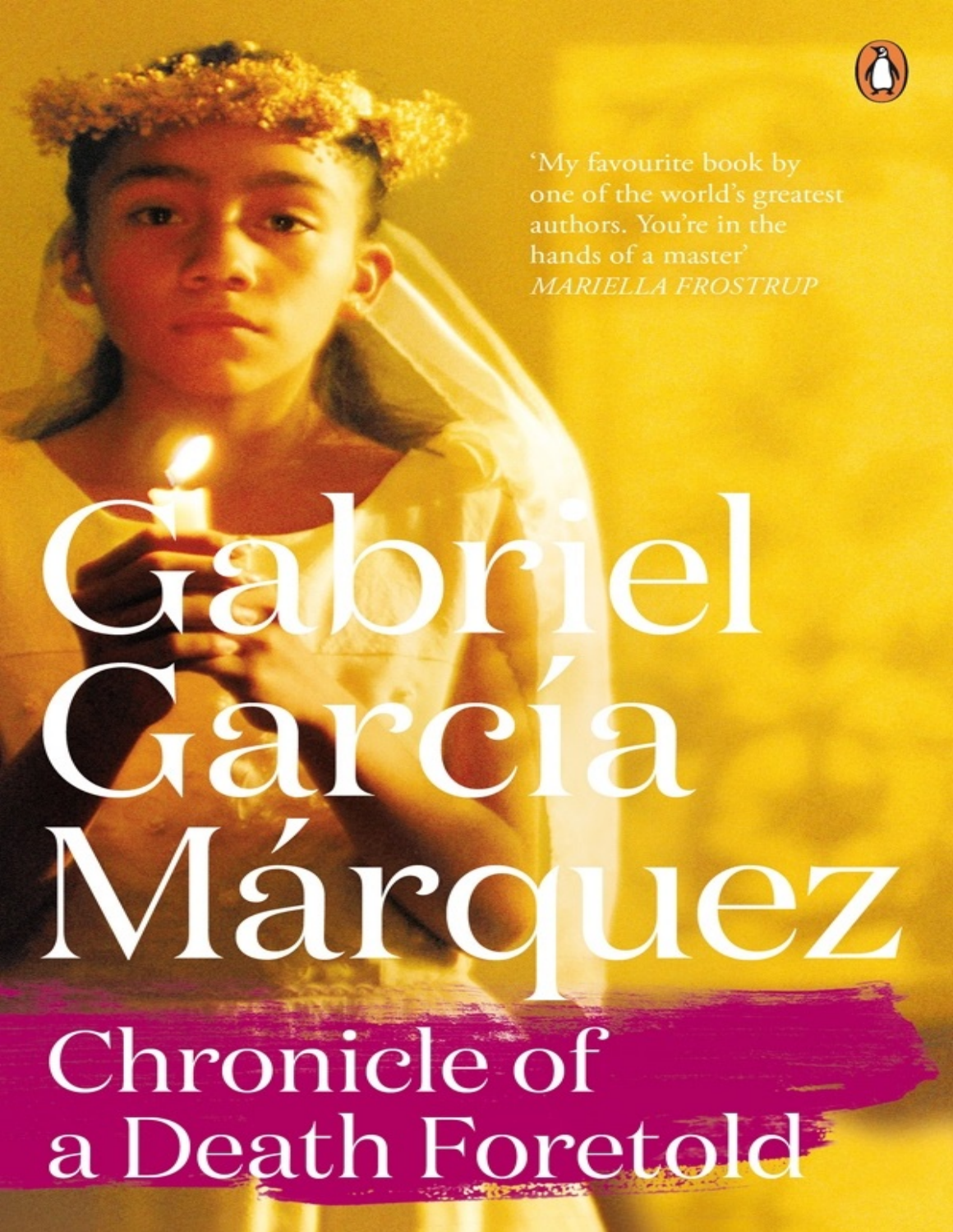'My favourite book by one of the world's greatest authors. You're in the hands of a master'
*MARIELLA FROSTRUP*

# Gabriel García Márquez

# Chronicle of a Death Foretold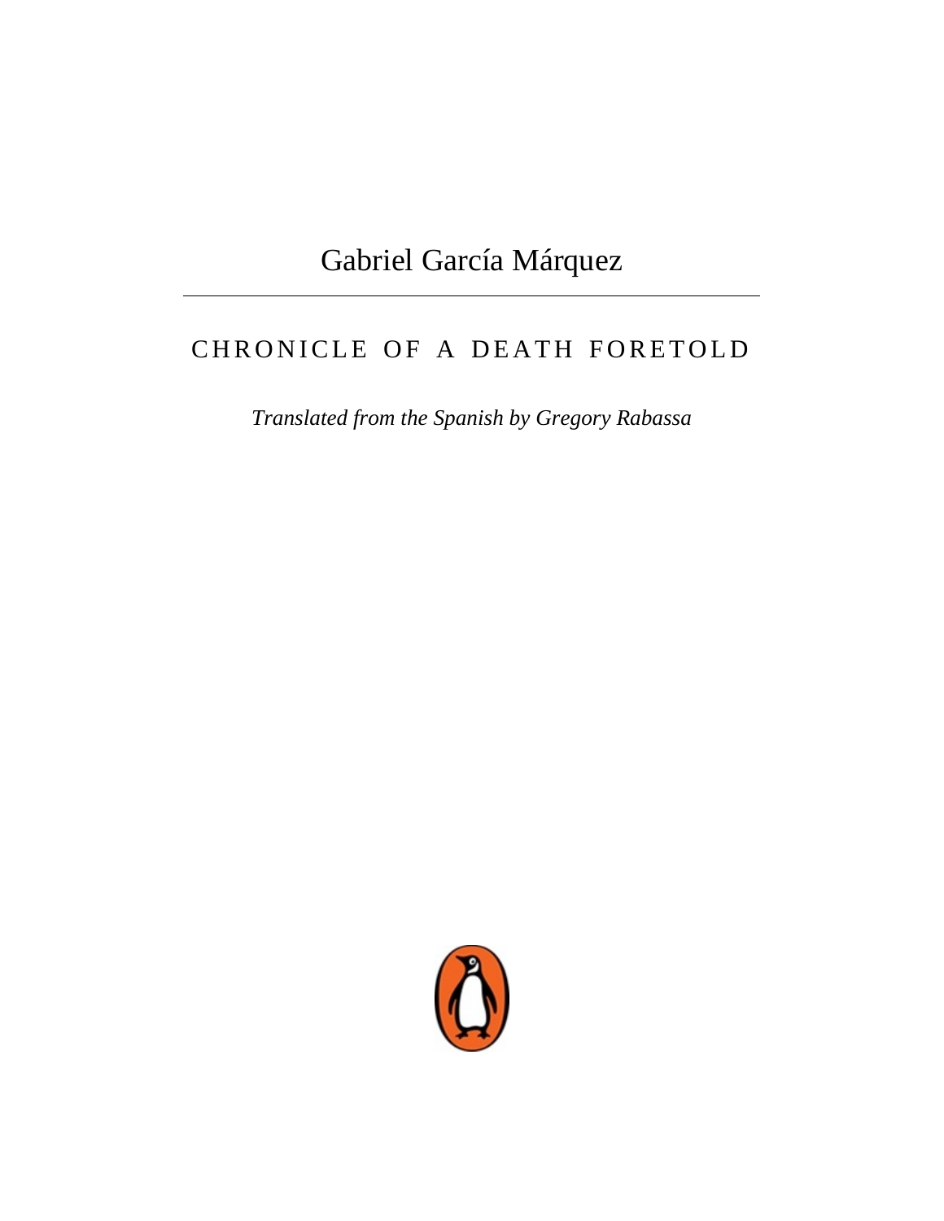Gabriel García Márquez

---

# CHRONICLE OF A DEATH FORETOLD

*Translated from the Spanish by Gregory Rabassa*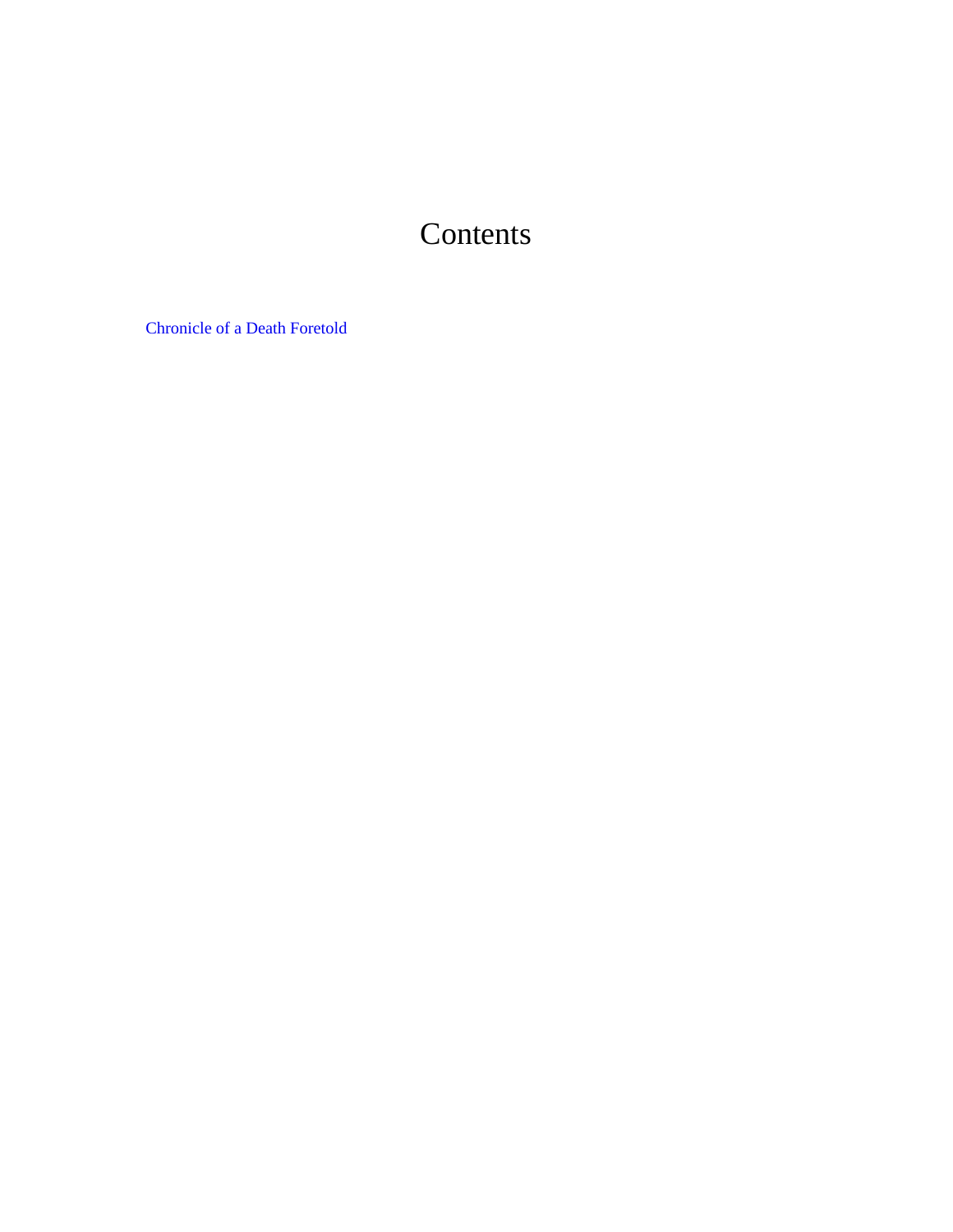# Contents

Chronicle of a Death Foretold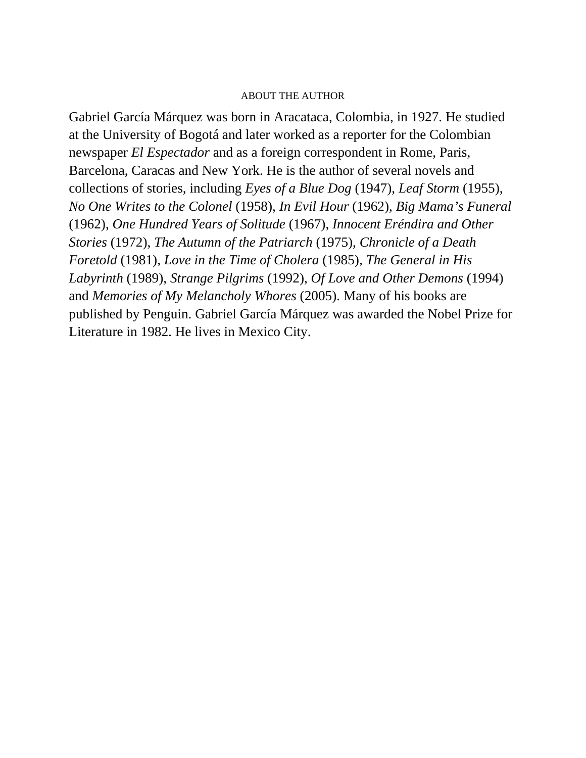## ABOUT THE AUTHOR

Gabriel García Márquez was born in Aracataca, Colombia, in 1927. He studied at the University of Bogotá and later worked as a reporter for the Colombian newspaper *El Espectador* and as a foreign correspondent in Rome, Paris, Barcelona, Caracas and New York. He is the author of several novels and collections of stories, including *Eyes of a Blue Dog* (1947), *Leaf Storm* (1955), *No One Writes to the Colonel* (1958), *In Evil Hour* (1962), *Big Mama's Funeral* (1962), *One Hundred Years of Solitude* (1967), *Innocent Eréndira and Other Stories* (1972), *The Autumn of the Patriarch* (1975), *Chronicle of a Death Foretold* (1981), *Love in the Time of Cholera* (1985), *The General in His Labyrinth* (1989), *Strange Pilgrims* (1992), *Of Love and Other Demons* (1994) and *Memories of My Melancholy Whores* (2005). Many of his books are published by Penguin. Gabriel García Márquez was awarded the Nobel Prize for Literature in 1982. He lives in Mexico City.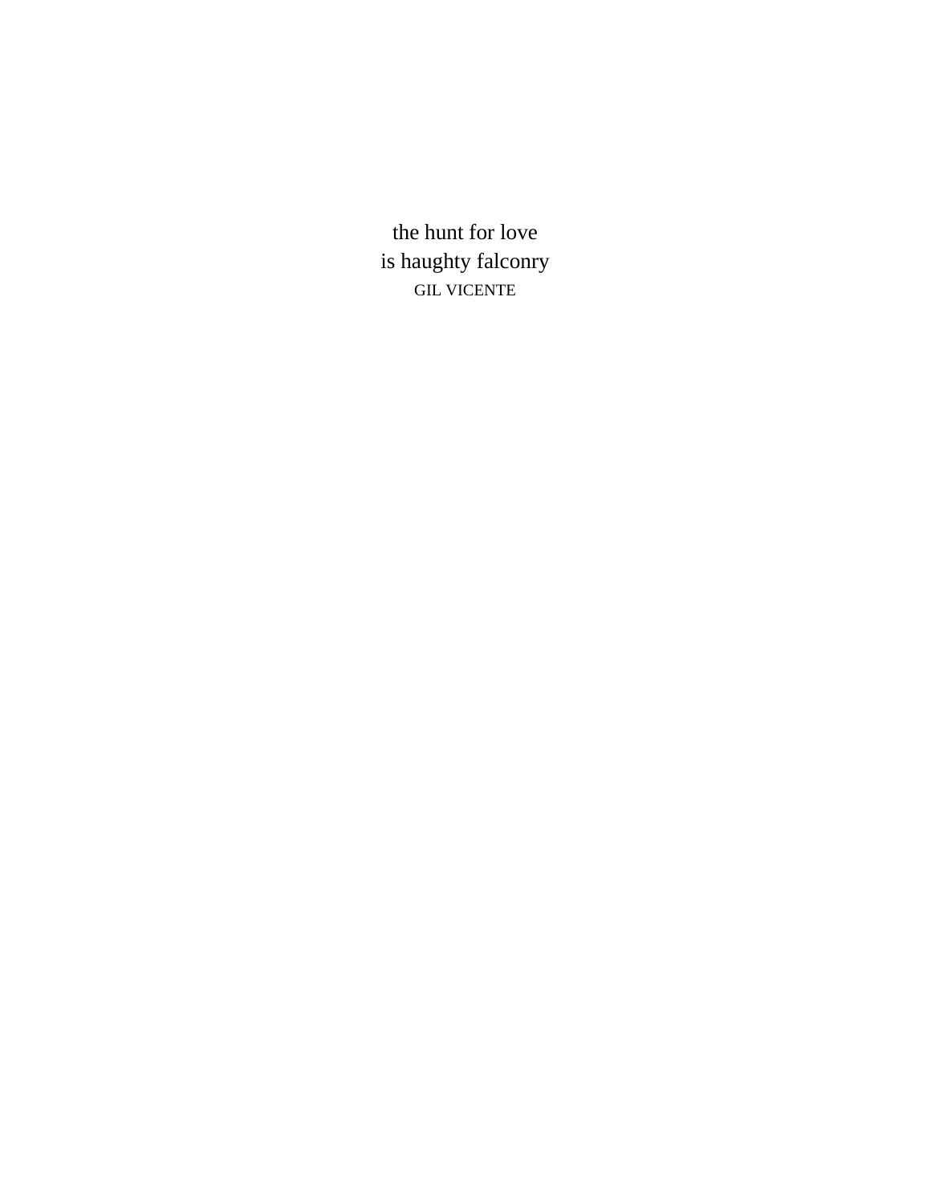the hunt for love  
is haughty falconry  
GIL VICENTE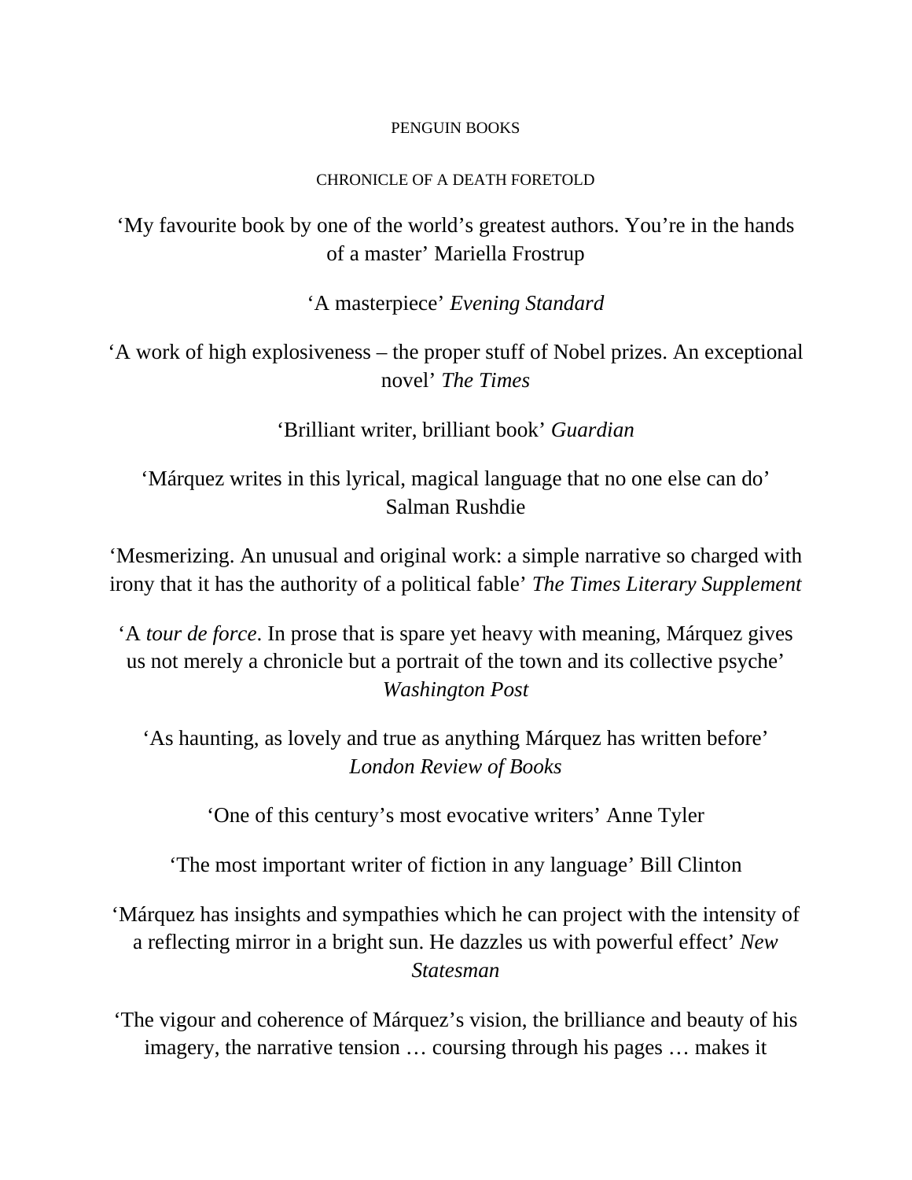PENGUIN BOOKS

CHRONICLE OF A DEATH FORETOLD

‘My favourite book by one of the world’s greatest authors. You’re in the hands of a master’ Mariella Frostrup

‘A masterpiece’ *Evening Standard*

‘A work of high explosiveness – the proper stuff of Nobel prizes. An exceptional novel’ *The Times*

‘Brilliant writer, brilliant book’ *Guardian*

‘Márquez writes in this lyrical, magical language that no one else can do’ Salman Rushdie

‘Mesmerizing. An unusual and original work: a simple narrative so charged with irony that it has the authority of a political fable’ *The Times Literary Supplement*

‘A *tour de force*. In prose that is spare yet heavy with meaning, Márquez gives us not merely a chronicle but a portrait of the town and its collective psyche’ *Washington Post*

‘As haunting, as lovely and true as anything Márquez has written before’ *London Review of Books*

‘One of this century’s most evocative writers’ Anne Tyler

‘The most important writer of fiction in any language’ Bill Clinton

‘Márquez has insights and sympathies which he can project with the intensity of a reflecting mirror in a bright sun. He dazzles us with powerful effect’ *New Statesman*

‘The vigour and coherence of Márquez’s vision, the brilliance and beauty of his imagery, the narrative tension … coursing through his pages … makes it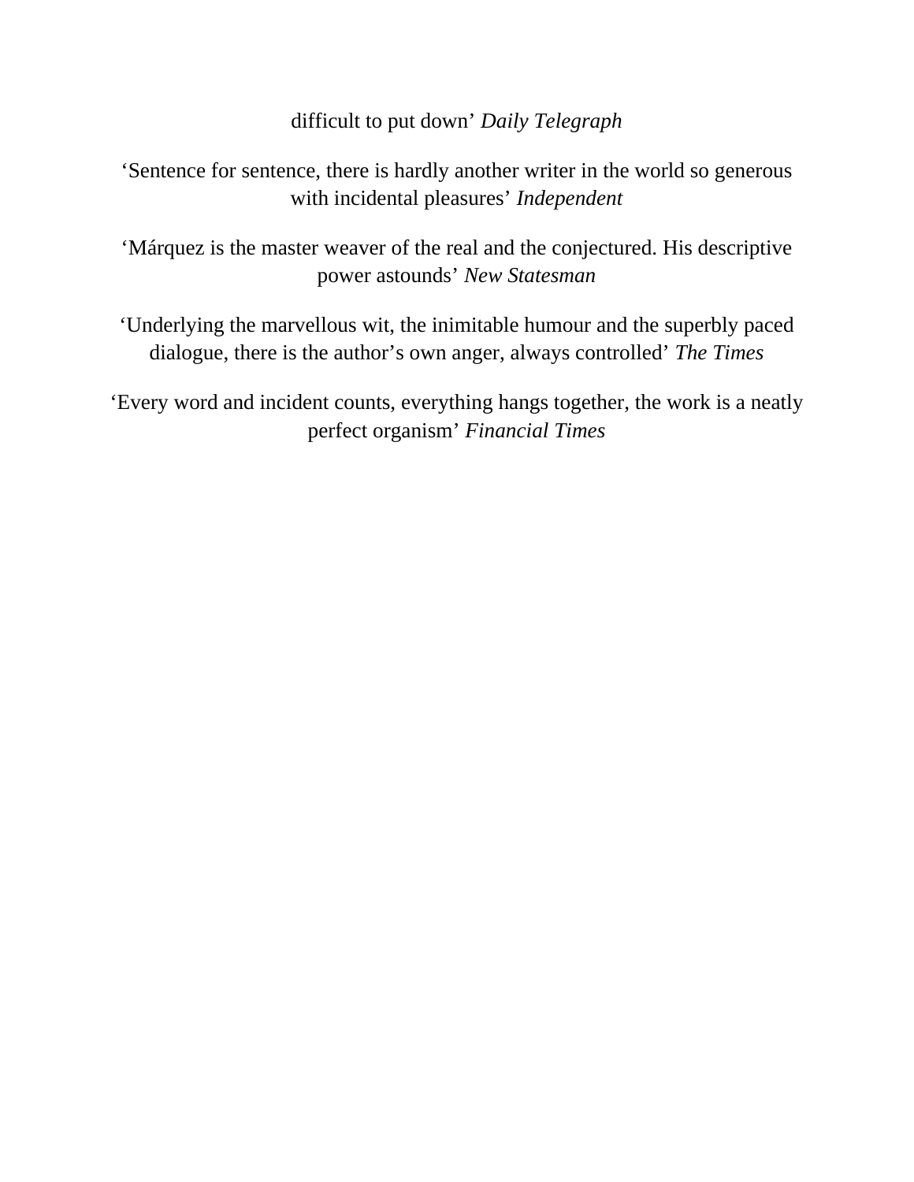difficult to put down’ *Daily Telegraph*

‘Sentence for sentence, there is hardly another writer in the world so generous with incidental pleasures’ *Independent*

‘Márquez is the master weaver of the real and the conjectured. His descriptive power astounds’ *New Statesman*

‘Underlying the marvellous wit, the inimitable humour and the superbly paced dialogue, there is the author’s own anger, always controlled’ *The Times*

‘Every word and incident counts, everything hangs together, the work is a neatly perfect organism’ *Financial Times*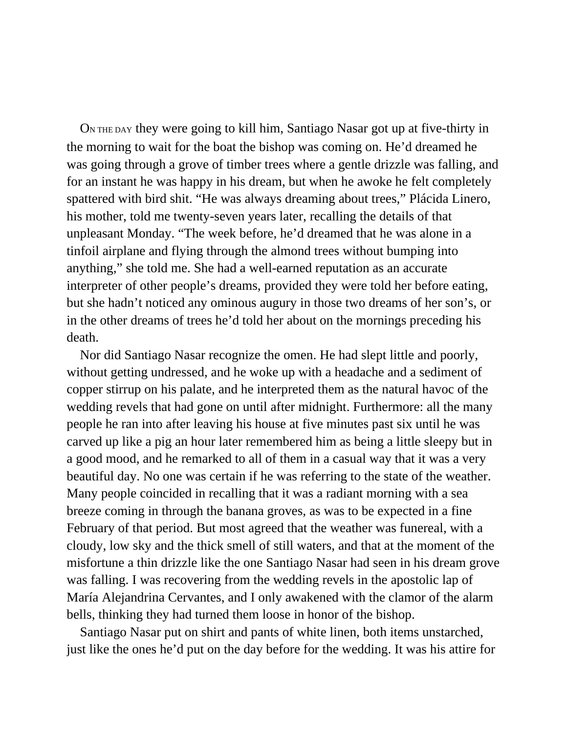ON THE DAY they were going to kill him, Santiago Nasar got up at five-thirty in the morning to wait for the boat the bishop was coming on. He'd dreamed he was going through a grove of timber trees where a gentle drizzle was falling, and for an instant he was happy in his dream, but when he awoke he felt completely spattered with bird shit. "He was always dreaming about trees," Plácida Linero, his mother, told me twenty-seven years later, recalling the details of that unpleasant Monday. "The week before, he'd dreamed that he was alone in a tinfoil airplane and flying through the almond trees without bumping into anything," she told me. She had a well-earned reputation as an accurate interpreter of other people's dreams, provided they were told her before eating, but she hadn't noticed any ominous augury in those two dreams of her son's, or in the other dreams of trees he'd told her about on the mornings preceding his death.

Nor did Santiago Nasar recognize the omen. He had slept little and poorly, without getting undressed, and he woke up with a headache and a sediment of copper stirrup on his palate, and he interpreted them as the natural havoc of the wedding revels that had gone on until after midnight. Furthermore: all the many people he ran into after leaving his house at five minutes past six until he was carved up like a pig an hour later remembered him as being a little sleepy but in a good mood, and he remarked to all of them in a casual way that it was a very beautiful day. No one was certain if he was referring to the state of the weather. Many people coincided in recalling that it was a radiant morning with a sea breeze coming in through the banana groves, as was to be expected in a fine February of that period. But most agreed that the weather was funereal, with a cloudy, low sky and the thick smell of still waters, and that at the moment of the misfortune a thin drizzle like the one Santiago Nasar had seen in his dream grove was falling. I was recovering from the wedding revels in the apostolic lap of María Alejandrina Cervantes, and I only awakened with the clamor of the alarm bells, thinking they had turned them loose in honor of the bishop.

Santiago Nasar put on shirt and pants of white linen, both items unstarched, just like the ones he'd put on the day before for the wedding. It was his attire for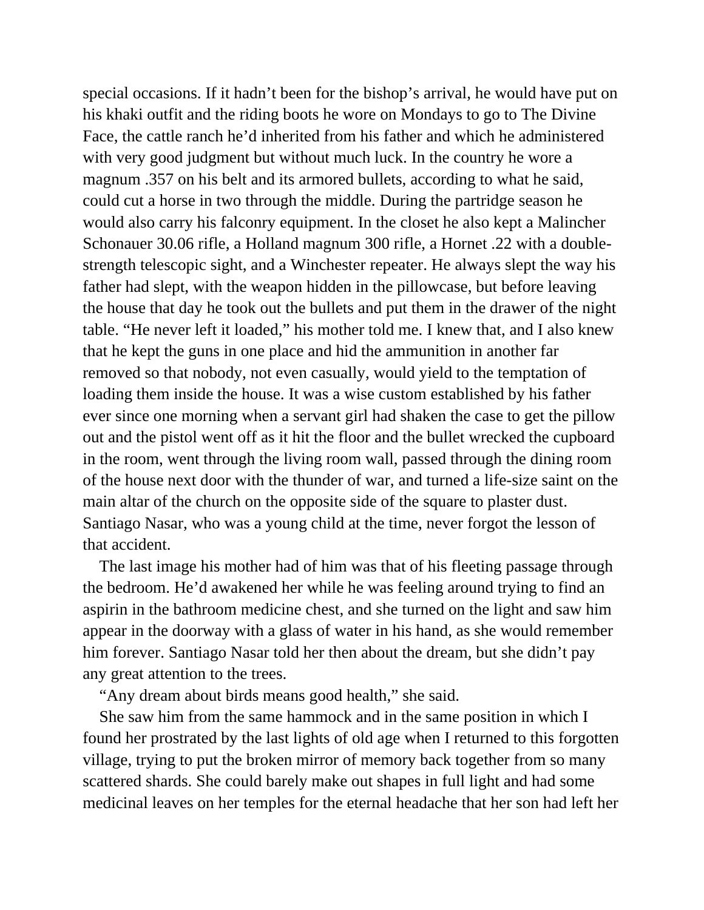special occasions. If it hadn't been for the bishop's arrival, he would have put on his khaki outfit and the riding boots he wore on Mondays to go to The Divine Face, the cattle ranch he'd inherited from his father and which he administered with very good judgment but without much luck. In the country he wore a magnum .357 on his belt and its armored bullets, according to what he said, could cut a horse in two through the middle. During the partridge season he would also carry his falconry equipment. In the closet he also kept a Malincher Schonauer 30.06 rifle, a Holland magnum 300 rifle, a Hornet .22 with a double-strength telescopic sight, and a Winchester repeater. He always slept the way his father had slept, with the weapon hidden in the pillowcase, but before leaving the house that day he took out the bullets and put them in the drawer of the night table. "He never left it loaded," his mother told me. I knew that, and I also knew that he kept the guns in one place and hid the ammunition in another far removed so that nobody, not even casually, would yield to the temptation of loading them inside the house. It was a wise custom established by his father ever since one morning when a servant girl had shaken the case to get the pillow out and the pistol went off as it hit the floor and the bullet wrecked the cupboard in the room, went through the living room wall, passed through the dining room of the house next door with the thunder of war, and turned a life-size saint on the main altar of the church on the opposite side of the square to plaster dust. Santiago Nasar, who was a young child at the time, never forgot the lesson of that accident.

The last image his mother had of him was that of his fleeting passage through the bedroom. He'd awakened her while he was feeling around trying to find an aspirin in the bathroom medicine chest, and she turned on the light and saw him appear in the doorway with a glass of water in his hand, as she would remember him forever. Santiago Nasar told her then about the dream, but she didn't pay any great attention to the trees.

"Any dream about birds means good health," she said.

She saw him from the same hammock and in the same position in which I found her prostrated by the last lights of old age when I returned to this forgotten village, trying to put the broken mirror of memory back together from so many scattered shards. She could barely make out shapes in full light and had some medicinal leaves on her temples for the eternal headache that her son had left her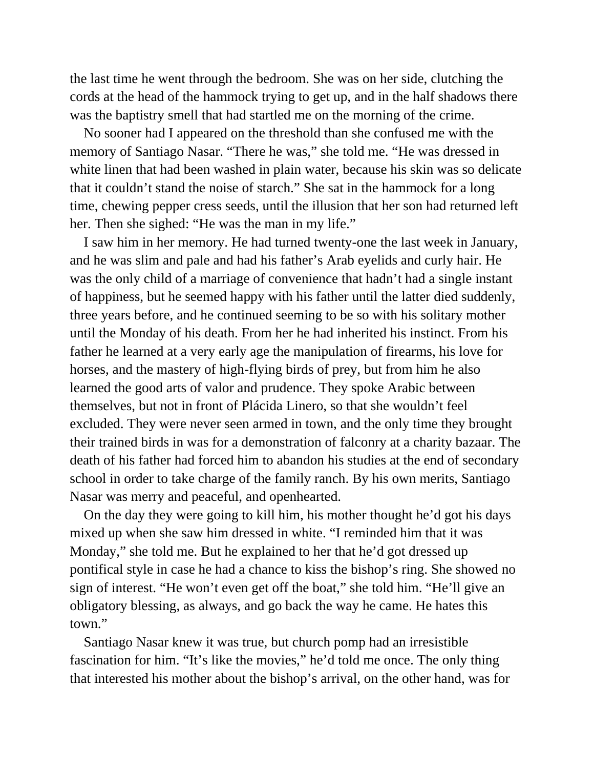the last time he went through the bedroom. She was on her side, clutching the cords at the head of the hammock trying to get up, and in the half shadows there was the baptistry smell that had startled me on the morning of the crime.

No sooner had I appeared on the threshold than she confused me with the memory of Santiago Nasar. “There he was,” she told me. “He was dressed in white linen that had been washed in plain water, because his skin was so delicate that it couldn’t stand the noise of starch.” She sat in the hammock for a long time, chewing pepper cress seeds, until the illusion that her son had returned left her. Then she sighed: “He was the man in my life.”

I saw him in her memory. He had turned twenty-one the last week in January, and he was slim and pale and had his father’s Arab eyelids and curly hair. He was the only child of a marriage of convenience that hadn’t had a single instant of happiness, but he seemed happy with his father until the latter died suddenly, three years before, and he continued seeming to be so with his solitary mother until the Monday of his death. From her he had inherited his instinct. From his father he learned at a very early age the manipulation of firearms, his love for horses, and the mastery of high-flying birds of prey, but from him he also learned the good arts of valor and prudence. They spoke Arabic between themselves, but not in front of Plácida Linero, so that she wouldn’t feel excluded. They were never seen armed in town, and the only time they brought their trained birds in was for a demonstration of falconry at a charity bazaar. The death of his father had forced him to abandon his studies at the end of secondary school in order to take charge of the family ranch. By his own merits, Santiago Nasar was merry and peaceful, and openhearted.

On the day they were going to kill him, his mother thought he’d got his days mixed up when she saw him dressed in white. “I reminded him that it was Monday,” she told me. But he explained to her that he’d got dressed up pontifical style in case he had a chance to kiss the bishop’s ring. She showed no sign of interest. “He won’t even get off the boat,” she told him. “He’ll give an obligatory blessing, as always, and go back the way he came. He hates this town.”

Santiago Nasar knew it was true, but church pomp had an irresistible fascination for him. “It’s like the movies,” he’d told me once. The only thing that interested his mother about the bishop’s arrival, on the other hand, was for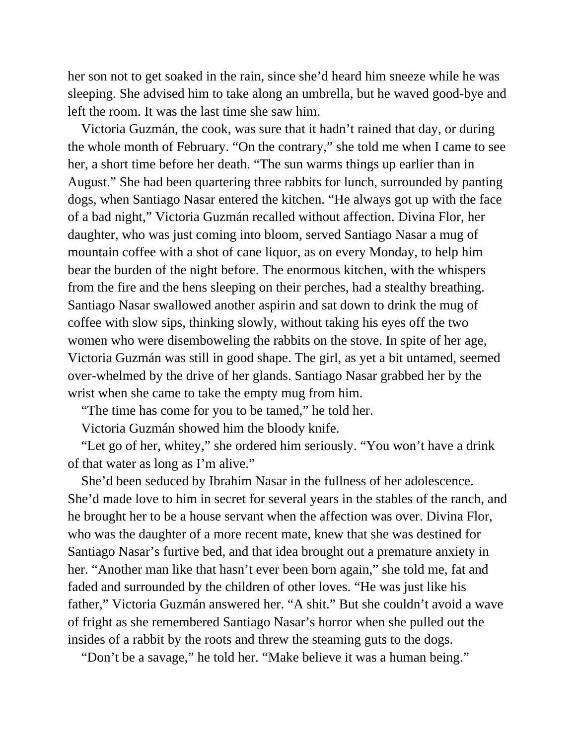her son not to get soaked in the rain, since she'd heard him sneeze while he was sleeping. She advised him to take along an umbrella, but he waved good-bye and left the room. It was the last time she saw him.

Victoria Guzmán, the cook, was sure that it hadn't rained that day, or during the whole month of February. "On the contrary," she told me when I came to see her, a short time before her death. "The sun warms things up earlier than in August." She had been quartering three rabbits for lunch, surrounded by panting dogs, when Santiago Nasar entered the kitchen. "He always got up with the face of a bad night," Victoria Guzmán recalled without affection. Divina Flor, her daughter, who was just coming into bloom, served Santiago Nasar a mug of mountain coffee with a shot of cane liquor, as on every Monday, to help him bear the burden of the night before. The enormous kitchen, with the whispers from the fire and the hens sleeping on their perches, had a stealthy breathing. Santiago Nasar swallowed another aspirin and sat down to drink the mug of coffee with slow sips, thinking slowly, without taking his eyes off the two women who were disemboweling the rabbits on the stove. In spite of her age, Victoria Guzmán was still in good shape. The girl, as yet a bit untamed, seemed over-whelmed by the drive of her glands. Santiago Nasar grabbed her by the wrist when she came to take the empty mug from him.

"The time has come for you to be tamed," he told her.

Victoria Guzmán showed him the bloody knife.

"Let go of her, whitey," she ordered him seriously. "You won't have a drink of that water as long as I'm alive."

She'd been seduced by Ibrahim Nasar in the fullness of her adolescence. She'd made love to him in secret for several years in the stables of the ranch, and he brought her to be a house servant when the affection was over. Divina Flor, who was the daughter of a more recent mate, knew that she was destined for Santiago Nasar's furtive bed, and that idea brought out a premature anxiety in her. "Another man like that hasn't ever been born again," she told me, fat and faded and surrounded by the children of other loves. "He was just like his father," Victoria Guzmán answered her. "A shit." But she couldn't avoid a wave of fright as she remembered Santiago Nasar's horror when she pulled out the insides of a rabbit by the roots and threw the steaming guts to the dogs.

"Don't be a savage," he told her. "Make believe it was a human being."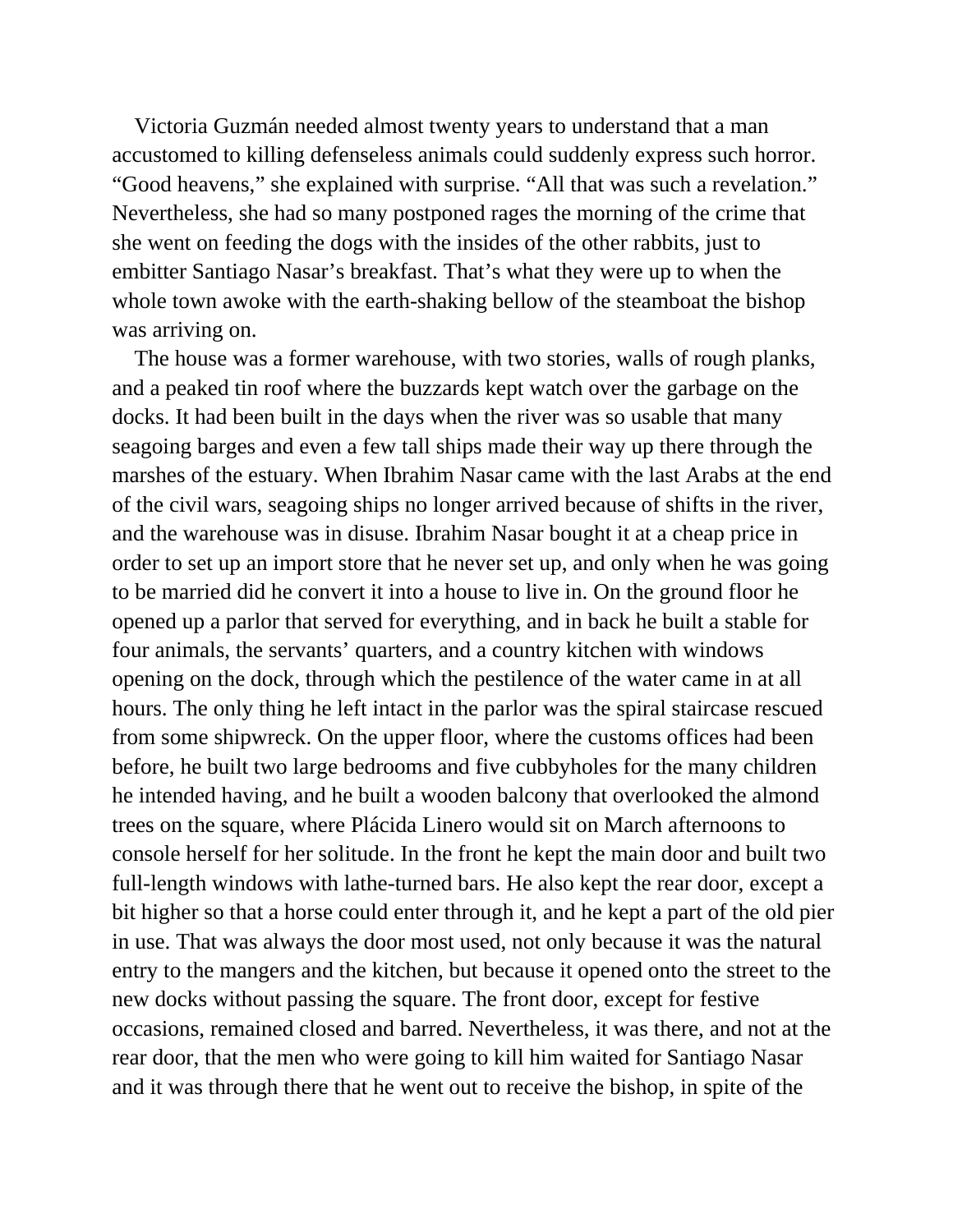Victoria Guzmán needed almost twenty years to understand that a man accustomed to killing defenseless animals could suddenly express such horror. "Good heavens," she explained with surprise. "All that was such a revelation." Nevertheless, she had so many postponed rages the morning of the crime that she went on feeding the dogs with the insides of the other rabbits, just to embitter Santiago Nasar's breakfast. That's what they were up to when the whole town awoke with the earth-shaking bellow of the steamboat the bishop was arriving on.

The house was a former warehouse, with two stories, walls of rough planks, and a peaked tin roof where the buzzards kept watch over the garbage on the docks. It had been built in the days when the river was so usable that many seagoing barges and even a few tall ships made their way up there through the marshes of the estuary. When Ibrahim Nasar came with the last Arabs at the end of the civil wars, seagoing ships no longer arrived because of shifts in the river, and the warehouse was in disuse. Ibrahim Nasar bought it at a cheap price in order to set up an import store that he never set up, and only when he was going to be married did he convert it into a house to live in. On the ground floor he opened up a parlor that served for everything, and in back he built a stable for four animals, the servants' quarters, and a country kitchen with windows opening on the dock, through which the pestilence of the water came in at all hours. The only thing he left intact in the parlor was the spiral staircase rescued from some shipwreck. On the upper floor, where the customs offices had been before, he built two large bedrooms and five cubbyholes for the many children he intended having, and he built a wooden balcony that overlooked the almond trees on the square, where Plácida Linero would sit on March afternoons to console herself for her solitude. In the front he kept the main door and built two full-length windows with lathe-turned bars. He also kept the rear door, except a bit higher so that a horse could enter through it, and he kept a part of the old pier in use. That was always the door most used, not only because it was the natural entry to the mangers and the kitchen, but because it opened onto the street to the new docks without passing the square. The front door, except for festive occasions, remained closed and barred. Nevertheless, it was there, and not at the rear door, that the men who were going to kill him waited for Santiago Nasar and it was through there that he went out to receive the bishop, in spite of the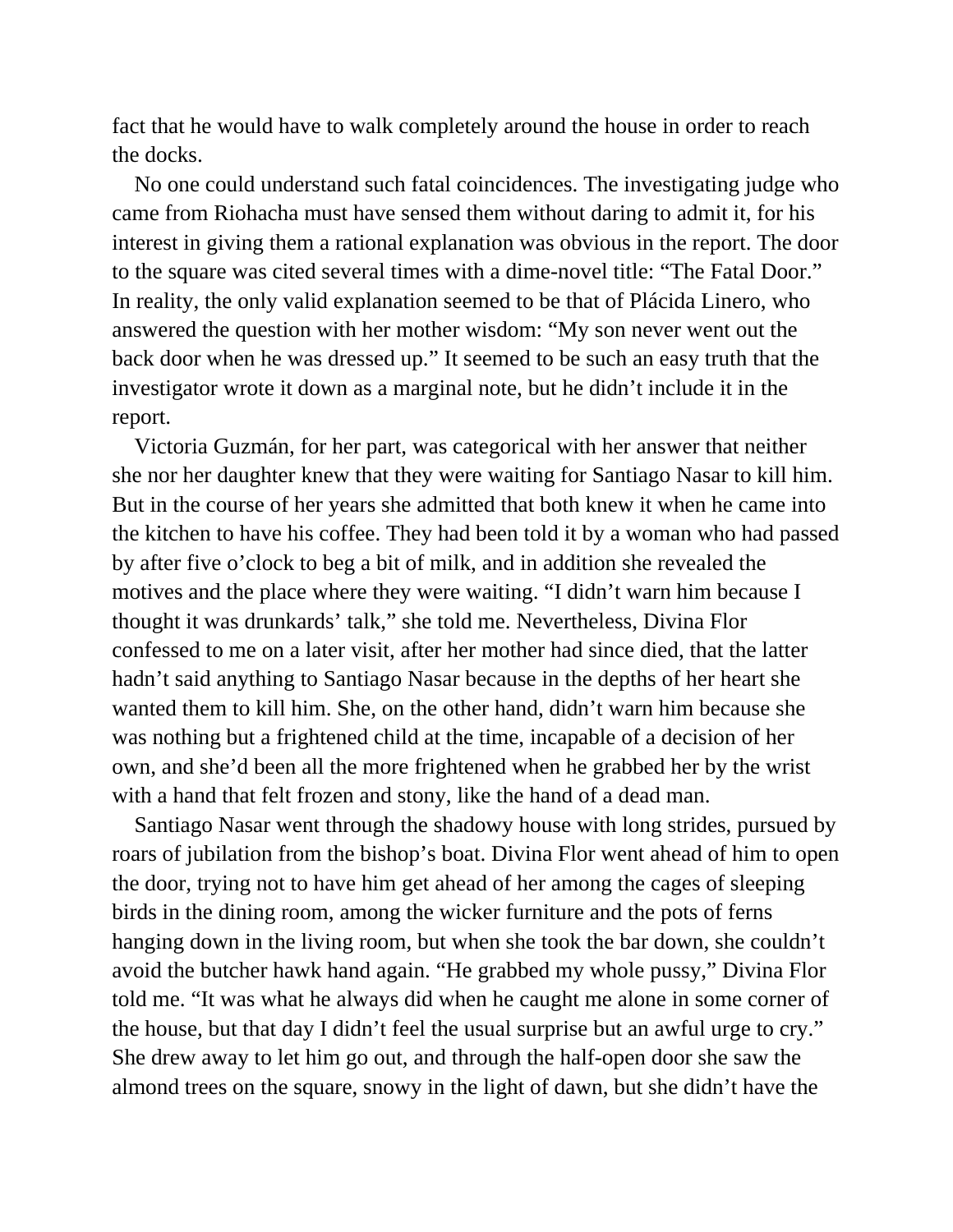fact that he would have to walk completely around the house in order to reach the docks.

No one could understand such fatal coincidences. The investigating judge who came from Riohacha must have sensed them without daring to admit it, for his interest in giving them a rational explanation was obvious in the report. The door to the square was cited several times with a dime-novel title: “The Fatal Door.” In reality, the only valid explanation seemed to be that of Plácida Linero, who answered the question with her mother wisdom: “My son never went out the back door when he was dressed up.” It seemed to be such an easy truth that the investigator wrote it down as a marginal note, but he didn’t include it in the report.

Victoria Guzmán, for her part, was categorical with her answer that neither she nor her daughter knew that they were waiting for Santiago Nasar to kill him. But in the course of her years she admitted that both knew it when he came into the kitchen to have his coffee. They had been told it by a woman who had passed by after five o’clock to beg a bit of milk, and in addition she revealed the motives and the place where they were waiting. “I didn’t warn him because I thought it was drunkards’ talk,” she told me. Nevertheless, Divina Flor confessed to me on a later visit, after her mother had since died, that the latter hadn’t said anything to Santiago Nasar because in the depths of her heart she wanted them to kill him. She, on the other hand, didn’t warn him because she was nothing but a frightened child at the time, incapable of a decision of her own, and she’d been all the more frightened when he grabbed her by the wrist with a hand that felt frozen and stony, like the hand of a dead man.

Santiago Nasar went through the shadowy house with long strides, pursued by roars of jubilation from the bishop’s boat. Divina Flor went ahead of him to open the door, trying not to have him get ahead of her among the cages of sleeping birds in the dining room, among the wicker furniture and the pots of ferns hanging down in the living room, but when she took the bar down, she couldn’t avoid the butcher hawk hand again. “He grabbed my whole pussy,” Divina Flor told me. “It was what he always did when he caught me alone in some corner of the house, but that day I didn’t feel the usual surprise but an awful urge to cry.” She drew away to let him go out, and through the half-open door she saw the almond trees on the square, snowy in the light of dawn, but she didn’t have the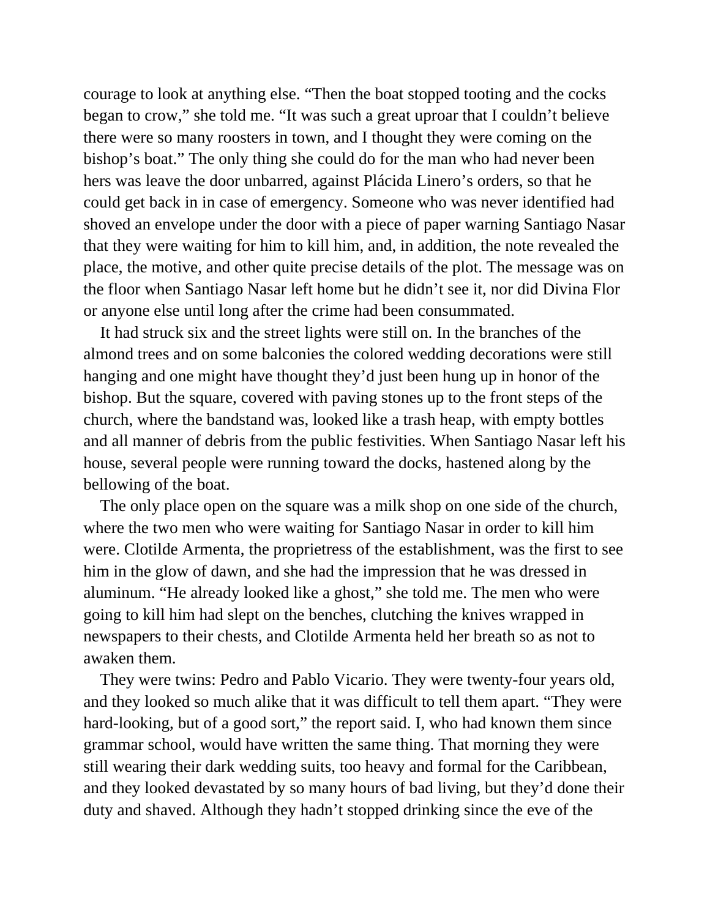courage to look at anything else. “Then the boat stopped tooting and the cocks began to crow,” she told me. “It was such a great uproar that I couldn’t believe there were so many roosters in town, and I thought they were coming on the bishop’s boat.” The only thing she could do for the man who had never been hers was leave the door unbarred, against Plácida Linero’s orders, so that he could get back in in case of emergency. Someone who was never identified had shoved an envelope under the door with a piece of paper warning Santiago Nasar that they were waiting for him to kill him, and, in addition, the note revealed the place, the motive, and other quite precise details of the plot. The message was on the floor when Santiago Nasar left home but he didn’t see it, nor did Divina Flor or anyone else until long after the crime had been consummated.

It had struck six and the street lights were still on. In the branches of the almond trees and on some balconies the colored wedding decorations were still hanging and one might have thought they’d just been hung up in honor of the bishop. But the square, covered with paving stones up to the front steps of the church, where the bandstand was, looked like a trash heap, with empty bottles and all manner of debris from the public festivities. When Santiago Nasar left his house, several people were running toward the docks, hastened along by the bellowing of the boat.

The only place open on the square was a milk shop on one side of the church, where the two men who were waiting for Santiago Nasar in order to kill him were. Clotilde Armenta, the proprietress of the establishment, was the first to see him in the glow of dawn, and she had the impression that he was dressed in aluminum. “He already looked like a ghost,” she told me. The men who were going to kill him had slept on the benches, clutching the knives wrapped in newspapers to their chests, and Clotilde Armenta held her breath so as not to awaken them.

They were twins: Pedro and Pablo Vicario. They were twenty-four years old, and they looked so much alike that it was difficult to tell them apart. “They were hard-looking, but of a good sort,” the report said. I, who had known them since grammar school, would have written the same thing. That morning they were still wearing their dark wedding suits, too heavy and formal for the Caribbean, and they looked devastated by so many hours of bad living, but they’d done their duty and shaved. Although they hadn’t stopped drinking since the eve of the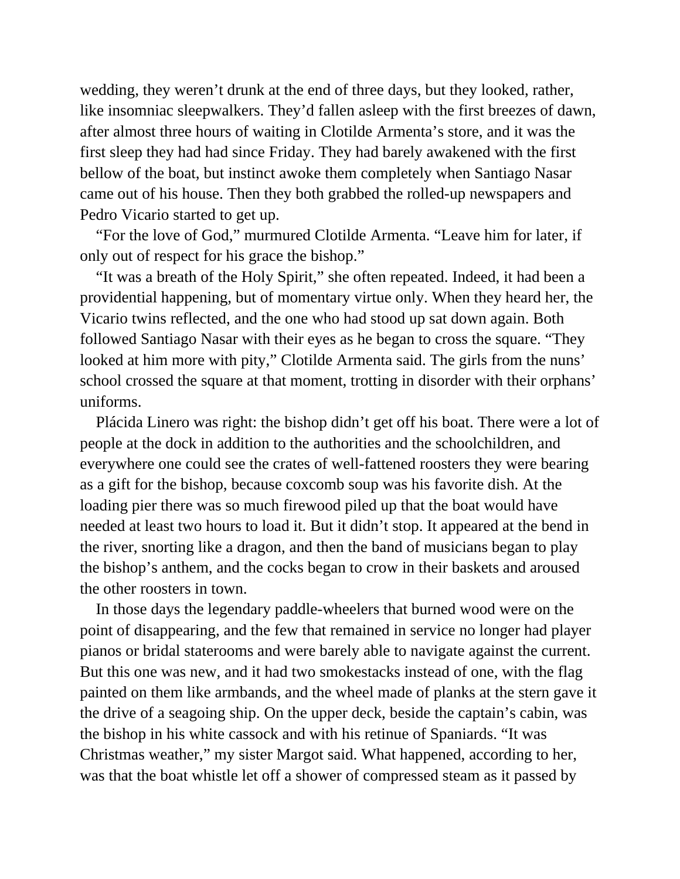wedding, they weren’t drunk at the end of three days, but they looked, rather, like insomniac sleepwalkers. They’d fallen asleep with the first breezes of dawn, after almost three hours of waiting in Clotilde Armenta’s store, and it was the first sleep they had had since Friday. They had barely awakened with the first bellow of the boat, but instinct awoke them completely when Santiago Nasar came out of his house. Then they both grabbed the rolled-up newspapers and Pedro Vicario started to get up.

“For the love of God,” murmured Clotilde Armenta. “Leave him for later, if only out of respect for his grace the bishop.”

“It was a breath of the Holy Spirit,” she often repeated. Indeed, it had been a providential happening, but of momentary virtue only. When they heard her, the Vicario twins reflected, and the one who had stood up sat down again. Both followed Santiago Nasar with their eyes as he began to cross the square. “They looked at him more with pity,” Clotilde Armenta said. The girls from the nuns’ school crossed the square at that moment, trotting in disorder with their orphans’ uniforms.

Plácida Linero was right: the bishop didn’t get off his boat. There were a lot of people at the dock in addition to the authorities and the schoolchildren, and everywhere one could see the crates of well-fattened roosters they were bearing as a gift for the bishop, because coxcomb soup was his favorite dish. At the loading pier there was so much firewood piled up that the boat would have needed at least two hours to load it. But it didn’t stop. It appeared at the bend in the river, snorting like a dragon, and then the band of musicians began to play the bishop’s anthem, and the cocks began to crow in their baskets and aroused the other roosters in town.

In those days the legendary paddle-wheelers that burned wood were on the point of disappearing, and the few that remained in service no longer had player pianos or bridal staterooms and were barely able to navigate against the current. But this one was new, and it had two smokestacks instead of one, with the flag painted on them like armbands, and the wheel made of planks at the stern gave it the drive of a seagoing ship. On the upper deck, beside the captain’s cabin, was the bishop in his white cassock and with his retinue of Spaniards. “It was Christmas weather,” my sister Margot said. What happened, according to her, was that the boat whistle let off a shower of compressed steam as it passed by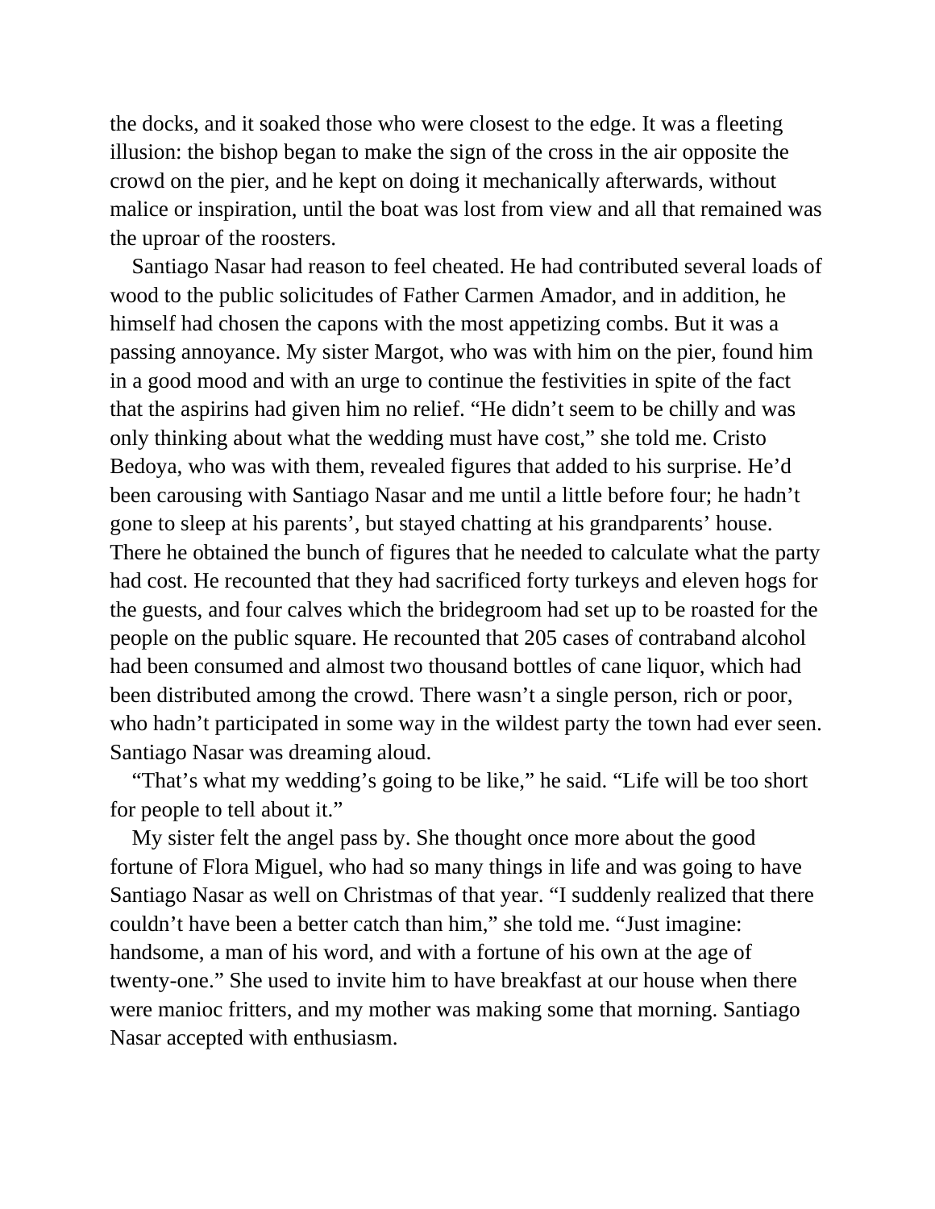the docks, and it soaked those who were closest to the edge. It was a fleeting illusion: the bishop began to make the sign of the cross in the air opposite the crowd on the pier, and he kept on doing it mechanically afterwards, without malice or inspiration, until the boat was lost from view and all that remained was the uproar of the roosters.

Santiago Nasar had reason to feel cheated. He had contributed several loads of wood to the public solicitudes of Father Carmen Amador, and in addition, he himself had chosen the capons with the most appetizing combs. But it was a passing annoyance. My sister Margot, who was with him on the pier, found him in a good mood and with an urge to continue the festivities in spite of the fact that the aspirins had given him no relief. "He didn't seem to be chilly and was only thinking about what the wedding must have cost," she told me. Cristo Bedoya, who was with them, revealed figures that added to his surprise. He'd been carousing with Santiago Nasar and me until a little before four; he hadn't gone to sleep at his parents', but stayed chatting at his grandparents' house. There he obtained the bunch of figures that he needed to calculate what the party had cost. He recounted that they had sacrificed forty turkeys and eleven hogs for the guests, and four calves which the bridegroom had set up to be roasted for the people on the public square. He recounted that 205 cases of contraband alcohol had been consumed and almost two thousand bottles of cane liquor, which had been distributed among the crowd. There wasn't a single person, rich or poor, who hadn't participated in some way in the wildest party the town had ever seen. Santiago Nasar was dreaming aloud.

"That's what my wedding's going to be like," he said. "Life will be too short for people to tell about it."

My sister felt the angel pass by. She thought once more about the good fortune of Flora Miguel, who had so many things in life and was going to have Santiago Nasar as well on Christmas of that year. "I suddenly realized that there couldn't have been a better catch than him," she told me. "Just imagine: handsome, a man of his word, and with a fortune of his own at the age of twenty-one." She used to invite him to have breakfast at our house when there were manioc fritters, and my mother was making some that morning. Santiago Nasar accepted with enthusiasm.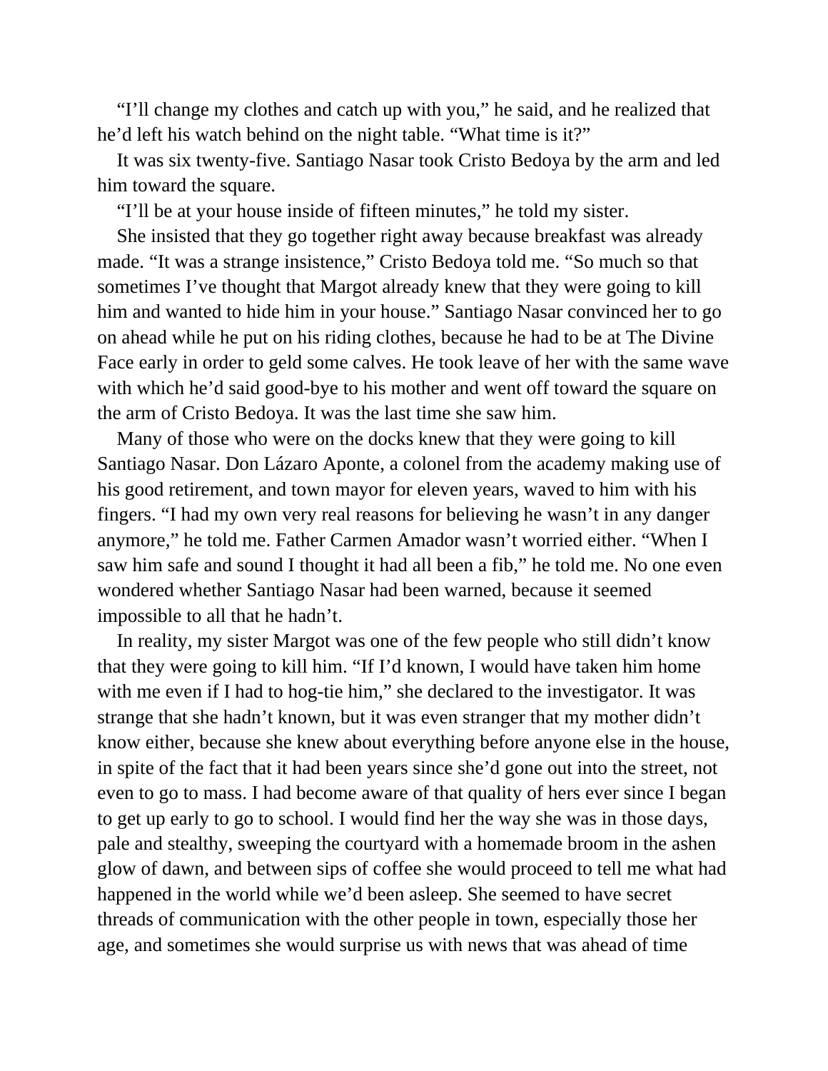"I'll change my clothes and catch up with you," he said, and he realized that he'd left his watch behind on the night table. "What time is it?"

It was six twenty-five. Santiago Nasar took Cristo Bedoya by the arm and led him toward the square.

"I'll be at your house inside of fifteen minutes," he told my sister.

She insisted that they go together right away because breakfast was already made. "It was a strange insistence," Cristo Bedoya told me. "So much so that sometimes I've thought that Margot already knew that they were going to kill him and wanted to hide him in your house." Santiago Nasar convinced her to go on ahead while he put on his riding clothes, because he had to be at The Divine Face early in order to geld some calves. He took leave of her with the same wave with which he'd said good-bye to his mother and went off toward the square on the arm of Cristo Bedoya. It was the last time she saw him.

Many of those who were on the docks knew that they were going to kill Santiago Nasar. Don Lázaro Aponte, a colonel from the academy making use of his good retirement, and town mayor for eleven years, waved to him with his fingers. "I had my own very real reasons for believing he wasn't in any danger anymore," he told me. Father Carmen Amador wasn't worried either. "When I saw him safe and sound I thought it had all been a fib," he told me. No one even wondered whether Santiago Nasar had been warned, because it seemed impossible to all that he hadn't.

In reality, my sister Margot was one of the few people who still didn't know that they were going to kill him. "If I'd known, I would have taken him home with me even if I had to hog-tie him," she declared to the investigator. It was strange that she hadn't known, but it was even stranger that my mother didn't know either, because she knew about everything before anyone else in the house, in spite of the fact that it had been years since she'd gone out into the street, not even to go to mass. I had become aware of that quality of hers ever since I began to get up early to go to school. I would find her the way she was in those days, pale and stealthy, sweeping the courtyard with a homemade broom in the ashen glow of dawn, and between sips of coffee she would proceed to tell me what had happened in the world while we'd been asleep. She seemed to have secret threads of communication with the other people in town, especially those her age, and sometimes she would surprise us with news that was ahead of time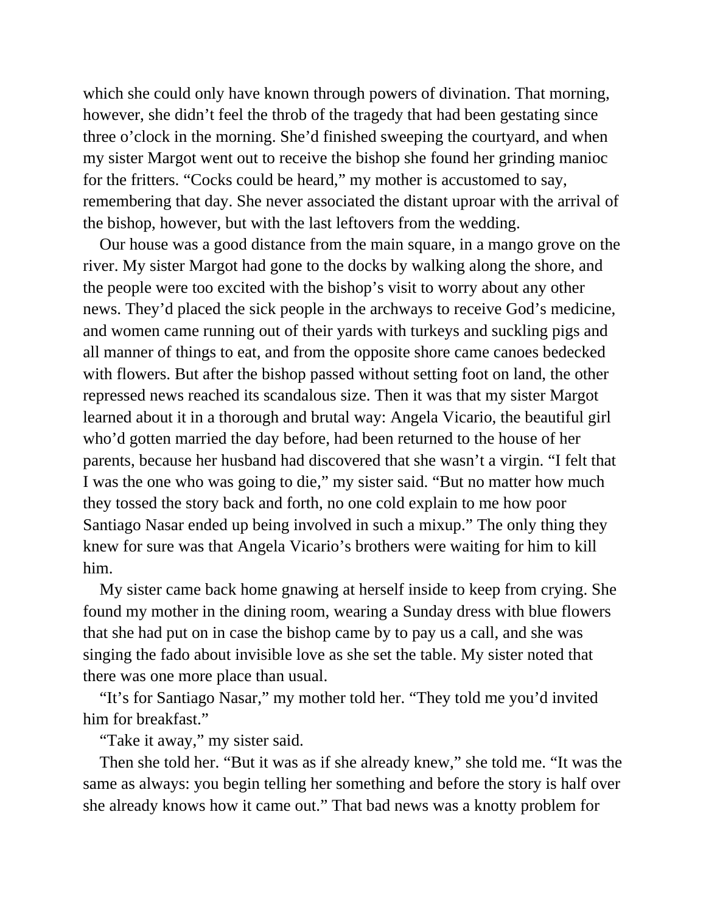which she could only have known through powers of divination. That morning, however, she didn't feel the throb of the tragedy that had been gestating since three o'clock in the morning. She'd finished sweeping the courtyard, and when my sister Margot went out to receive the bishop she found her grinding manioc for the fritters. "Cocks could be heard," my mother is accustomed to say, remembering that day. She never associated the distant uproar with the arrival of the bishop, however, but with the last leftovers from the wedding.

Our house was a good distance from the main square, in a mango grove on the river. My sister Margot had gone to the docks by walking along the shore, and the people were too excited with the bishop's visit to worry about any other news. They'd placed the sick people in the archways to receive God's medicine, and women came running out of their yards with turkeys and suckling pigs and all manner of things to eat, and from the opposite shore came canoes bedecked with flowers. But after the bishop passed without setting foot on land, the other repressed news reached its scandalous size. Then it was that my sister Margot learned about it in a thorough and brutal way: Angela Vicario, the beautiful girl who'd gotten married the day before, had been returned to the house of her parents, because her husband had discovered that she wasn't a virgin. "I felt that I was the one who was going to die," my sister said. "But no matter how much they tossed the story back and forth, no one cold explain to me how poor Santiago Nasar ended up being involved in such a mixup." The only thing they knew for sure was that Angela Vicario's brothers were waiting for him to kill him.

My sister came back home gnawing at herself inside to keep from crying. She found my mother in the dining room, wearing a Sunday dress with blue flowers that she had put on in case the bishop came by to pay us a call, and she was singing the fado about invisible love as she set the table. My sister noted that there was one more place than usual.

"It's for Santiago Nasar," my mother told her. "They told me you'd invited him for breakfast."

"Take it away," my sister said.

Then she told her. "But it was as if she already knew," she told me. "It was the same as always: you begin telling her something and before the story is half over she already knows how it came out." That bad news was a knotty problem for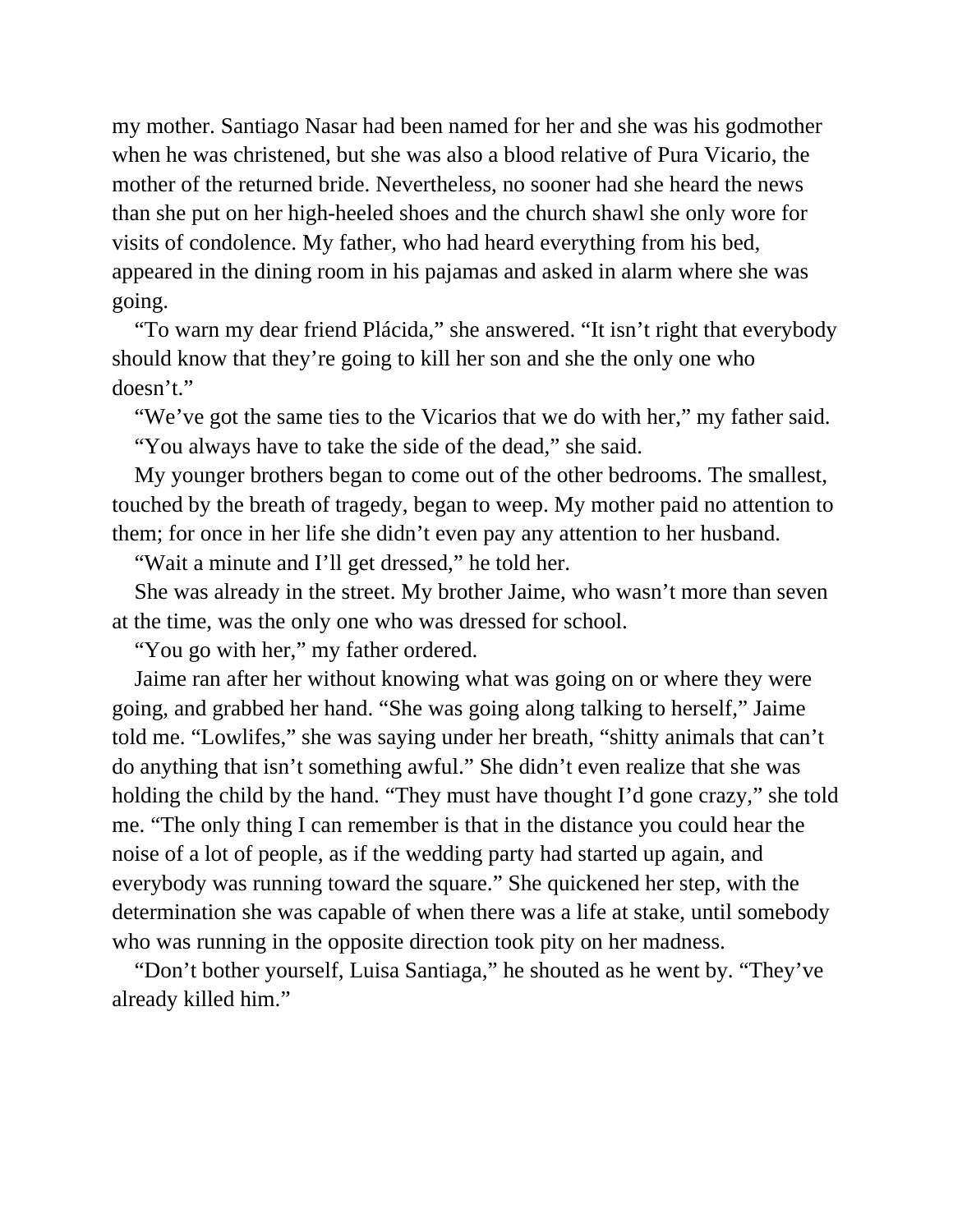my mother. Santiago Nasar had been named for her and she was his godmother when he was christened, but she was also a blood relative of Pura Vicario, the mother of the returned bride. Nevertheless, no sooner had she heard the news than she put on her high-heeled shoes and the church shawl she only wore for visits of condolence. My father, who had heard everything from his bed, appeared in the dining room in his pajamas and asked in alarm where she was going.

"To warn my dear friend Plácida," she answered. "It isn't right that everybody should know that they're going to kill her son and she the only one who doesn't."

"We've got the same ties to the Vicarios that we do with her," my father said.

"You always have to take the side of the dead," she said.

My younger brothers began to come out of the other bedrooms. The smallest, touched by the breath of tragedy, began to weep. My mother paid no attention to them; for once in her life she didn't even pay any attention to her husband.

"Wait a minute and I'll get dressed," he told her.

She was already in the street. My brother Jaime, who wasn't more than seven at the time, was the only one who was dressed for school.

"You go with her," my father ordered.

Jaime ran after her without knowing what was going on or where they were going, and grabbed her hand. "She was going along talking to herself," Jaime told me. "Lowlifes," she was saying under her breath, "shitty animals that can't do anything that isn't something awful." She didn't even realize that she was holding the child by the hand. "They must have thought I'd gone crazy," she told me. "The only thing I can remember is that in the distance you could hear the noise of a lot of people, as if the wedding party had started up again, and everybody was running toward the square." She quickened her step, with the determination she was capable of when there was a life at stake, until somebody who was running in the opposite direction took pity on her madness.

"Don't bother yourself, Luisa Santiaga," he shouted as he went by. "They've already killed him."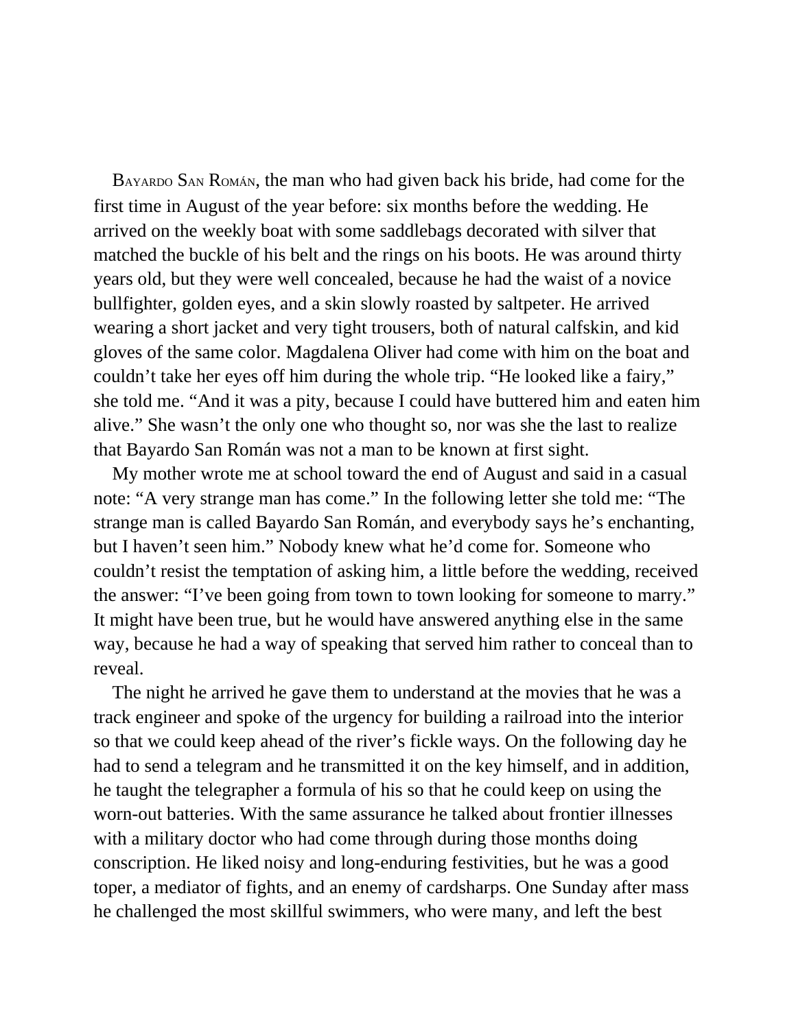BAYARDO SAN ROMÁN, the man who had given back his bride, had come for the first time in August of the year before: six months before the wedding. He arrived on the weekly boat with some saddlebags decorated with silver that matched the buckle of his belt and the rings on his boots. He was around thirty years old, but they were well concealed, because he had the waist of a novice bullfighter, golden eyes, and a skin slowly roasted by saltpeter. He arrived wearing a short jacket and very tight trousers, both of natural calfskin, and kid gloves of the same color. Magdalena Oliver had come with him on the boat and couldn't take her eyes off him during the whole trip. "He looked like a fairy," she told me. "And it was a pity, because I could have buttered him and eaten him alive." She wasn't the only one who thought so, nor was she the last to realize that Bayardo San Román was not a man to be known at first sight.

My mother wrote me at school toward the end of August and said in a casual note: "A very strange man has come." In the following letter she told me: "The strange man is called Bayardo San Román, and everybody says he's enchanting, but I haven't seen him." Nobody knew what he'd come for. Someone who couldn't resist the temptation of asking him, a little before the wedding, received the answer: "I've been going from town to town looking for someone to marry." It might have been true, but he would have answered anything else in the same way, because he had a way of speaking that served him rather to conceal than to reveal.

The night he arrived he gave them to understand at the movies that he was a track engineer and spoke of the urgency for building a railroad into the interior so that we could keep ahead of the river's fickle ways. On the following day he had to send a telegram and he transmitted it on the key himself, and in addition, he taught the telegrapher a formula of his so that he could keep on using the worn-out batteries. With the same assurance he talked about frontier illnesses with a military doctor who had come through during those months doing conscription. He liked noisy and long-enduring festivities, but he was a good toper, a mediator of fights, and an enemy of cardsharps. One Sunday after mass he challenged the most skillful swimmers, who were many, and left the best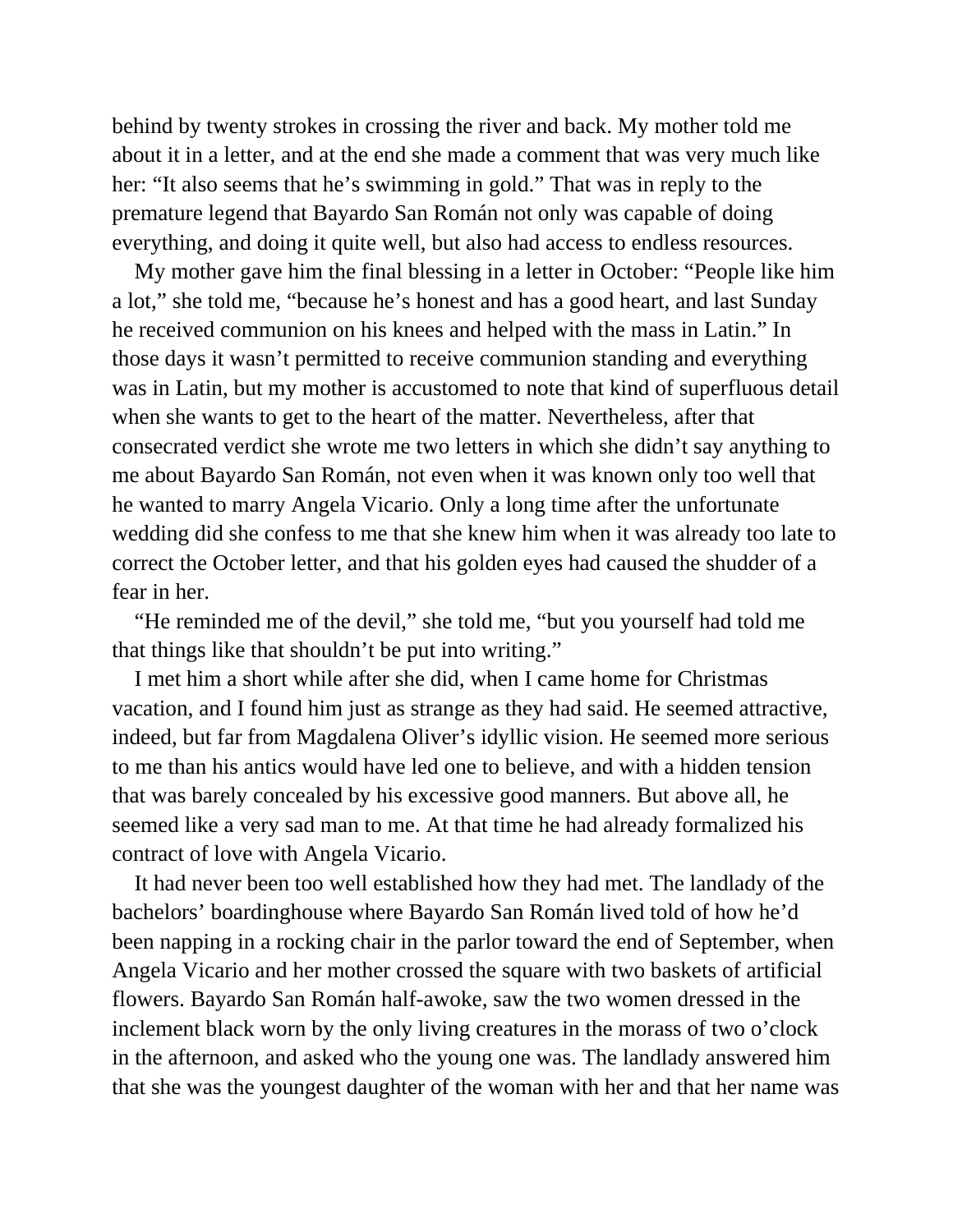behind by twenty strokes in crossing the river and back. My mother told me about it in a letter, and at the end she made a comment that was very much like her: "It also seems that he's swimming in gold." That was in reply to the premature legend that Bayardo San Román not only was capable of doing everything, and doing it quite well, but also had access to endless resources.

My mother gave him the final blessing in a letter in October: "People like him a lot," she told me, "because he's honest and has a good heart, and last Sunday he received communion on his knees and helped with the mass in Latin." In those days it wasn't permitted to receive communion standing and everything was in Latin, but my mother is accustomed to note that kind of superfluous detail when she wants to get to the heart of the matter. Nevertheless, after that consecrated verdict she wrote me two letters in which she didn't say anything to me about Bayardo San Román, not even when it was known only too well that he wanted to marry Angela Vicario. Only a long time after the unfortunate wedding did she confess to me that she knew him when it was already too late to correct the October letter, and that his golden eyes had caused the shudder of a fear in her.

"He reminded me of the devil," she told me, "but you yourself had told me that things like that shouldn't be put into writing."

I met him a short while after she did, when I came home for Christmas vacation, and I found him just as strange as they had said. He seemed attractive, indeed, but far from Magdalena Oliver's idyllic vision. He seemed more serious to me than his antics would have led one to believe, and with a hidden tension that was barely concealed by his excessive good manners. But above all, he seemed like a very sad man to me. At that time he had already formalized his contract of love with Angela Vicario.

It had never been too well established how they had met. The landlady of the bachelors' boardinghouse where Bayardo San Román lived told of how he'd been napping in a rocking chair in the parlor toward the end of September, when Angela Vicario and her mother crossed the square with two baskets of artificial flowers. Bayardo San Román half-awoke, saw the two women dressed in the inclement black worn by the only living creatures in the morass of two o'clock in the afternoon, and asked who the young one was. The landlady answered him that she was the youngest daughter of the woman with her and that her name was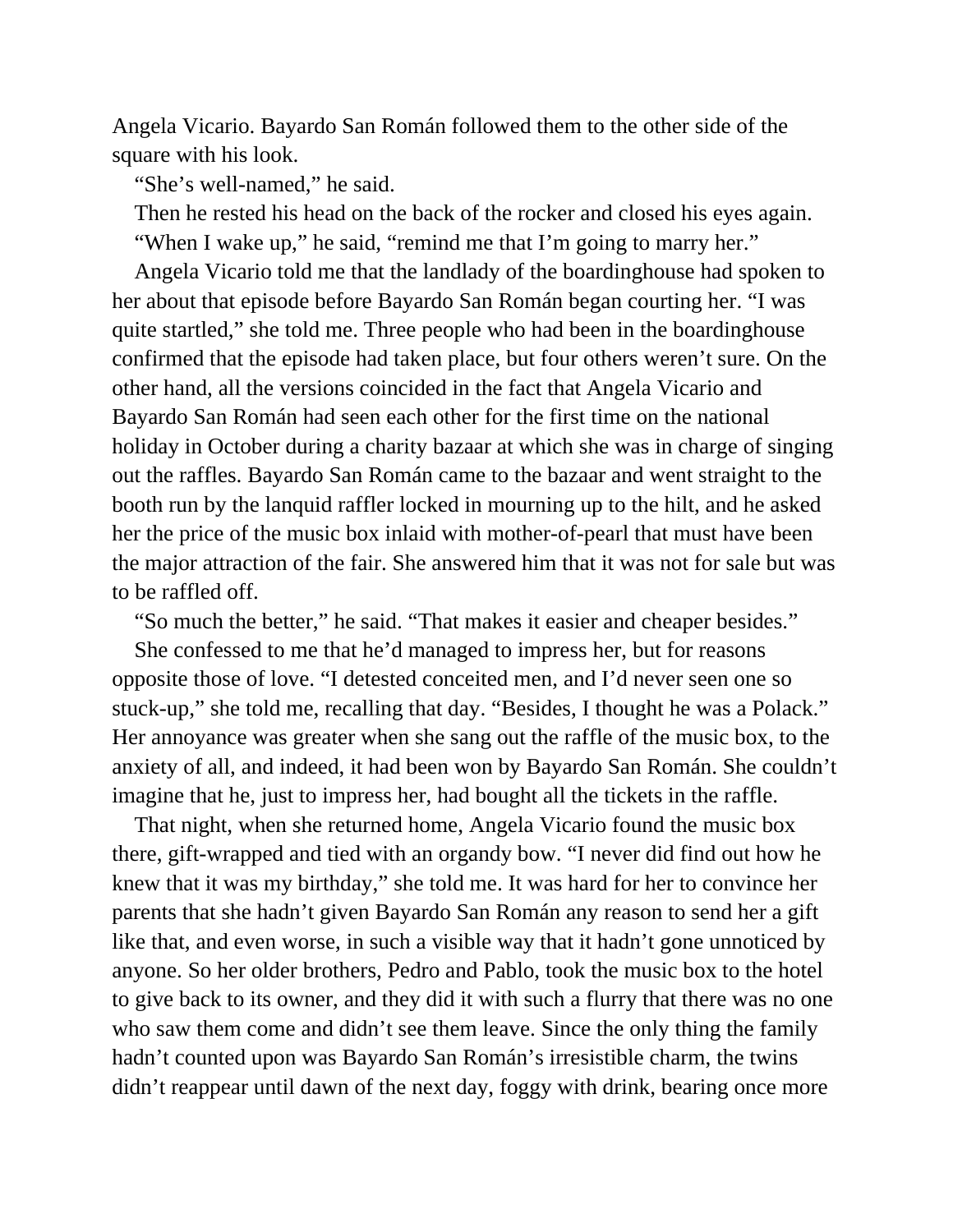Angela Vicario. Bayardo San Román followed them to the other side of the square with his look.

"She's well-named," he said.

Then he rested his head on the back of the rocker and closed his eyes again.

"When I wake up," he said, "remind me that I'm going to marry her."

Angela Vicario told me that the landlady of the boardinghouse had spoken to her about that episode before Bayardo San Román began courting her. "I was quite startled," she told me. Three people who had been in the boardinghouse confirmed that the episode had taken place, but four others weren't sure. On the other hand, all the versions coincided in the fact that Angela Vicario and Bayardo San Román had seen each other for the first time on the national holiday in October during a charity bazaar at which she was in charge of singing out the raffles. Bayardo San Román came to the bazaar and went straight to the booth run by the lanquid raffler locked in mourning up to the hilt, and he asked her the price of the music box inlaid with mother-of-pearl that must have been the major attraction of the fair. She answered him that it was not for sale but was to be raffled off.

"So much the better," he said. "That makes it easier and cheaper besides."

She confessed to me that he'd managed to impress her, but for reasons opposite those of love. "I detested conceited men, and I'd never seen one so stuck-up," she told me, recalling that day. "Besides, I thought he was a Polack." Her annoyance was greater when she sang out the raffle of the music box, to the anxiety of all, and indeed, it had been won by Bayardo San Román. She couldn't imagine that he, just to impress her, had bought all the tickets in the raffle.

That night, when she returned home, Angela Vicario found the music box there, gift-wrapped and tied with an organdy bow. "I never did find out how he knew that it was my birthday," she told me. It was hard for her to convince her parents that she hadn't given Bayardo San Román any reason to send her a gift like that, and even worse, in such a visible way that it hadn't gone unnoticed by anyone. So her older brothers, Pedro and Pablo, took the music box to the hotel to give back to its owner, and they did it with such a flurry that there was no one who saw them come and didn't see them leave. Since the only thing the family hadn't counted upon was Bayardo San Román's irresistible charm, the twins didn't reappear until dawn of the next day, foggy with drink, bearing once more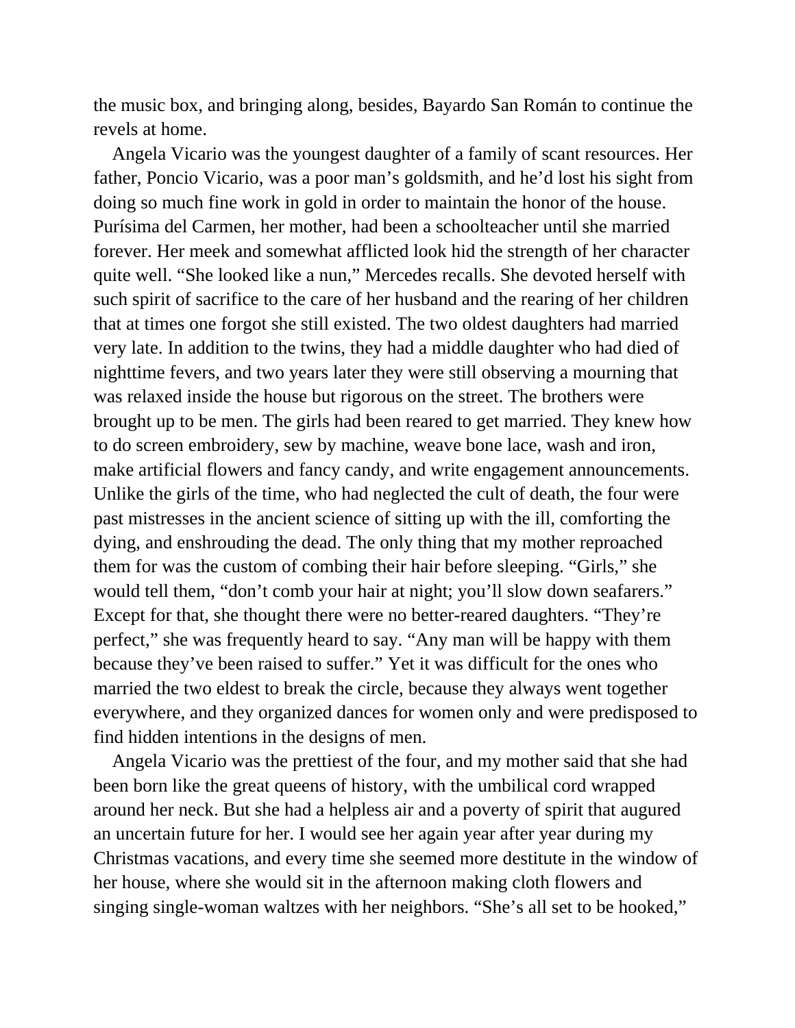the music box, and bringing along, besides, Bayardo San Román to continue the revels at home.

Angela Vicario was the youngest daughter of a family of scant resources. Her father, Poncio Vicario, was a poor man's goldsmith, and he'd lost his sight from doing so much fine work in gold in order to maintain the honor of the house. Purísima del Carmen, her mother, had been a schoolteacher until she married forever. Her meek and somewhat afflicted look hid the strength of her character quite well. "She looked like a nun," Mercedes recalls. She devoted herself with such spirit of sacrifice to the care of her husband and the rearing of her children that at times one forgot she still existed. The two oldest daughters had married very late. In addition to the twins, they had a middle daughter who had died of nighttime fevers, and two years later they were still observing a mourning that was relaxed inside the house but rigorous on the street. The brothers were brought up to be men. The girls had been reared to get married. They knew how to do screen embroidery, sew by machine, weave bone lace, wash and iron, make artificial flowers and fancy candy, and write engagement announcements. Unlike the girls of the time, who had neglected the cult of death, the four were past mistresses in the ancient science of sitting up with the ill, comforting the dying, and enshrouding the dead. The only thing that my mother reproached them for was the custom of combing their hair before sleeping. "Girls," she would tell them, "don't comb your hair at night; you'll slow down seafarers." Except for that, she thought there were no better-reared daughters. "They're perfect," she was frequently heard to say. "Any man will be happy with them because they've been raised to suffer." Yet it was difficult for the ones who married the two eldest to break the circle, because they always went together everywhere, and they organized dances for women only and were predisposed to find hidden intentions in the designs of men.

Angela Vicario was the prettiest of the four, and my mother said that she had been born like the great queens of history, with the umbilical cord wrapped around her neck. But she had a helpless air and a poverty of spirit that augured an uncertain future for her. I would see her again year after year during my Christmas vacations, and every time she seemed more destitute in the window of her house, where she would sit in the afternoon making cloth flowers and singing single-woman waltzes with her neighbors. "She's all set to be hooked,"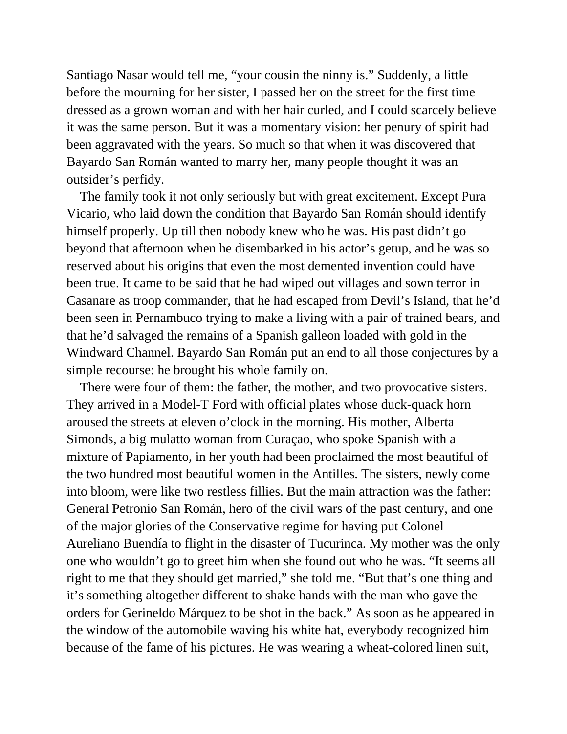Santiago Nasar would tell me, "your cousin the ninny is." Suddenly, a little before the mourning for her sister, I passed her on the street for the first time dressed as a grown woman and with her hair curled, and I could scarcely believe it was the same person. But it was a momentary vision: her penury of spirit had been aggravated with the years. So much so that when it was discovered that Bayardo San Román wanted to marry her, many people thought it was an outsider's perfidy.

The family took it not only seriously but with great excitement. Except Pura Vicario, who laid down the condition that Bayardo San Román should identify himself properly. Up till then nobody knew who he was. His past didn't go beyond that afternoon when he disembarked in his actor's getup, and he was so reserved about his origins that even the most demented invention could have been true. It came to be said that he had wiped out villages and sown terror in Casanare as troop commander, that he had escaped from Devil's Island, that he'd been seen in Pernambuco trying to make a living with a pair of trained bears, and that he'd salvaged the remains of a Spanish galleon loaded with gold in the Windward Channel. Bayardo San Román put an end to all those conjectures by a simple recourse: he brought his whole family on.

There were four of them: the father, the mother, and two provocative sisters. They arrived in a Model-T Ford with official plates whose duck-quack horn aroused the streets at eleven o'clock in the morning. His mother, Alberta Simonds, a big mulatto woman from Curaçao, who spoke Spanish with a mixture of Papiamento, in her youth had been proclaimed the most beautiful of the two hundred most beautiful women in the Antilles. The sisters, newly come into bloom, were like two restless fillies. But the main attraction was the father: General Petronio San Román, hero of the civil wars of the past century, and one of the major glories of the Conservative regime for having put Colonel Aureliano Buendía to flight in the disaster of Tucurinca. My mother was the only one who wouldn't go to greet him when she found out who he was. "It seems all right to me that they should get married," she told me. "But that's one thing and it's something altogether different to shake hands with the man who gave the orders for Gerineldo Márquez to be shot in the back." As soon as he appeared in the window of the automobile waving his white hat, everybody recognized him because of the fame of his pictures. He was wearing a wheat-colored linen suit,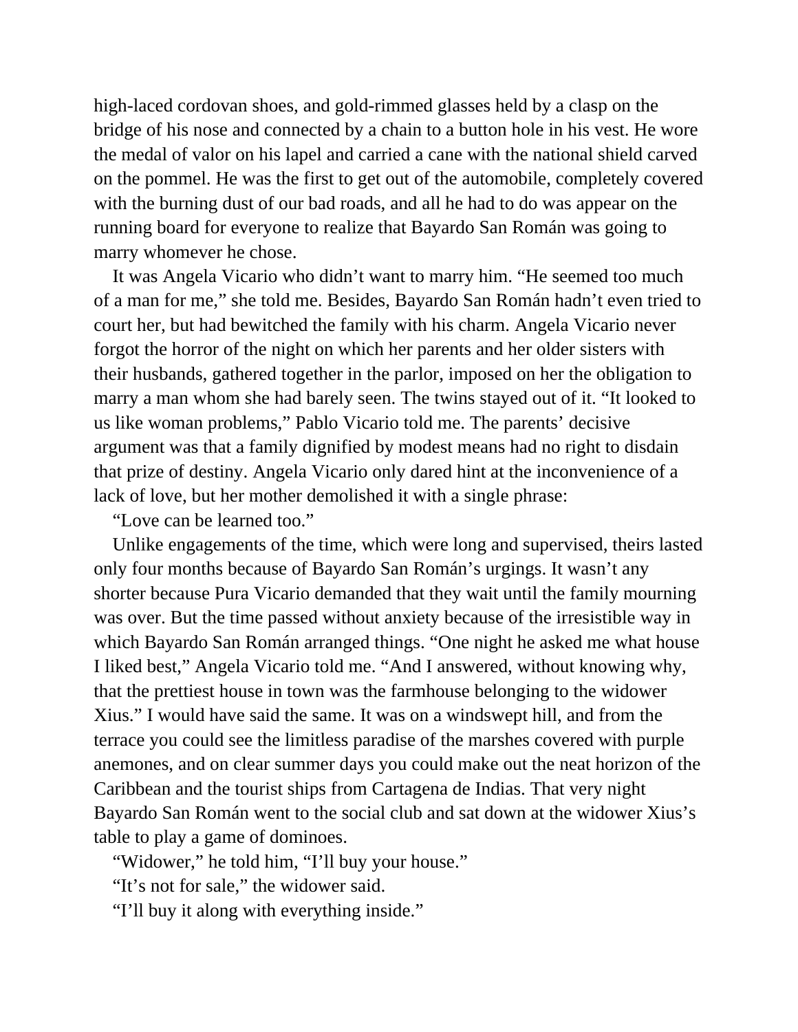high-laced cordovan shoes, and gold-rimmed glasses held by a clasp on the bridge of his nose and connected by a chain to a button hole in his vest. He wore the medal of valor on his lapel and carried a cane with the national shield carved on the pommel. He was the first to get out of the automobile, completely covered with the burning dust of our bad roads, and all he had to do was appear on the running board for everyone to realize that Bayardo San Román was going to marry whomever he chose.

It was Angela Vicario who didn't want to marry him. "He seemed too much of a man for me," she told me. Besides, Bayardo San Román hadn't even tried to court her, but had bewitched the family with his charm. Angela Vicario never forgot the horror of the night on which her parents and her older sisters with their husbands, gathered together in the parlor, imposed on her the obligation to marry a man whom she had barely seen. The twins stayed out of it. "It looked to us like woman problems," Pablo Vicario told me. The parents' decisive argument was that a family dignified by modest means had no right to disdain that prize of destiny. Angela Vicario only dared hint at the inconvenience of a lack of love, but her mother demolished it with a single phrase:

"Love can be learned too."

Unlike engagements of the time, which were long and supervised, theirs lasted only four months because of Bayardo San Román's urgings. It wasn't any shorter because Pura Vicario demanded that they wait until the family mourning was over. But the time passed without anxiety because of the irresistible way in which Bayardo San Román arranged things. "One night he asked me what house I liked best," Angela Vicario told me. "And I answered, without knowing why, that the prettiest house in town was the farmhouse belonging to the widower Xius." I would have said the same. It was on a windswept hill, and from the terrace you could see the limitless paradise of the marshes covered with purple anemones, and on clear summer days you could make out the neat horizon of the Caribbean and the tourist ships from Cartagena de Indias. That very night Bayardo San Román went to the social club and sat down at the widower Xius's table to play a game of dominoes.

"Widower," he told him, "I'll buy your house."

"It's not for sale," the widower said.

"I'll buy it along with everything inside."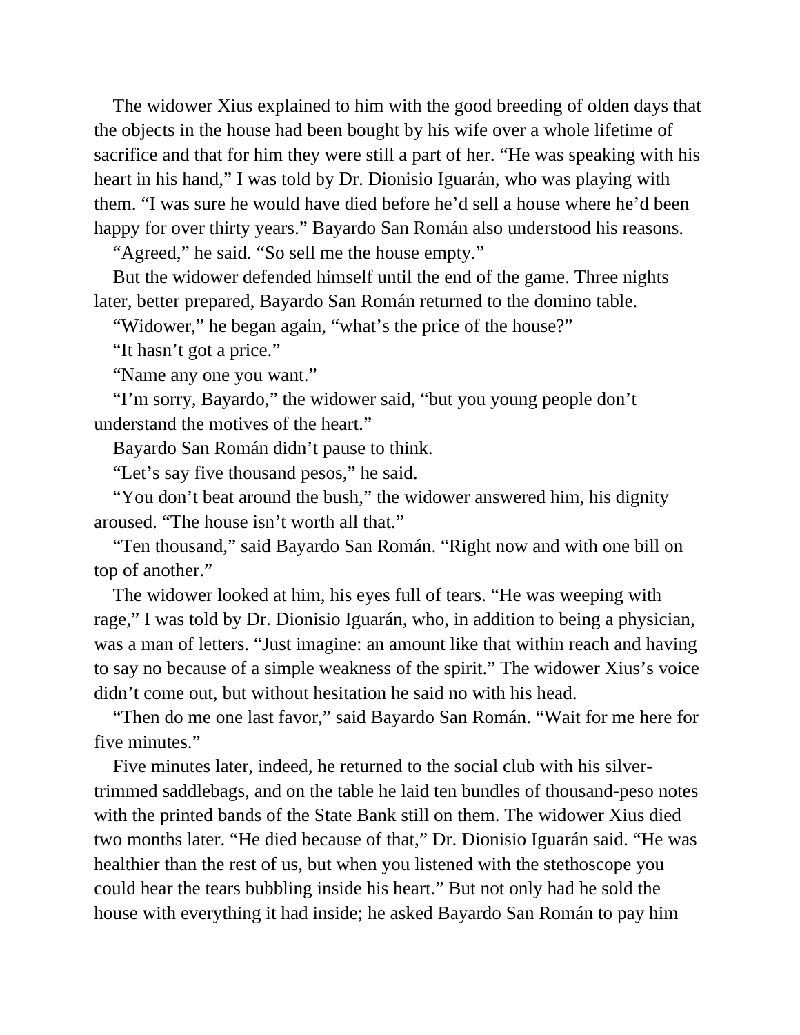The widower Xius explained to him with the good breeding of olden days that the objects in the house had been bought by his wife over a whole lifetime of sacrifice and that for him they were still a part of her. "He was speaking with his heart in his hand," I was told by Dr. Dionisio Iguarán, who was playing with them. "I was sure he would have died before he'd sell a house where he'd been happy for over thirty years." Bayardo San Román also understood his reasons.

"Agreed," he said. "So sell me the house empty."

But the widower defended himself until the end of the game. Three nights later, better prepared, Bayardo San Román returned to the domino table.

"Widower," he began again, "what's the price of the house?"

"It hasn't got a price."

"Name any one you want."

"I'm sorry, Bayardo," the widower said, "but you young people don't understand the motives of the heart."

Bayardo San Román didn't pause to think.

"Let's say five thousand pesos," he said.

"You don't beat around the bush," the widower answered him, his dignity aroused. "The house isn't worth all that."

"Ten thousand," said Bayardo San Román. "Right now and with one bill on top of another."

The widower looked at him, his eyes full of tears. "He was weeping with rage," I was told by Dr. Dionisio Iguarán, who, in addition to being a physician, was a man of letters. "Just imagine: an amount like that within reach and having to say no because of a simple weakness of the spirit." The widower Xius's voice didn't come out, but without hesitation he said no with his head.

"Then do me one last favor," said Bayardo San Román. "Wait for me here for five minutes."

Five minutes later, indeed, he returned to the social club with his silver-trimmed saddlebags, and on the table he laid ten bundles of thousand-peso notes with the printed bands of the State Bank still on them. The widower Xius died two months later. "He died because of that," Dr. Dionisio Iguarán said. "He was healthier than the rest of us, but when you listened with the stethoscope you could hear the tears bubbling inside his heart." But not only had he sold the house with everything it had inside; he asked Bayardo San Román to pay him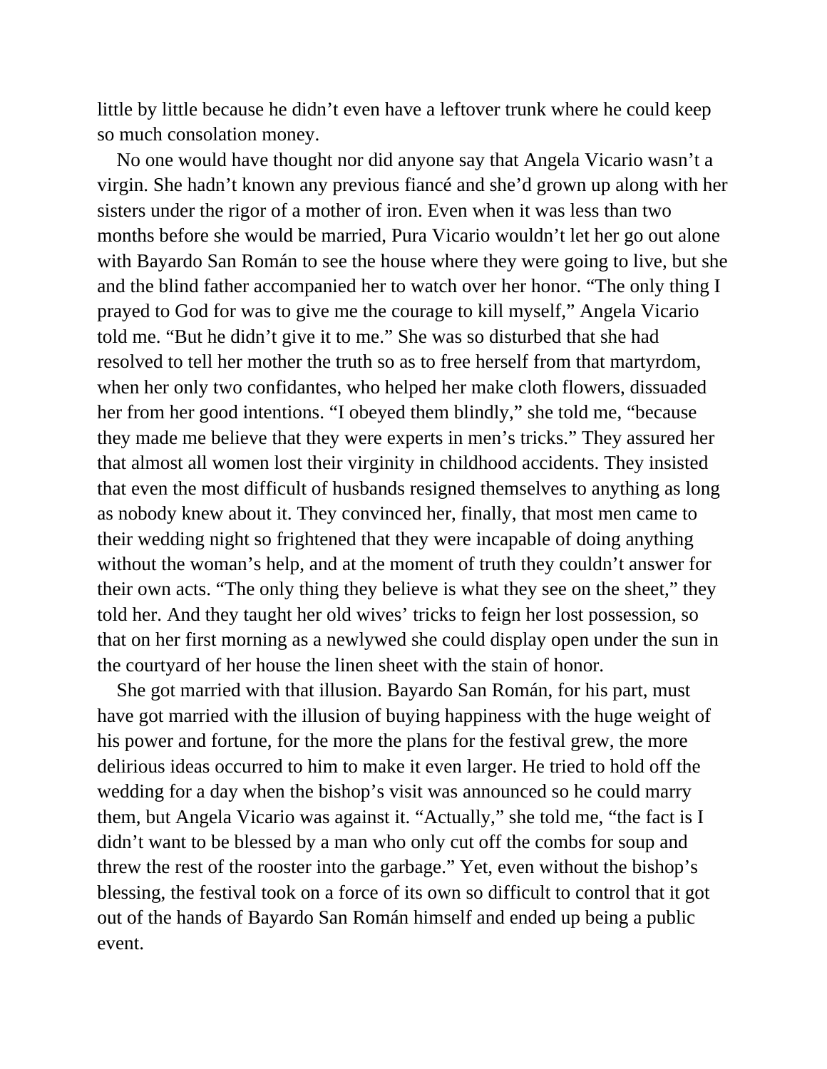little by little because he didn't even have a leftover trunk where he could keep so much consolation money.

No one would have thought nor did anyone say that Angela Vicario wasn't a virgin. She hadn't known any previous fiancé and she'd grown up along with her sisters under the rigor of a mother of iron. Even when it was less than two months before she would be married, Pura Vicario wouldn't let her go out alone with Bayardo San Román to see the house where they were going to live, but she and the blind father accompanied her to watch over her honor. "The only thing I prayed to God for was to give me the courage to kill myself," Angela Vicario told me. "But he didn't give it to me." She was so disturbed that she had resolved to tell her mother the truth so as to free herself from that martyrdom, when her only two confidantes, who helped her make cloth flowers, dissuaded her from her good intentions. "I obeyed them blindly," she told me, "because they made me believe that they were experts in men's tricks." They assured her that almost all women lost their virginity in childhood accidents. They insisted that even the most difficult of husbands resigned themselves to anything as long as nobody knew about it. They convinced her, finally, that most men came to their wedding night so frightened that they were incapable of doing anything without the woman's help, and at the moment of truth they couldn't answer for their own acts. "The only thing they believe is what they see on the sheet," they told her. And they taught her old wives' tricks to feign her lost possession, so that on her first morning as a newlywed she could display open under the sun in the courtyard of her house the linen sheet with the stain of honor.

She got married with that illusion. Bayardo San Román, for his part, must have got married with the illusion of buying happiness with the huge weight of his power and fortune, for the more the plans for the festival grew, the more delirious ideas occurred to him to make it even larger. He tried to hold off the wedding for a day when the bishop's visit was announced so he could marry them, but Angela Vicario was against it. "Actually," she told me, "the fact is I didn't want to be blessed by a man who only cut off the combs for soup and threw the rest of the rooster into the garbage." Yet, even without the bishop's blessing, the festival took on a force of its own so difficult to control that it got out of the hands of Bayardo San Román himself and ended up being a public event.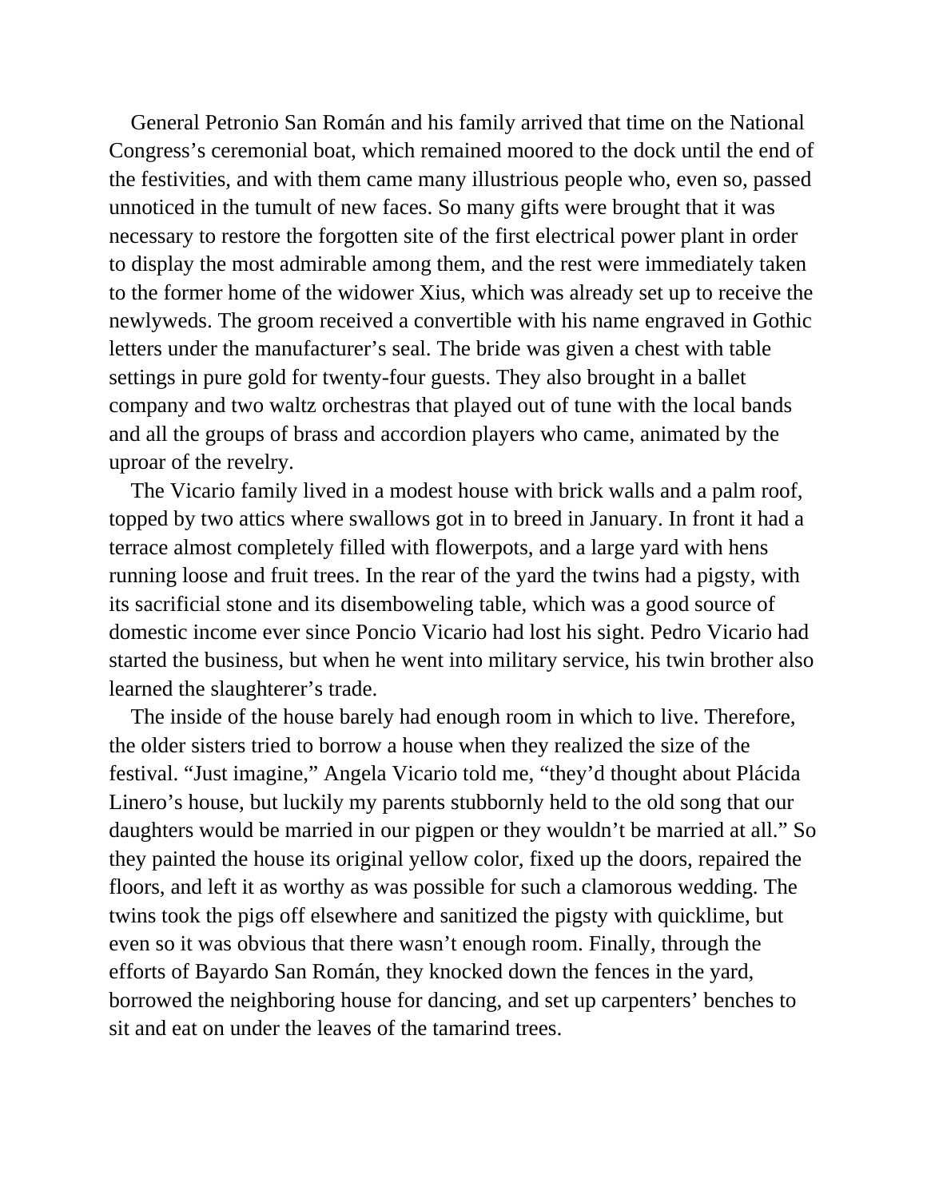General Petronio San Román and his family arrived that time on the National Congress's ceremonial boat, which remained moored to the dock until the end of the festivities, and with them came many illustrious people who, even so, passed unnoticed in the tumult of new faces. So many gifts were brought that it was necessary to restore the forgotten site of the first electrical power plant in order to display the most admirable among them, and the rest were immediately taken to the former home of the widower Xius, which was already set up to receive the newlyweds. The groom received a convertible with his name engraved in Gothic letters under the manufacturer's seal. The bride was given a chest with table settings in pure gold for twenty-four guests. They also brought in a ballet company and two waltz orchestras that played out of tune with the local bands and all the groups of brass and accordion players who came, animated by the uproar of the revelry.

The Vicario family lived in a modest house with brick walls and a palm roof, topped by two attics where swallows got in to breed in January. In front it had a terrace almost completely filled with flowerpots, and a large yard with hens running loose and fruit trees. In the rear of the yard the twins had a pigsty, with its sacrificial stone and its disemboweling table, which was a good source of domestic income ever since Poncio Vicario had lost his sight. Pedro Vicario had started the business, but when he went into military service, his twin brother also learned the slaughterer's trade.

The inside of the house barely had enough room in which to live. Therefore, the older sisters tried to borrow a house when they realized the size of the festival. "Just imagine," Angela Vicario told me, "they'd thought about Plácida Linero's house, but luckily my parents stubbornly held to the old song that our daughters would be married in our pigpen or they wouldn't be married at all." So they painted the house its original yellow color, fixed up the doors, repaired the floors, and left it as worthy as was possible for such a clamorous wedding. The twins took the pigs off elsewhere and sanitized the pigsty with quicklime, but even so it was obvious that there wasn't enough room. Finally, through the efforts of Bayardo San Román, they knocked down the fences in the yard, borrowed the neighboring house for dancing, and set up carpenters' benches to sit and eat on under the leaves of the tamarind trees.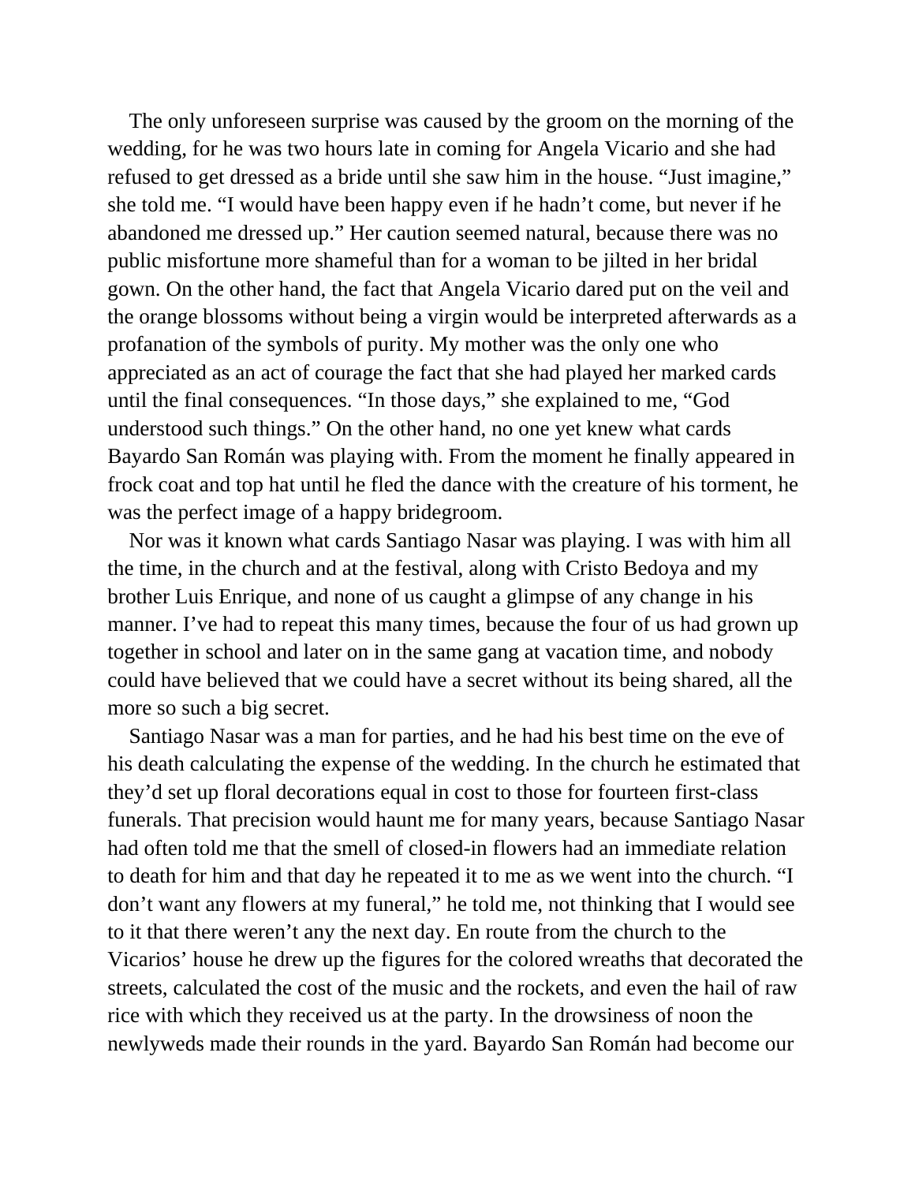The only unforeseen surprise was caused by the groom on the morning of the wedding, for he was two hours late in coming for Angela Vicario and she had refused to get dressed as a bride until she saw him in the house. “Just imagine,” she told me. “I would have been happy even if he hadn’t come, but never if he abandoned me dressed up.” Her caution seemed natural, because there was no public misfortune more shameful than for a woman to be jilted in her bridal gown. On the other hand, the fact that Angela Vicario dared put on the veil and the orange blossoms without being a virgin would be interpreted afterwards as a profanation of the symbols of purity. My mother was the only one who appreciated as an act of courage the fact that she had played her marked cards until the final consequences. “In those days,” she explained to me, “God understood such things.” On the other hand, no one yet knew what cards Bayardo San Román was playing with. From the moment he finally appeared in frock coat and top hat until he fled the dance with the creature of his torment, he was the perfect image of a happy bridegroom.

Nor was it known what cards Santiago Nasar was playing. I was with him all the time, in the church and at the festival, along with Cristo Bedoya and my brother Luis Enrique, and none of us caught a glimpse of any change in his manner. I’ve had to repeat this many times, because the four of us had grown up together in school and later on in the same gang at vacation time, and nobody could have believed that we could have a secret without its being shared, all the more so such a big secret.

Santiago Nasar was a man for parties, and he had his best time on the eve of his death calculating the expense of the wedding. In the church he estimated that they’d set up floral decorations equal in cost to those for fourteen first-class funerals. That precision would haunt me for many years, because Santiago Nasar had often told me that the smell of closed-in flowers had an immediate relation to death for him and that day he repeated it to me as we went into the church. “I don’t want any flowers at my funeral,” he told me, not thinking that I would see to it that there weren’t any the next day. En route from the church to the Vicarios’ house he drew up the figures for the colored wreaths that decorated the streets, calculated the cost of the music and the rockets, and even the hail of raw rice with which they received us at the party. In the drowsiness of noon the newlyweds made their rounds in the yard. Bayardo San Román had become our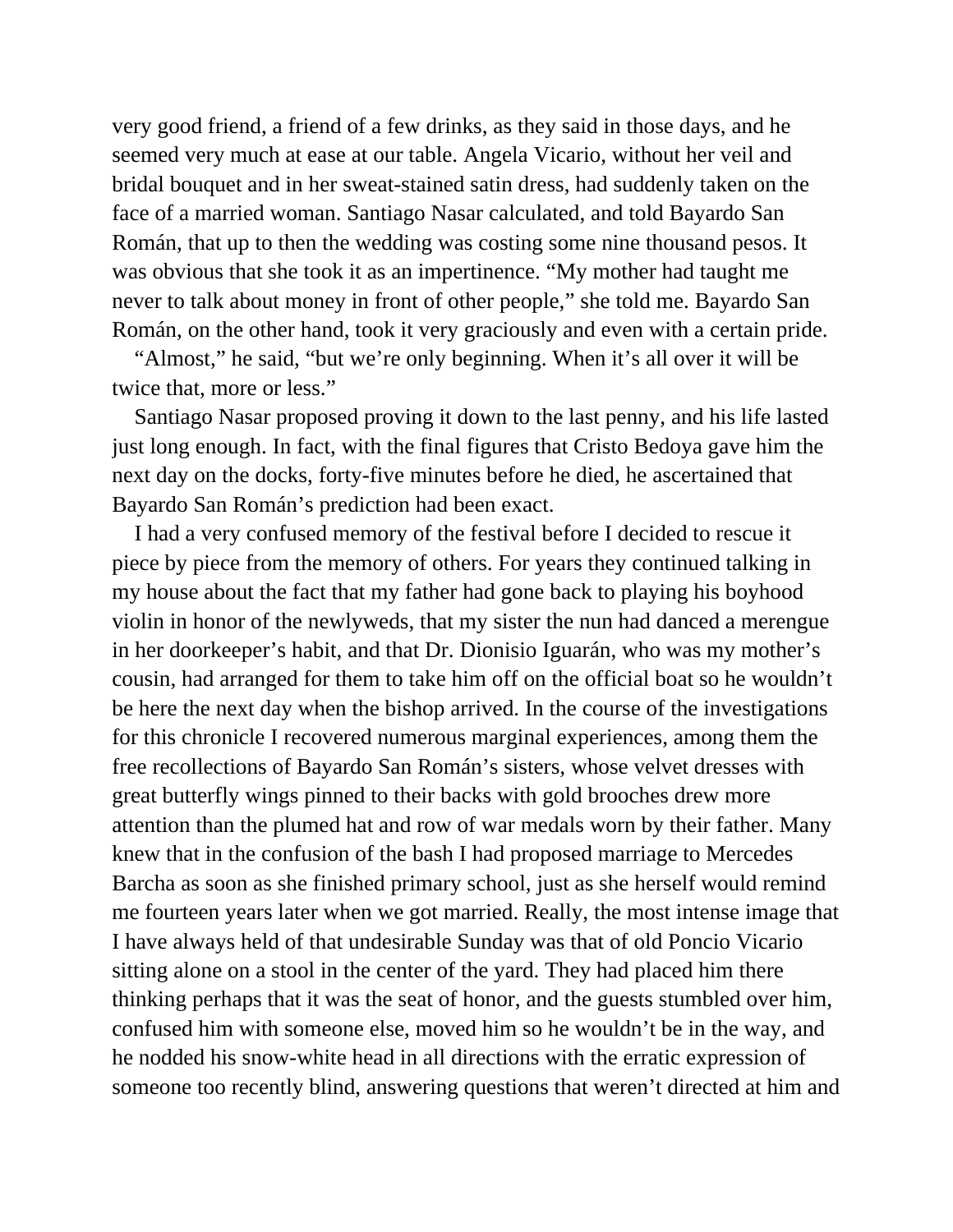very good friend, a friend of a few drinks, as they said in those days, and he seemed very much at ease at our table. Angela Vicario, without her veil and bridal bouquet and in her sweat-stained satin dress, had suddenly taken on the face of a married woman. Santiago Nasar calculated, and told Bayardo San Román, that up to then the wedding was costing some nine thousand pesos. It was obvious that she took it as an impertinence. "My mother had taught me never to talk about money in front of other people," she told me. Bayardo San Román, on the other hand, took it very graciously and even with a certain pride.

"Almost," he said, "but we're only beginning. When it's all over it will be twice that, more or less."

Santiago Nasar proposed proving it down to the last penny, and his life lasted just long enough. In fact, with the final figures that Cristo Bedoya gave him the next day on the docks, forty-five minutes before he died, he ascertained that Bayardo San Román's prediction had been exact.

I had a very confused memory of the festival before I decided to rescue it piece by piece from the memory of others. For years they continued talking in my house about the fact that my father had gone back to playing his boyhood violin in honor of the newlyweds, that my sister the nun had danced a merengue in her doorkeeper's habit, and that Dr. Dionisio Iguarán, who was my mother's cousin, had arranged for them to take him off on the official boat so he wouldn't be here the next day when the bishop arrived. In the course of the investigations for this chronicle I recovered numerous marginal experiences, among them the free recollections of Bayardo San Román's sisters, whose velvet dresses with great butterfly wings pinned to their backs with gold brooches drew more attention than the plumed hat and row of war medals worn by their father. Many knew that in the confusion of the bash I had proposed marriage to Mercedes Barcha as soon as she finished primary school, just as she herself would remind me fourteen years later when we got married. Really, the most intense image that I have always held of that undesirable Sunday was that of old Poncio Vicario sitting alone on a stool in the center of the yard. They had placed him there thinking perhaps that it was the seat of honor, and the guests stumbled over him, confused him with someone else, moved him so he wouldn't be in the way, and he nodded his snow-white head in all directions with the erratic expression of someone too recently blind, answering questions that weren't directed at him and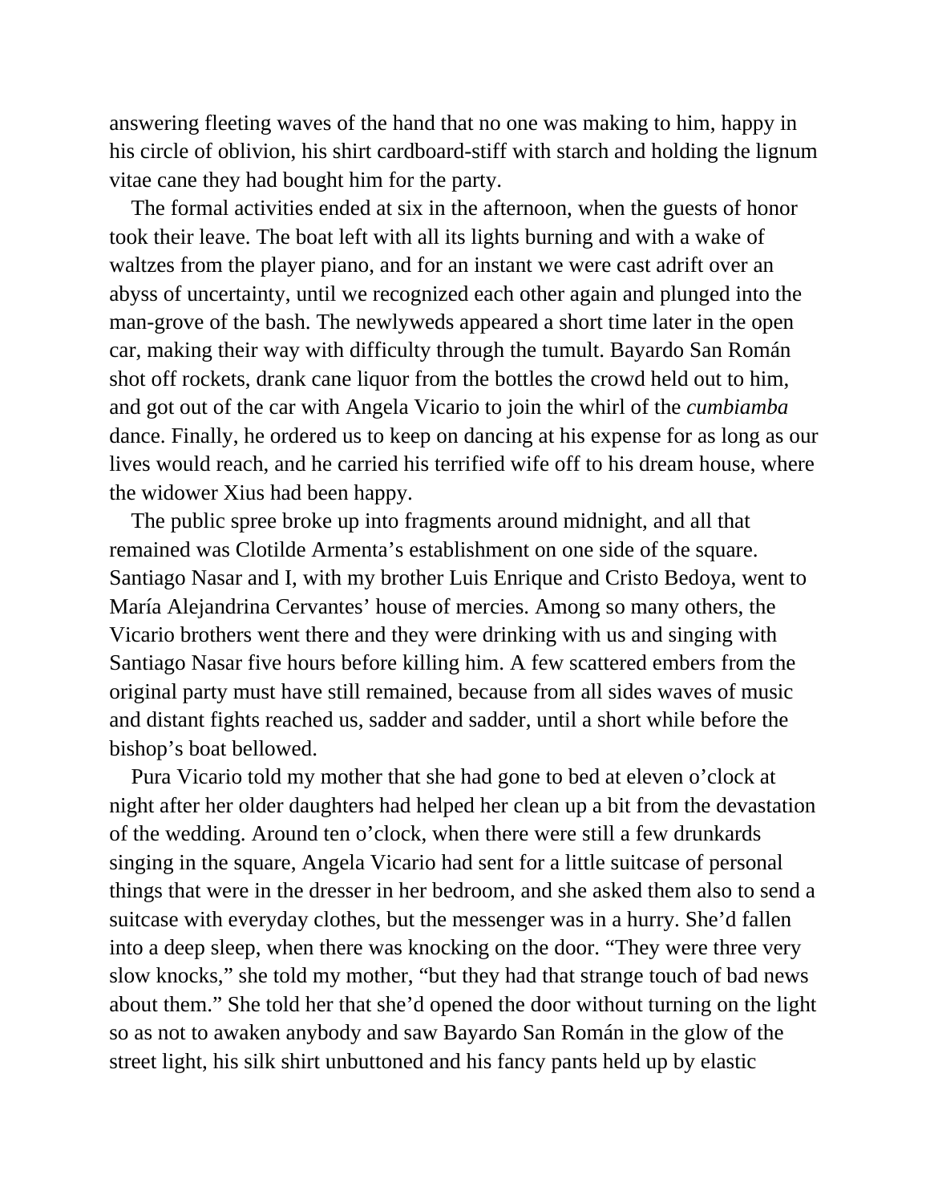answering fleeting waves of the hand that no one was making to him, happy in his circle of oblivion, his shirt cardboard-stiff with starch and holding the lignum vitae cane they had bought him for the party.

The formal activities ended at six in the afternoon, when the guests of honor took their leave. The boat left with all its lights burning and with a wake of waltzes from the player piano, and for an instant we were cast adrift over an abyss of uncertainty, until we recognized each other again and plunged into the man-grove of the bash. The newlyweds appeared a short time later in the open car, making their way with difficulty through the tumult. Bayardo San Román shot off rockets, drank cane liquor from the bottles the crowd held out to him, and got out of the car with Angela Vicario to join the whirl of the *cumbiamba* dance. Finally, he ordered us to keep on dancing at his expense for as long as our lives would reach, and he carried his terrified wife off to his dream house, where the widower Xius had been happy.

The public spree broke up into fragments around midnight, and all that remained was Clotilde Armenta's establishment on one side of the square. Santiago Nasar and I, with my brother Luis Enrique and Cristo Bedoya, went to María Alejandrina Cervantes' house of mercies. Among so many others, the Vicario brothers went there and they were drinking with us and singing with Santiago Nasar five hours before killing him. A few scattered embers from the original party must have still remained, because from all sides waves of music and distant fights reached us, sadder and sadder, until a short while before the bishop's boat bellowed.

Pura Vicario told my mother that she had gone to bed at eleven o'clock at night after her older daughters had helped her clean up a bit from the devastation of the wedding. Around ten o'clock, when there were still a few drunkards singing in the square, Angela Vicario had sent for a little suitcase of personal things that were in the dresser in her bedroom, and she asked them also to send a suitcase with everyday clothes, but the messenger was in a hurry. She'd fallen into a deep sleep, when there was knocking on the door. "They were three very slow knocks," she told my mother, "but they had that strange touch of bad news about them." She told her that she'd opened the door without turning on the light so as not to awaken anybody and saw Bayardo San Román in the glow of the street light, his silk shirt unbuttoned and his fancy pants held up by elastic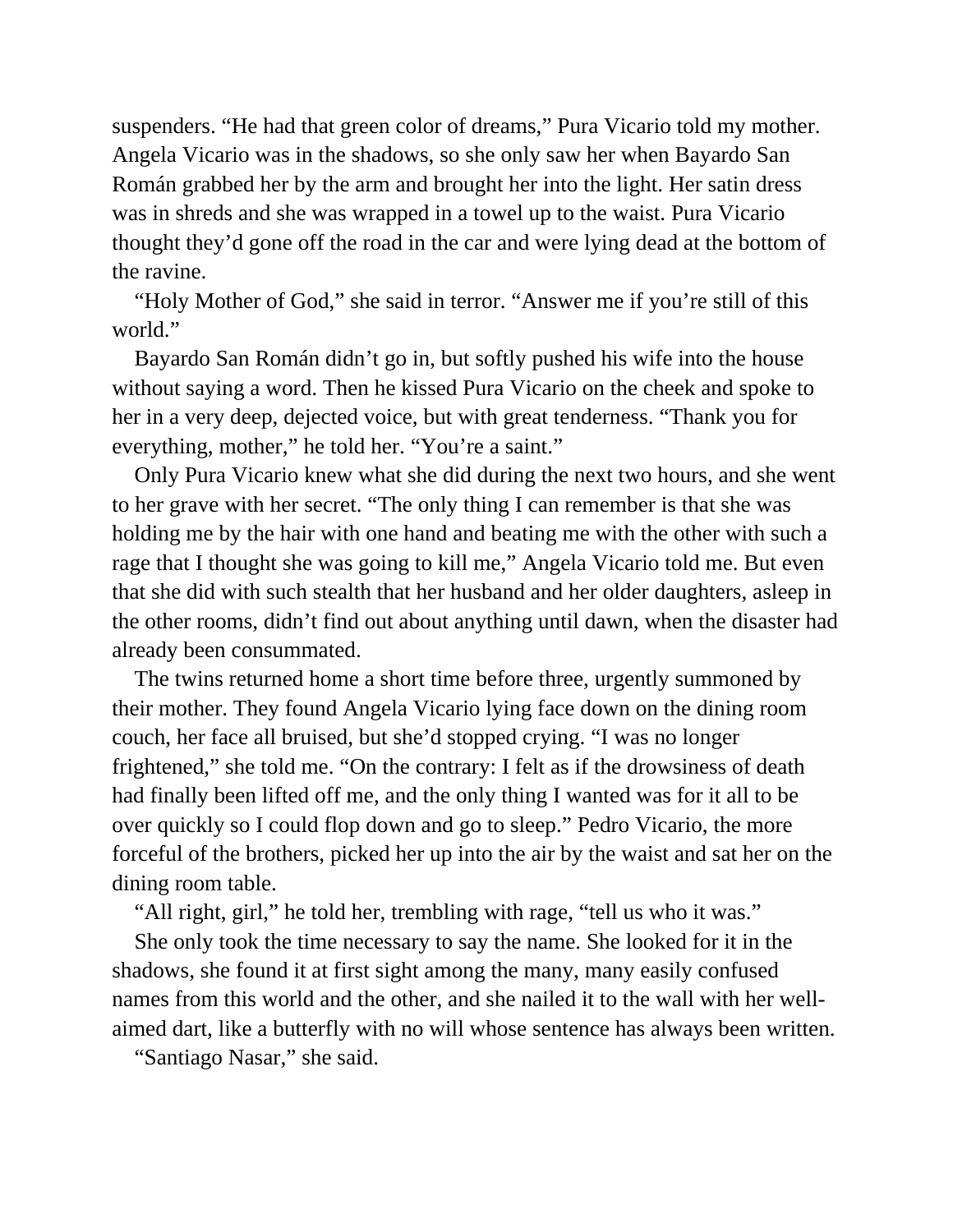suspenders. "He had that green color of dreams," Pura Vicario told my mother. Angela Vicario was in the shadows, so she only saw her when Bayardo San Román grabbed her by the arm and brought her into the light. Her satin dress was in shreds and she was wrapped in a towel up to the waist. Pura Vicario thought they'd gone off the road in the car and were lying dead at the bottom of the ravine.

"Holy Mother of God," she said in terror. "Answer me if you're still of this world."

Bayardo San Román didn't go in, but softly pushed his wife into the house without saying a word. Then he kissed Pura Vicario on the cheek and spoke to her in a very deep, dejected voice, but with great tenderness. "Thank you for everything, mother," he told her. "You're a saint."

Only Pura Vicario knew what she did during the next two hours, and she went to her grave with her secret. "The only thing I can remember is that she was holding me by the hair with one hand and beating me with the other with such a rage that I thought she was going to kill me," Angela Vicario told me. But even that she did with such stealth that her husband and her older daughters, asleep in the other rooms, didn't find out about anything until dawn, when the disaster had already been consummated.

The twins returned home a short time before three, urgently summoned by their mother. They found Angela Vicario lying face down on the dining room couch, her face all bruised, but she'd stopped crying. "I was no longer frightened," she told me. "On the contrary: I felt as if the drowsiness of death had finally been lifted off me, and the only thing I wanted was for it all to be over quickly so I could flop down and go to sleep." Pedro Vicario, the more forceful of the brothers, picked her up into the air by the waist and sat her on the dining room table.

"All right, girl," he told her, trembling with rage, "tell us who it was."

She only took the time necessary to say the name. She looked for it in the shadows, she found it at first sight among the many, many easily confused names from this world and the other, and she nailed it to the wall with her well-aimed dart, like a butterfly with no will whose sentence has always been written.

"Santiago Nasar," she said.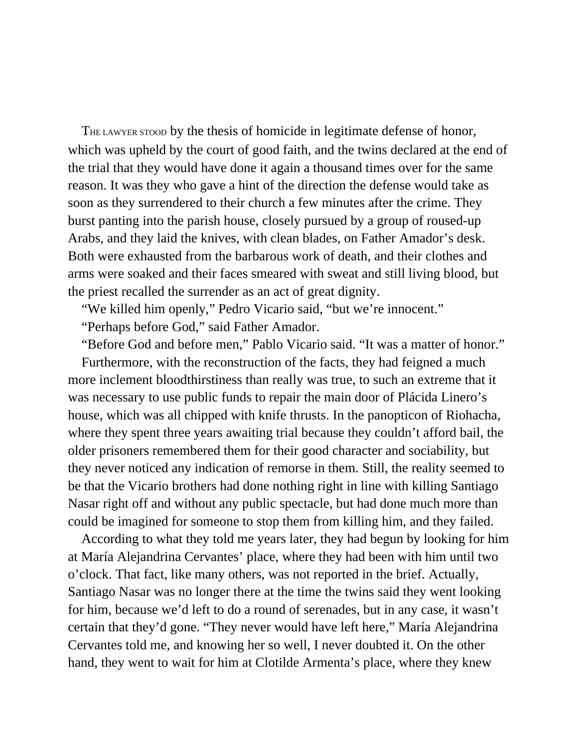THE LAWYER STOOD by the thesis of homicide in legitimate defense of honor, which was upheld by the court of good faith, and the twins declared at the end of the trial that they would have done it again a thousand times over for the same reason. It was they who gave a hint of the direction the defense would take as soon as they surrendered to their church a few minutes after the crime. They burst panting into the parish house, closely pursued by a group of roused-up Arabs, and they laid the knives, with clean blades, on Father Amador's desk. Both were exhausted from the barbarous work of death, and their clothes and arms were soaked and their faces smeared with sweat and still living blood, but the priest recalled the surrender as an act of great dignity.

"We killed him openly," Pedro Vicario said, "but we're innocent."

"Perhaps before God," said Father Amador.

"Before God and before men," Pablo Vicario said. "It was a matter of honor."

Furthermore, with the reconstruction of the facts, they had feigned a much more inclement bloodthirstiness than really was true, to such an extreme that it was necessary to use public funds to repair the main door of Plácida Linero's house, which was all chipped with knife thrusts. In the panopticon of Riohacha, where they spent three years awaiting trial because they couldn't afford bail, the older prisoners remembered them for their good character and sociability, but they never noticed any indication of remorse in them. Still, the reality seemed to be that the Vicario brothers had done nothing right in line with killing Santiago Nasar right off and without any public spectacle, but had done much more than could be imagined for someone to stop them from killing him, and they failed.

According to what they told me years later, they had begun by looking for him at María Alejandrina Cervantes' place, where they had been with him until two o'clock. That fact, like many others, was not reported in the brief. Actually, Santiago Nasar was no longer there at the time the twins said they went looking for him, because we'd left to do a round of serenades, but in any case, it wasn't certain that they'd gone. "They never would have left here," María Alejandrina Cervantes told me, and knowing her so well, I never doubted it. On the other hand, they went to wait for him at Clotilde Armenta's place, where they knew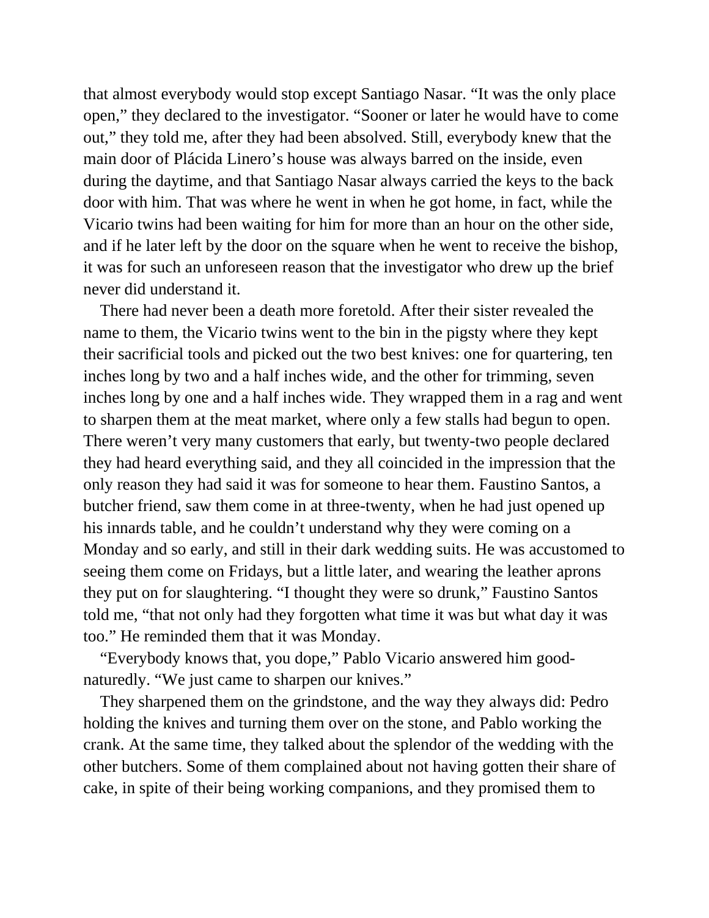that almost everybody would stop except Santiago Nasar. “It was the only place open,” they declared to the investigator. “Sooner or later he would have to come out,” they told me, after they had been absolved. Still, everybody knew that the main door of Plácida Linero’s house was always barred on the inside, even during the daytime, and that Santiago Nasar always carried the keys to the back door with him. That was where he went in when he got home, in fact, while the Vicario twins had been waiting for him for more than an hour on the other side, and if he later left by the door on the square when he went to receive the bishop, it was for such an unforeseen reason that the investigator who drew up the brief never did understand it.

There had never been a death more foretold. After their sister revealed the name to them, the Vicario twins went to the bin in the pigsty where they kept their sacrificial tools and picked out the two best knives: one for quartering, ten inches long by two and a half inches wide, and the other for trimming, seven inches long by one and a half inches wide. They wrapped them in a rag and went to sharpen them at the meat market, where only a few stalls had begun to open. There weren’t very many customers that early, but twenty-two people declared they had heard everything said, and they all coincided in the impression that the only reason they had said it was for someone to hear them. Faustino Santos, a butcher friend, saw them come in at three-twenty, when he had just opened up his innards table, and he couldn’t understand why they were coming on a Monday and so early, and still in their dark wedding suits. He was accustomed to seeing them come on Fridays, but a little later, and wearing the leather aprons they put on for slaughtering. “I thought they were so drunk,” Faustino Santos told me, “that not only had they forgotten what time it was but what day it was too.” He reminded them that it was Monday.

“Everybody knows that, you dope,” Pablo Vicario answered him good-naturedly. “We just came to sharpen our knives.”

They sharpened them on the grindstone, and the way they always did: Pedro holding the knives and turning them over on the stone, and Pablo working the crank. At the same time, they talked about the splendor of the wedding with the other butchers. Some of them complained about not having gotten their share of cake, in spite of their being working companions, and they promised them to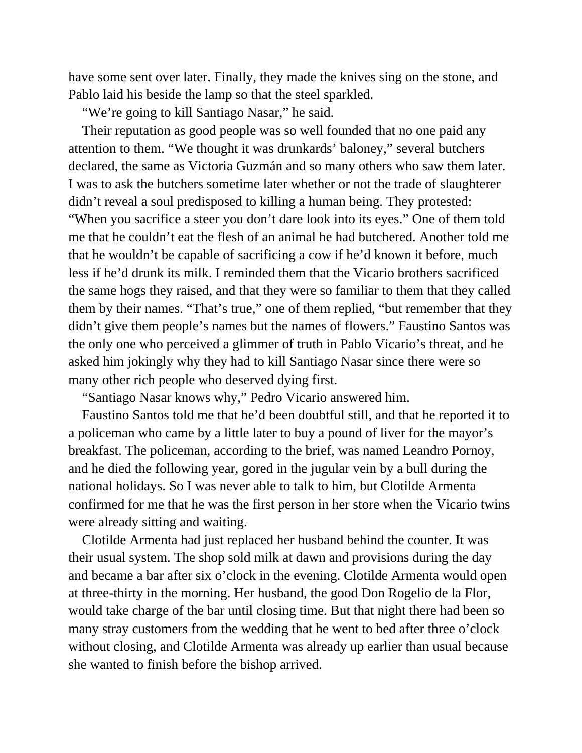have some sent over later. Finally, they made the knives sing on the stone, and Pablo laid his beside the lamp so that the steel sparkled.

"We're going to kill Santiago Nasar," he said.

Their reputation as good people was so well founded that no one paid any attention to them. "We thought it was drunkards' baloney," several butchers declared, the same as Victoria Guzmán and so many others who saw them later. I was to ask the butchers sometime later whether or not the trade of slaughterer didn't reveal a soul predisposed to killing a human being. They protested: "When you sacrifice a steer you don't dare look into its eyes." One of them told me that he couldn't eat the flesh of an animal he had butchered. Another told me that he wouldn't be capable of sacrificing a cow if he'd known it before, much less if he'd drunk its milk. I reminded them that the Vicario brothers sacrificed the same hogs they raised, and that they were so familiar to them that they called them by their names. "That's true," one of them replied, "but remember that they didn't give them people's names but the names of flowers." Faustino Santos was the only one who perceived a glimmer of truth in Pablo Vicario's threat, and he asked him jokingly why they had to kill Santiago Nasar since there were so many other rich people who deserved dying first.

"Santiago Nasar knows why," Pedro Vicario answered him.

Faustino Santos told me that he'd been doubtful still, and that he reported it to a policeman who came by a little later to buy a pound of liver for the mayor's breakfast. The policeman, according to the brief, was named Leandro Pornoy, and he died the following year, gored in the jugular vein by a bull during the national holidays. So I was never able to talk to him, but Clotilde Armenta confirmed for me that he was the first person in her store when the Vicario twins were already sitting and waiting.

Clotilde Armenta had just replaced her husband behind the counter. It was their usual system. The shop sold milk at dawn and provisions during the day and became a bar after six o'clock in the evening. Clotilde Armenta would open at three-thirty in the morning. Her husband, the good Don Rogelio de la Flor, would take charge of the bar until closing time. But that night there had been so many stray customers from the wedding that he went to bed after three o'clock without closing, and Clotilde Armenta was already up earlier than usual because she wanted to finish before the bishop arrived.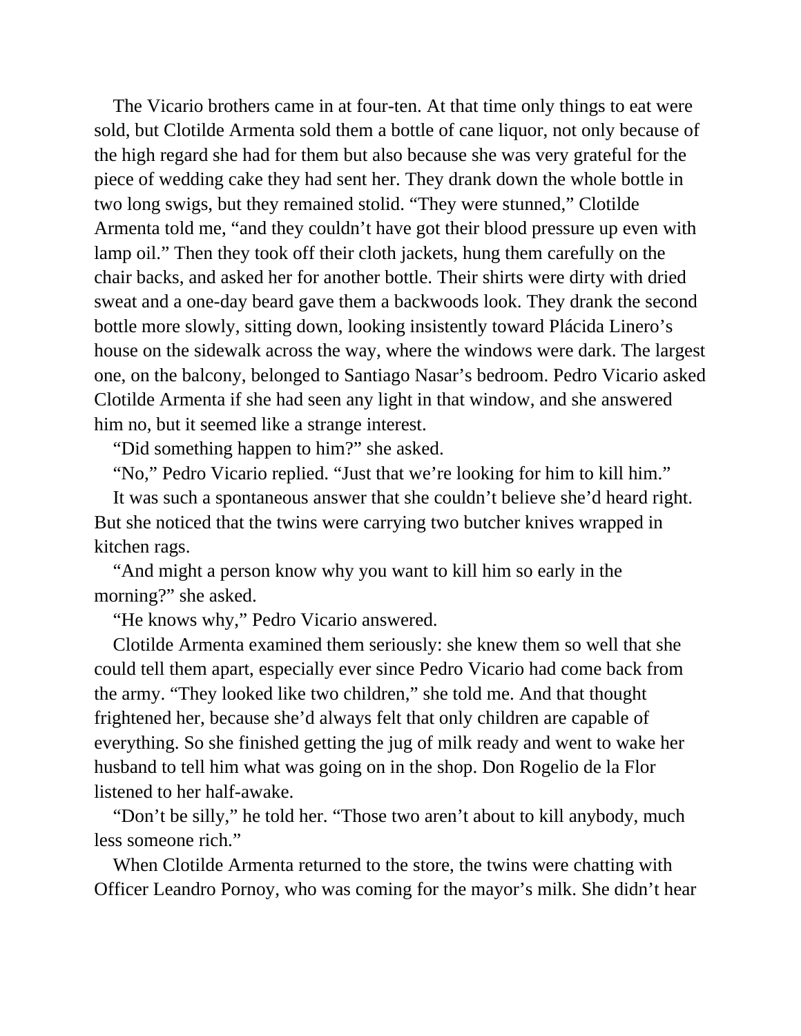The Vicario brothers came in at four-ten. At that time only things to eat were sold, but Clotilde Armenta sold them a bottle of cane liquor, not only because of the high regard she had for them but also because she was very grateful for the piece of wedding cake they had sent her. They drank down the whole bottle in two long swigs, but they remained stolid. "They were stunned," Clotilde Armenta told me, "and they couldn't have got their blood pressure up even with lamp oil." Then they took off their cloth jackets, hung them carefully on the chair backs, and asked her for another bottle. Their shirts were dirty with dried sweat and a one-day beard gave them a backwoods look. They drank the second bottle more slowly, sitting down, looking insistently toward Plácida Linero's house on the sidewalk across the way, where the windows were dark. The largest one, on the balcony, belonged to Santiago Nasar's bedroom. Pedro Vicario asked Clotilde Armenta if she had seen any light in that window, and she answered him no, but it seemed like a strange interest.

"Did something happen to him?" she asked.

"No," Pedro Vicario replied. "Just that we're looking for him to kill him."

It was such a spontaneous answer that she couldn't believe she'd heard right. But she noticed that the twins were carrying two butcher knives wrapped in kitchen rags.

"And might a person know why you want to kill him so early in the morning?" she asked.

"He knows why," Pedro Vicario answered.

Clotilde Armenta examined them seriously: she knew them so well that she could tell them apart, especially ever since Pedro Vicario had come back from the army. "They looked like two children," she told me. And that thought frightened her, because she'd always felt that only children are capable of everything. So she finished getting the jug of milk ready and went to wake her husband to tell him what was going on in the shop. Don Rogelio de la Flor listened to her half-awake.

"Don't be silly," he told her. "Those two aren't about to kill anybody, much less someone rich."

When Clotilde Armenta returned to the store, the twins were chatting with Officer Leandro Pornoy, who was coming for the mayor's milk. She didn't hear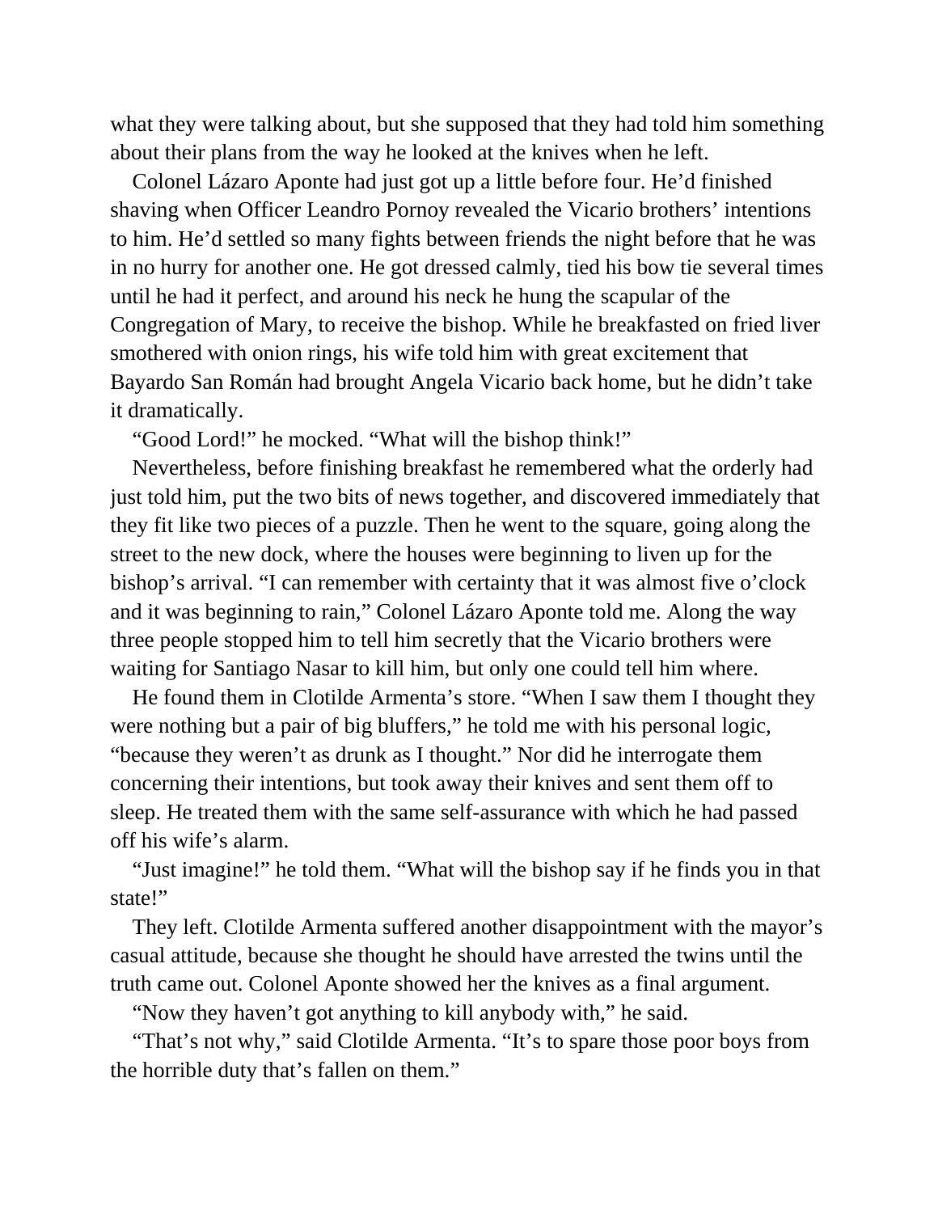what they were talking about, but she supposed that they had told him something about their plans from the way he looked at the knives when he left.

Colonel Lázaro Aponte had just got up a little before four. He'd finished shaving when Officer Leandro Pornoy revealed the Vicario brothers' intentions to him. He'd settled so many fights between friends the night before that he was in no hurry for another one. He got dressed calmly, tied his bow tie several times until he had it perfect, and around his neck he hung the scapular of the Congregation of Mary, to receive the bishop. While he breakfasted on fried liver smothered with onion rings, his wife told him with great excitement that Bayardo San Román had brought Angela Vicario back home, but he didn't take it dramatically.

"Good Lord!" he mocked. "What will the bishop think!"

Nevertheless, before finishing breakfast he remembered what the orderly had just told him, put the two bits of news together, and discovered immediately that they fit like two pieces of a puzzle. Then he went to the square, going along the street to the new dock, where the houses were beginning to liven up for the bishop's arrival. "I can remember with certainty that it was almost five o'clock and it was beginning to rain," Colonel Lázaro Aponte told me. Along the way three people stopped him to tell him secretly that the Vicario brothers were waiting for Santiago Nasar to kill him, but only one could tell him where.

He found them in Clotilde Armenta's store. "When I saw them I thought they were nothing but a pair of big bluffers," he told me with his personal logic, "because they weren't as drunk as I thought." Nor did he interrogate them concerning their intentions, but took away their knives and sent them off to sleep. He treated them with the same self-assurance with which he had passed off his wife's alarm.

"Just imagine!" he told them. "What will the bishop say if he finds you in that state!"

They left. Clotilde Armenta suffered another disappointment with the mayor's casual attitude, because she thought he should have arrested the twins until the truth came out. Colonel Aponte showed her the knives as a final argument.

"Now they haven't got anything to kill anybody with," he said.

"That's not why," said Clotilde Armenta. "It's to spare those poor boys from the horrible duty that's fallen on them."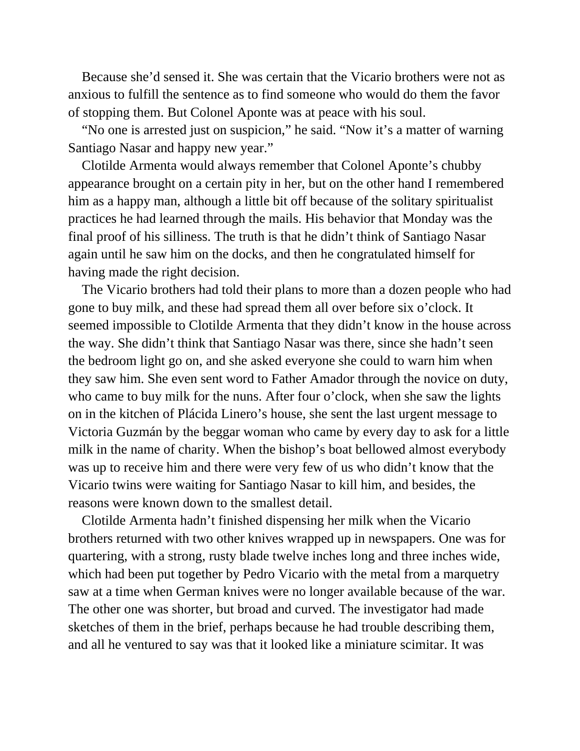Because she'd sensed it. She was certain that the Vicario brothers were not as anxious to fulfill the sentence as to find someone who would do them the favor of stopping them. But Colonel Aponte was at peace with his soul.

"No one is arrested just on suspicion," he said. "Now it's a matter of warning Santiago Nasar and happy new year."

Clotilde Armenta would always remember that Colonel Aponte's chubby appearance brought on a certain pity in her, but on the other hand I remembered him as a happy man, although a little bit off because of the solitary spiritualist practices he had learned through the mails. His behavior that Monday was the final proof of his silliness. The truth is that he didn't think of Santiago Nasar again until he saw him on the docks, and then he congratulated himself for having made the right decision.

The Vicario brothers had told their plans to more than a dozen people who had gone to buy milk, and these had spread them all over before six o'clock. It seemed impossible to Clotilde Armenta that they didn't know in the house across the way. She didn't think that Santiago Nasar was there, since she hadn't seen the bedroom light go on, and she asked everyone she could to warn him when they saw him. She even sent word to Father Amador through the novice on duty, who came to buy milk for the nuns. After four o'clock, when she saw the lights on in the kitchen of Plácida Linero's house, she sent the last urgent message to Victoria Guzmán by the beggar woman who came by every day to ask for a little milk in the name of charity. When the bishop's boat bellowed almost everybody was up to receive him and there were very few of us who didn't know that the Vicario twins were waiting for Santiago Nasar to kill him, and besides, the reasons were known down to the smallest detail.

Clotilde Armenta hadn't finished dispensing her milk when the Vicario brothers returned with two other knives wrapped up in newspapers. One was for quartering, with a strong, rusty blade twelve inches long and three inches wide, which had been put together by Pedro Vicario with the metal from a marquetry saw at a time when German knives were no longer available because of the war. The other one was shorter, but broad and curved. The investigator had made sketches of them in the brief, perhaps because he had trouble describing them, and all he ventured to say was that it looked like a miniature scimitar. It was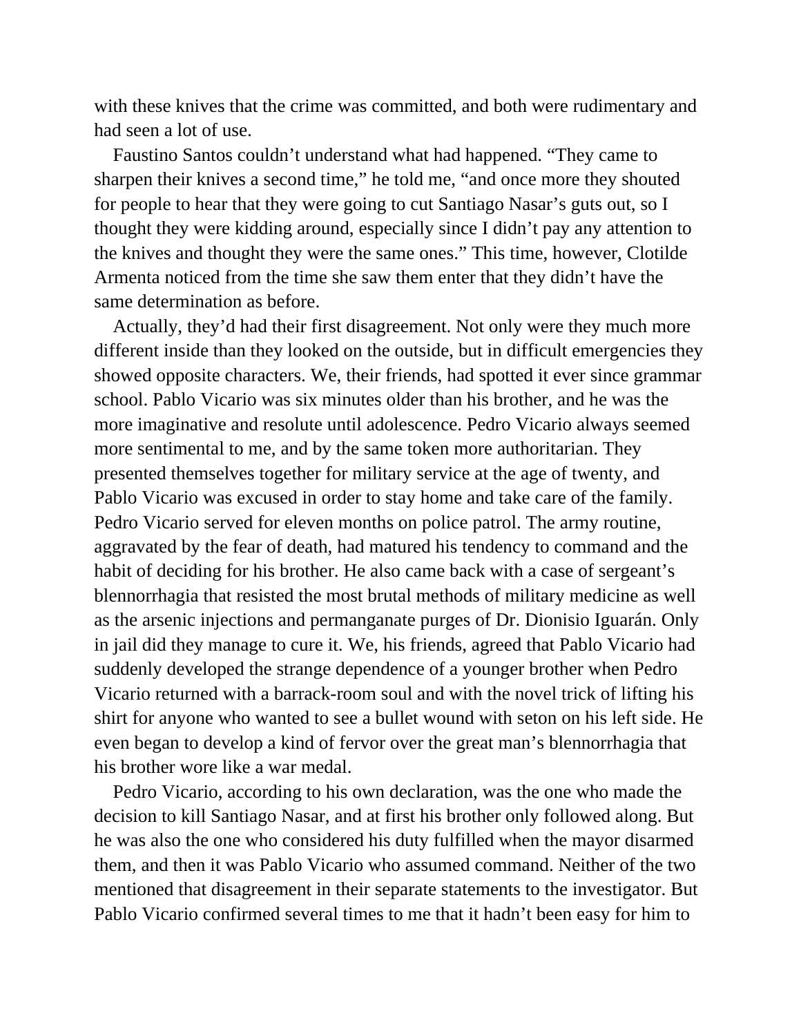with these knives that the crime was committed, and both were rudimentary and had seen a lot of use.

Faustino Santos couldn't understand what had happened. "They came to sharpen their knives a second time," he told me, "and once more they shouted for people to hear that they were going to cut Santiago Nasar's guts out, so I thought they were kidding around, especially since I didn't pay any attention to the knives and thought they were the same ones." This time, however, Clotilde Armenta noticed from the time she saw them enter that they didn't have the same determination as before.

Actually, they'd had their first disagreement. Not only were they much more different inside than they looked on the outside, but in difficult emergencies they showed opposite characters. We, their friends, had spotted it ever since grammar school. Pablo Vicario was six minutes older than his brother, and he was the more imaginative and resolute until adolescence. Pedro Vicario always seemed more sentimental to me, and by the same token more authoritarian. They presented themselves together for military service at the age of twenty, and Pablo Vicario was excused in order to stay home and take care of the family. Pedro Vicario served for eleven months on police patrol. The army routine, aggravated by the fear of death, had matured his tendency to command and the habit of deciding for his brother. He also came back with a case of sergeant's blennorrhagia that resisted the most brutal methods of military medicine as well as the arsenic injections and permanganate purges of Dr. Dionisio Iguarán. Only in jail did they manage to cure it. We, his friends, agreed that Pablo Vicario had suddenly developed the strange dependence of a younger brother when Pedro Vicario returned with a barrack-room soul and with the novel trick of lifting his shirt for anyone who wanted to see a bullet wound with seton on his left side. He even began to develop a kind of fervor over the great man's blennorrhagia that his brother wore like a war medal.

Pedro Vicario, according to his own declaration, was the one who made the decision to kill Santiago Nasar, and at first his brother only followed along. But he was also the one who considered his duty fulfilled when the mayor disarmed them, and then it was Pablo Vicario who assumed command. Neither of the two mentioned that disagreement in their separate statements to the investigator. But Pablo Vicario confirmed several times to me that it hadn't been easy for him to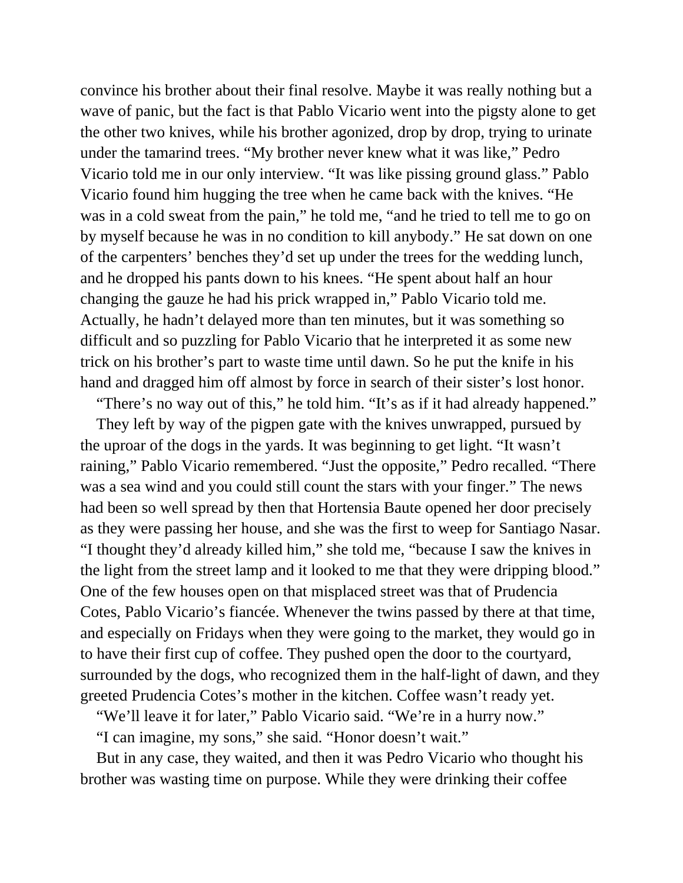convince his brother about their final resolve. Maybe it was really nothing but a wave of panic, but the fact is that Pablo Vicario went into the pigsty alone to get the other two knives, while his brother agonized, drop by drop, trying to urinate under the tamarind trees. "My brother never knew what it was like," Pedro Vicario told me in our only interview. "It was like pissing ground glass." Pablo Vicario found him hugging the tree when he came back with the knives. "He was in a cold sweat from the pain," he told me, "and he tried to tell me to go on by myself because he was in no condition to kill anybody." He sat down on one of the carpenters' benches they'd set up under the trees for the wedding lunch, and he dropped his pants down to his knees. "He spent about half an hour changing the gauze he had his prick wrapped in," Pablo Vicario told me. Actually, he hadn't delayed more than ten minutes, but it was something so difficult and so puzzling for Pablo Vicario that he interpreted it as some new trick on his brother's part to waste time until dawn. So he put the knife in his hand and dragged him off almost by force in search of their sister's lost honor.

"There's no way out of this," he told him. "It's as if it had already happened."

They left by way of the pigpen gate with the knives unwrapped, pursued by the uproar of the dogs in the yards. It was beginning to get light. "It wasn't raining," Pablo Vicario remembered. "Just the opposite," Pedro recalled. "There was a sea wind and you could still count the stars with your finger." The news had been so well spread by then that Hortensia Baute opened her door precisely as they were passing her house, and she was the first to weep for Santiago Nasar. "I thought they'd already killed him," she told me, "because I saw the knives in the light from the street lamp and it looked to me that they were dripping blood." One of the few houses open on that misplaced street was that of Prudencia Cotes, Pablo Vicario's fiancée. Whenever the twins passed by there at that time, and especially on Fridays when they were going to the market, they would go in to have their first cup of coffee. They pushed open the door to the courtyard, surrounded by the dogs, who recognized them in the half-light of dawn, and they greeted Prudencia Cotes's mother in the kitchen. Coffee wasn't ready yet.

"We'll leave it for later," Pablo Vicario said. "We're in a hurry now."

"I can imagine, my sons," she said. "Honor doesn't wait."

But in any case, they waited, and then it was Pedro Vicario who thought his brother was wasting time on purpose. While they were drinking their coffee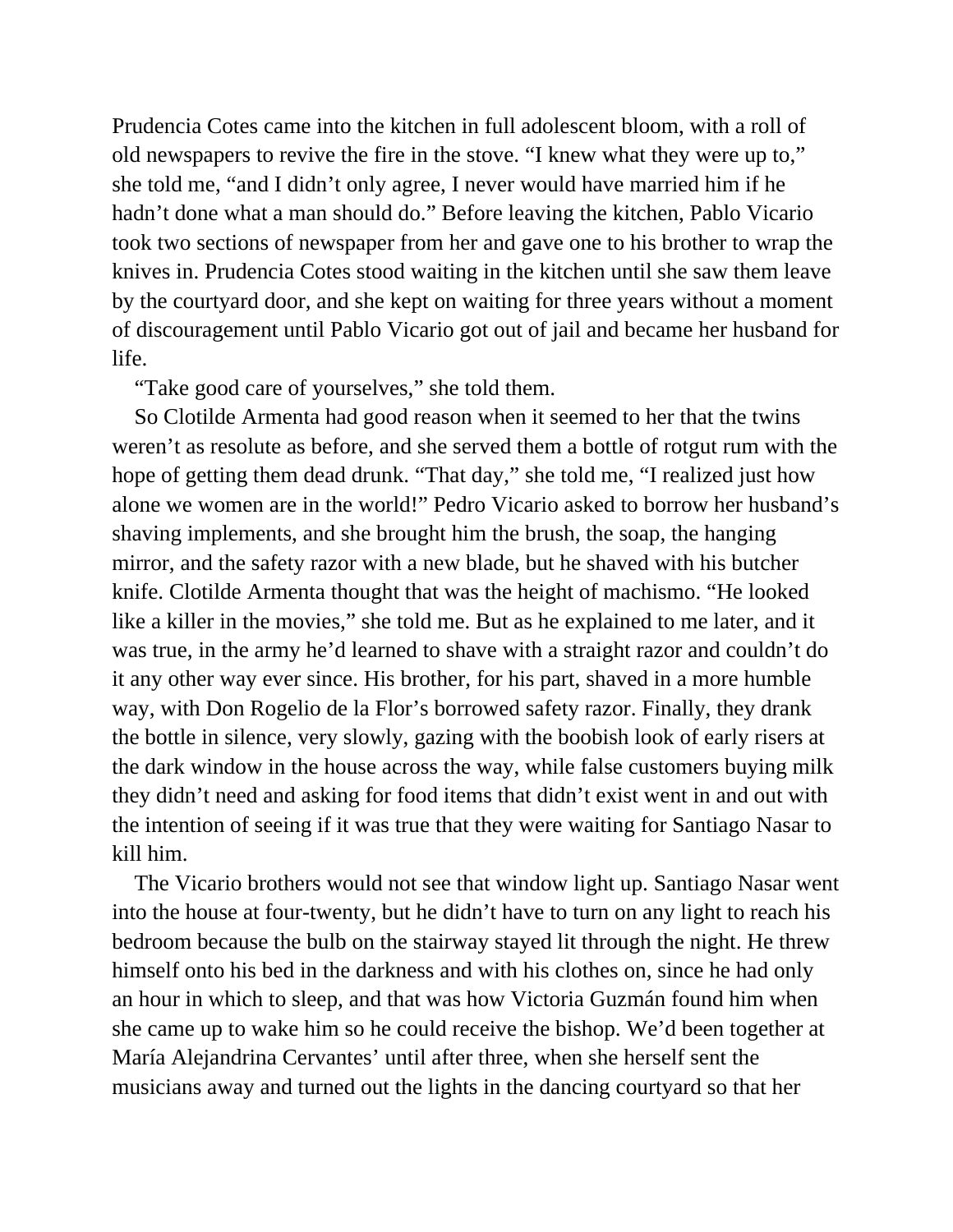Prudencia Cotes came into the kitchen in full adolescent bloom, with a roll of old newspapers to revive the fire in the stove. “I knew what they were up to,” she told me, “and I didn’t only agree, I never would have married him if he hadn’t done what a man should do.” Before leaving the kitchen, Pablo Vicario took two sections of newspaper from her and gave one to his brother to wrap the knives in. Prudencia Cotes stood waiting in the kitchen until she saw them leave by the courtyard door, and she kept on waiting for three years without a moment of discouragement until Pablo Vicario got out of jail and became her husband for life.

“Take good care of yourselves,” she told them.

So Clotilde Armenta had good reason when it seemed to her that the twins weren’t as resolute as before, and she served them a bottle of rotgut rum with the hope of getting them dead drunk. “That day,” she told me, “I realized just how alone we women are in the world!” Pedro Vicario asked to borrow her husband’s shaving implements, and she brought him the brush, the soap, the hanging mirror, and the safety razor with a new blade, but he shaved with his butcher knife. Clotilde Armenta thought that was the height of machismo. “He looked like a killer in the movies,” she told me. But as he explained to me later, and it was true, in the army he’d learned to shave with a straight razor and couldn’t do it any other way ever since. His brother, for his part, shaved in a more humble way, with Don Rogelio de la Flor’s borrowed safety razor. Finally, they drank the bottle in silence, very slowly, gazing with the boobish look of early risers at the dark window in the house across the way, while false customers buying milk they didn’t need and asking for food items that didn’t exist went in and out with the intention of seeing if it was true that they were waiting for Santiago Nasar to kill him.

The Vicario brothers would not see that window light up. Santiago Nasar went into the house at four-twenty, but he didn’t have to turn on any light to reach his bedroom because the bulb on the stairway stayed lit through the night. He threw himself onto his bed in the darkness and with his clothes on, since he had only an hour in which to sleep, and that was how Victoria Guzmán found him when she came up to wake him so he could receive the bishop. We’d been together at María Alejandrina Cervantes’ until after three, when she herself sent the musicians away and turned out the lights in the dancing courtyard so that her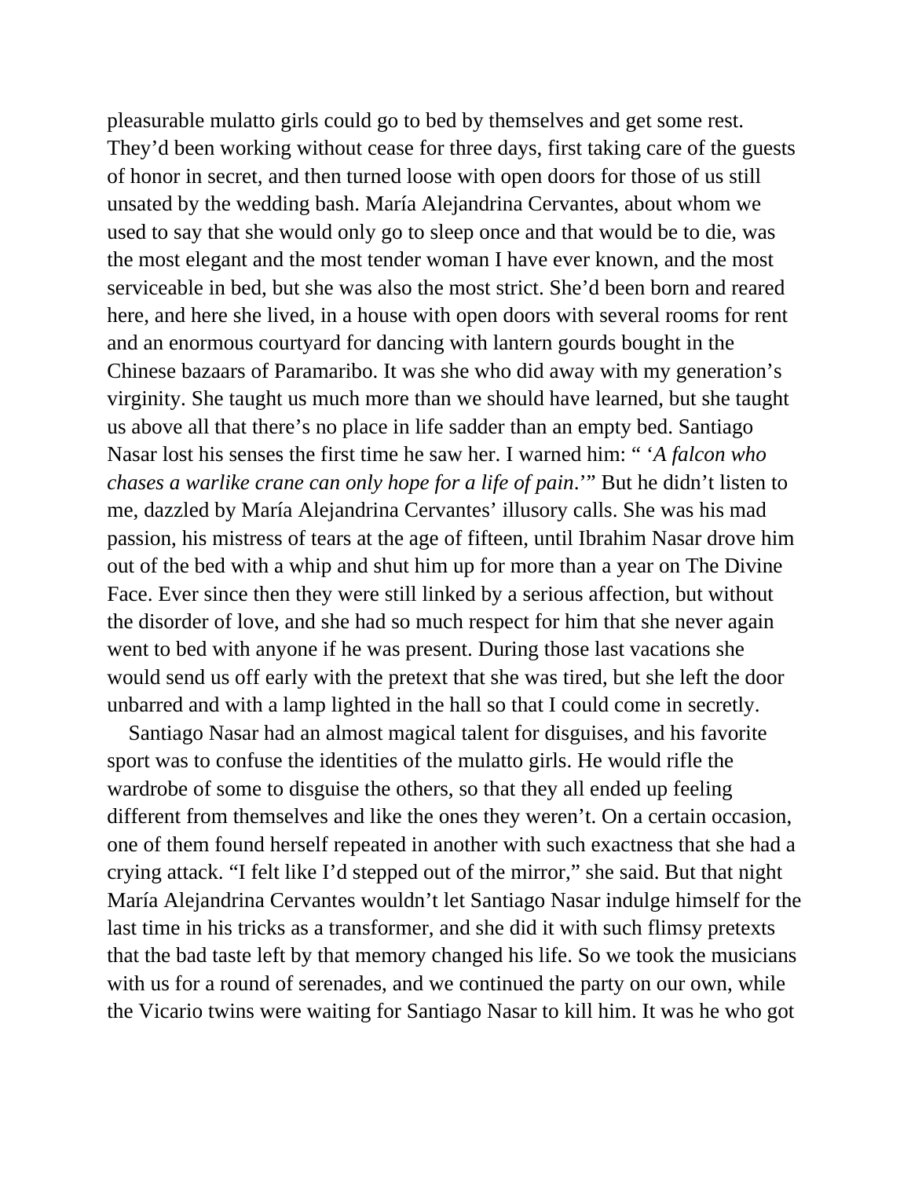pleasurable mulatto girls could go to bed by themselves and get some rest. They'd been working without cease for three days, first taking care of the guests of honor in secret, and then turned loose with open doors for those of us still unsated by the wedding bash. María Alejandrina Cervantes, about whom we used to say that she would only go to sleep once and that would be to die, was the most elegant and the most tender woman I have ever known, and the most serviceable in bed, but she was also the most strict. She'd been born and reared here, and here she lived, in a house with open doors with several rooms for rent and an enormous courtyard for dancing with lantern gourds bought in the Chinese bazaars of Paramaribo. It was she who did away with my generation's virginity. She taught us much more than we should have learned, but she taught us above all that there's no place in life sadder than an empty bed. Santiago Nasar lost his senses the first time he saw her. I warned him: " '*A falcon who chases a warlike crane can only hope for a life of pain.*' " But he didn't listen to me, dazzled by María Alejandrina Cervantes' illusory calls. She was his mad passion, his mistress of tears at the age of fifteen, until Ibrahim Nasar drove him out of the bed with a whip and shut him up for more than a year on The Divine Face. Ever since then they were still linked by a serious affection, but without the disorder of love, and she had so much respect for him that she never again went to bed with anyone if he was present. During those last vacations she would send us off early with the pretext that she was tired, but she left the door unbarred and with a lamp lighted in the hall so that I could come in secretly.

Santiago Nasar had an almost magical talent for disguises, and his favorite sport was to confuse the identities of the mulatto girls. He would rifle the wardrobe of some to disguise the others, so that they all ended up feeling different from themselves and like the ones they weren't. On a certain occasion, one of them found herself repeated in another with such exactness that she had a crying attack. "I felt like I'd stepped out of the mirror," she said. But that night María Alejandrina Cervantes wouldn't let Santiago Nasar indulge himself for the last time in his tricks as a transformer, and she did it with such flimsy pretexts that the bad taste left by that memory changed his life. So we took the musicians with us for a round of serenades, and we continued the party on our own, while the Vicario twins were waiting for Santiago Nasar to kill him. It was he who got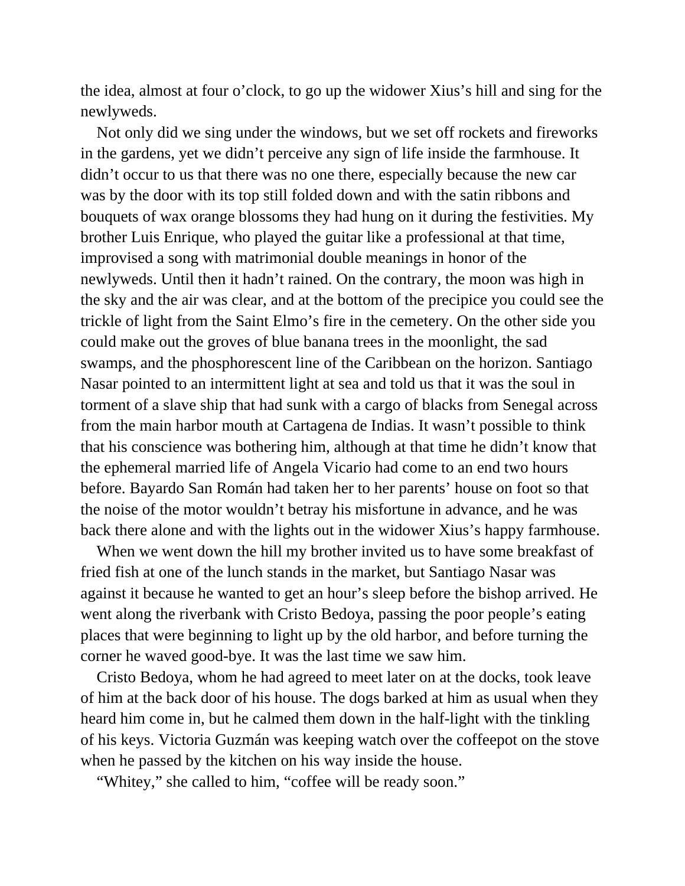the idea, almost at four o'clock, to go up the widower Xius's hill and sing for the newlyweds.

Not only did we sing under the windows, but we set off rockets and fireworks in the gardens, yet we didn't perceive any sign of life inside the farmhouse. It didn't occur to us that there was no one there, especially because the new car was by the door with its top still folded down and with the satin ribbons and bouquets of wax orange blossoms they had hung on it during the festivities. My brother Luis Enrique, who played the guitar like a professional at that time, improvised a song with matrimonial double meanings in honor of the newlyweds. Until then it hadn't rained. On the contrary, the moon was high in the sky and the air was clear, and at the bottom of the precipice you could see the trickle of light from the Saint Elmo's fire in the cemetery. On the other side you could make out the groves of blue banana trees in the moonlight, the sad swamps, and the phosphorescent line of the Caribbean on the horizon. Santiago Nasar pointed to an intermittent light at sea and told us that it was the soul in torment of a slave ship that had sunk with a cargo of blacks from Senegal across from the main harbor mouth at Cartagena de Indias. It wasn't possible to think that his conscience was bothering him, although at that time he didn't know that the ephemeral married life of Angela Vicario had come to an end two hours before. Bayardo San Román had taken her to her parents' house on foot so that the noise of the motor wouldn't betray his misfortune in advance, and he was back there alone and with the lights out in the widower Xius's happy farmhouse.

When we went down the hill my brother invited us to have some breakfast of fried fish at one of the lunch stands in the market, but Santiago Nasar was against it because he wanted to get an hour's sleep before the bishop arrived. He went along the riverbank with Cristo Bedoya, passing the poor people's eating places that were beginning to light up by the old harbor, and before turning the corner he waved good-bye. It was the last time we saw him.

Cristo Bedoya, whom he had agreed to meet later on at the docks, took leave of him at the back door of his house. The dogs barked at him as usual when they heard him come in, but he calmed them down in the half-light with the tinkling of his keys. Victoria Guzmán was keeping watch over the coffeepot on the stove when he passed by the kitchen on his way inside the house.

"Whitey," she called to him, "coffee will be ready soon."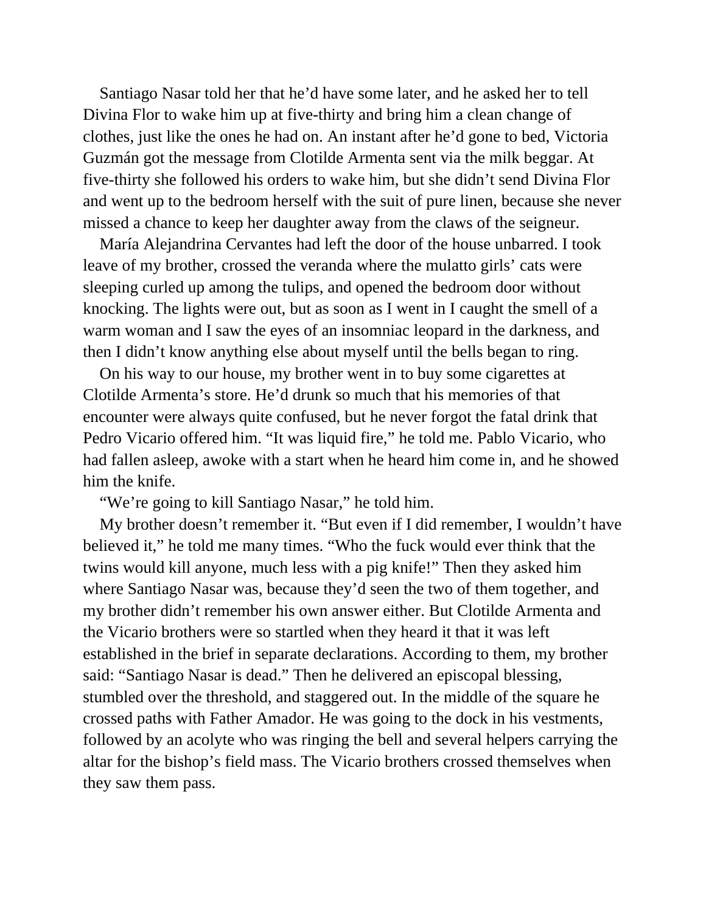Santiago Nasar told her that he'd have some later, and he asked her to tell Divina Flor to wake him up at five-thirty and bring him a clean change of clothes, just like the ones he had on. An instant after he'd gone to bed, Victoria Guzmán got the message from Clotilde Armenta sent via the milk beggar. At five-thirty she followed his orders to wake him, but she didn't send Divina Flor and went up to the bedroom herself with the suit of pure linen, because she never missed a chance to keep her daughter away from the claws of the seigneur.

María Alejandrina Cervantes had left the door of the house unbarred. I took leave of my brother, crossed the veranda where the mulatto girls' cats were sleeping curled up among the tulips, and opened the bedroom door without knocking. The lights were out, but as soon as I went in I caught the smell of a warm woman and I saw the eyes of an insomniac leopard in the darkness, and then I didn't know anything else about myself until the bells began to ring.

On his way to our house, my brother went in to buy some cigarettes at Clotilde Armenta's store. He'd drunk so much that his memories of that encounter were always quite confused, but he never forgot the fatal drink that Pedro Vicario offered him. "It was liquid fire," he told me. Pablo Vicario, who had fallen asleep, awoke with a start when he heard him come in, and he showed him the knife.

"We're going to kill Santiago Nasar," he told him.

My brother doesn't remember it. "But even if I did remember, I wouldn't have believed it," he told me many times. "Who the fuck would ever think that the twins would kill anyone, much less with a pig knife!" Then they asked him where Santiago Nasar was, because they'd seen the two of them together, and my brother didn't remember his own answer either. But Clotilde Armenta and the Vicario brothers were so startled when they heard it that it was left established in the brief in separate declarations. According to them, my brother said: "Santiago Nasar is dead." Then he delivered an episcopal blessing, stumbled over the threshold, and staggered out. In the middle of the square he crossed paths with Father Amador. He was going to the dock in his vestments, followed by an acolyte who was ringing the bell and several helpers carrying the altar for the bishop's field mass. The Vicario brothers crossed themselves when they saw them pass.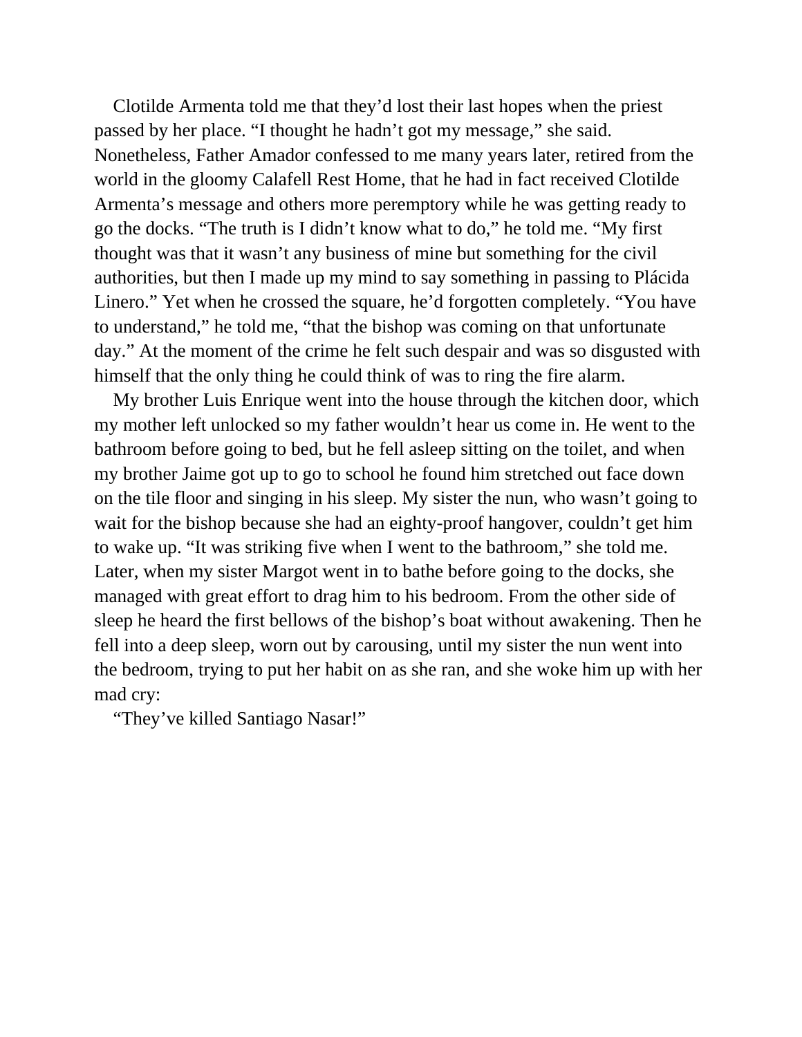Clotilde Armenta told me that they'd lost their last hopes when the priest passed by her place. "I thought he hadn't got my message," she said. Nonetheless, Father Amador confessed to me many years later, retired from the world in the gloomy Calafell Rest Home, that he had in fact received Clotilde Armenta's message and others more peremptory while he was getting ready to go the docks. "The truth is I didn't know what to do," he told me. "My first thought was that it wasn't any business of mine but something for the civil authorities, but then I made up my mind to say something in passing to Plácida Linero." Yet when he crossed the square, he'd forgotten completely. "You have to understand," he told me, "that the bishop was coming on that unfortunate day." At the moment of the crime he felt such despair and was so disgusted with himself that the only thing he could think of was to ring the fire alarm.

My brother Luis Enrique went into the house through the kitchen door, which my mother left unlocked so my father wouldn't hear us come in. He went to the bathroom before going to bed, but he fell asleep sitting on the toilet, and when my brother Jaime got up to go to school he found him stretched out face down on the tile floor and singing in his sleep. My sister the nun, who wasn't going to wait for the bishop because she had an eighty-proof hangover, couldn't get him to wake up. "It was striking five when I went to the bathroom," she told me. Later, when my sister Margot went in to bathe before going to the docks, she managed with great effort to drag him to his bedroom. From the other side of sleep he heard the first bellows of the bishop's boat without awakening. Then he fell into a deep sleep, worn out by carousing, until my sister the nun went into the bedroom, trying to put her habit on as she ran, and she woke him up with her mad cry:

"They've killed Santiago Nasar!"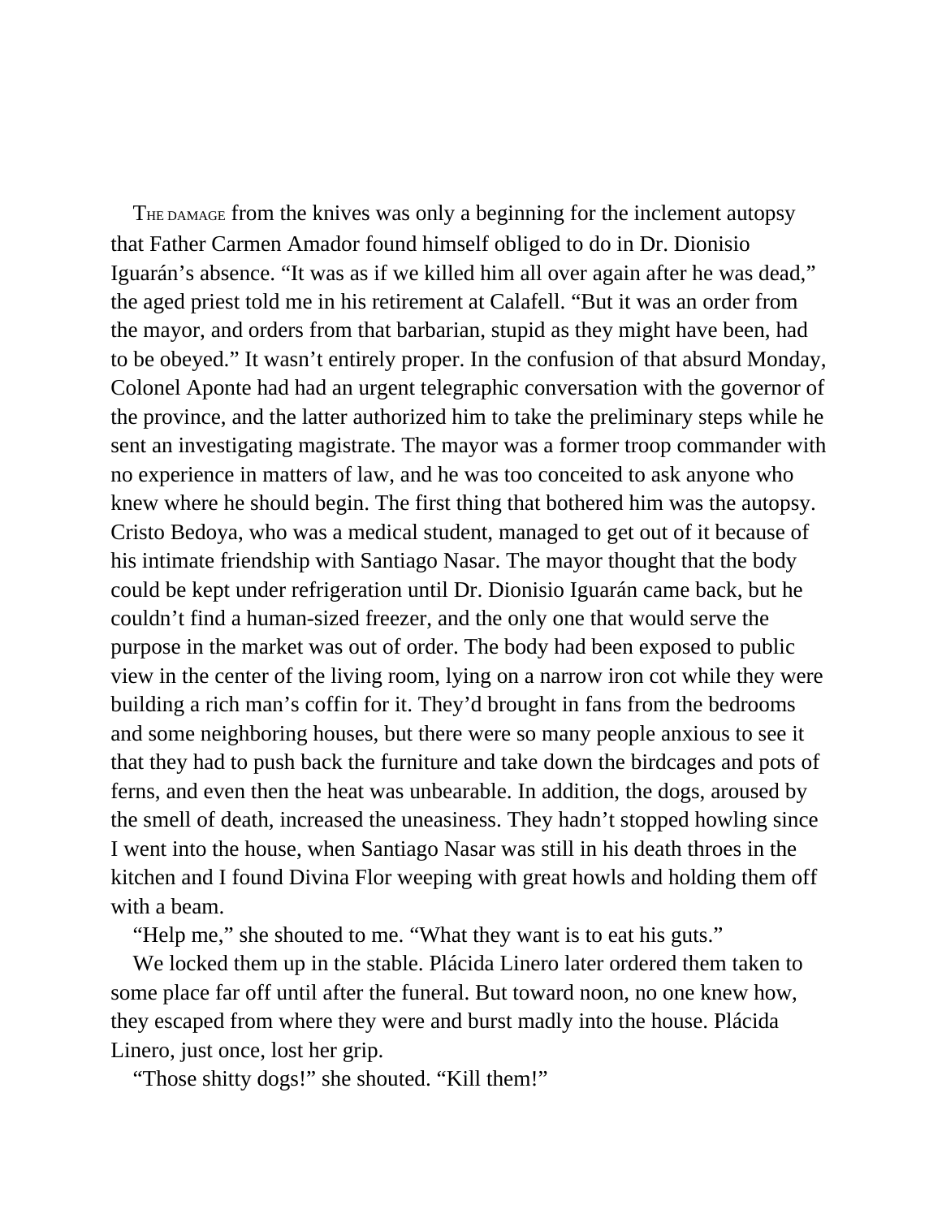THE DAMAGE from the knives was only a beginning for the inclement autopsy that Father Carmen Amador found himself obliged to do in Dr. Dionisio Iguarán's absence. "It was as if we killed him all over again after he was dead," the aged priest told me in his retirement at Calafell. "But it was an order from the mayor, and orders from that barbarian, stupid as they might have been, had to be obeyed." It wasn't entirely proper. In the confusion of that absurd Monday, Colonel Aponte had had an urgent telegraphic conversation with the governor of the province, and the latter authorized him to take the preliminary steps while he sent an investigating magistrate. The mayor was a former troop commander with no experience in matters of law, and he was too conceited to ask anyone who knew where he should begin. The first thing that bothered him was the autopsy. Cristo Bedoya, who was a medical student, managed to get out of it because of his intimate friendship with Santiago Nasar. The mayor thought that the body could be kept under refrigeration until Dr. Dionisio Iguarán came back, but he couldn't find a human-sized freezer, and the only one that would serve the purpose in the market was out of order. The body had been exposed to public view in the center of the living room, lying on a narrow iron cot while they were building a rich man's coffin for it. They'd brought in fans from the bedrooms and some neighboring houses, but there were so many people anxious to see it that they had to push back the furniture and take down the birdcages and pots of ferns, and even then the heat was unbearable. In addition, the dogs, aroused by the smell of death, increased the uneasiness. They hadn't stopped howling since I went into the house, when Santiago Nasar was still in his death throes in the kitchen and I found Divina Flor weeping with great howls and holding them off with a beam.

"Help me," she shouted to me. "What they want is to eat his guts."

We locked them up in the stable. Plácida Linero later ordered them taken to some place far off until after the funeral. But toward noon, no one knew how, they escaped from where they were and burst madly into the house. Plácida Linero, just once, lost her grip.

"Those shitty dogs!" she shouted. "Kill them!"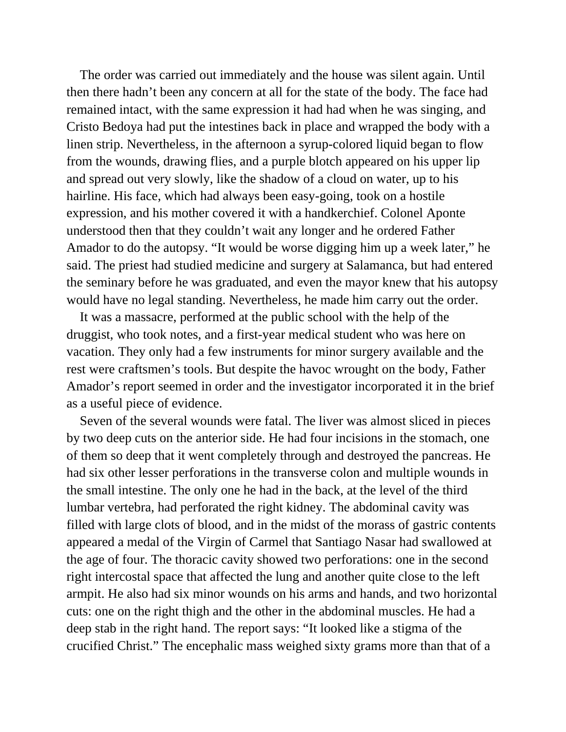The order was carried out immediately and the house was silent again. Until then there hadn't been any concern at all for the state of the body. The face had remained intact, with the same expression it had had when he was singing, and Cristo Bedoya had put the intestines back in place and wrapped the body with a linen strip. Nevertheless, in the afternoon a syrup-colored liquid began to flow from the wounds, drawing flies, and a purple blotch appeared on his upper lip and spread out very slowly, like the shadow of a cloud on water, up to his hairline. His face, which had always been easy-going, took on a hostile expression, and his mother covered it with a handkerchief. Colonel Aponte understood then that they couldn't wait any longer and he ordered Father Amador to do the autopsy. "It would be worse digging him up a week later," he said. The priest had studied medicine and surgery at Salamanca, but had entered the seminary before he was graduated, and even the mayor knew that his autopsy would have no legal standing. Nevertheless, he made him carry out the order.

It was a massacre, performed at the public school with the help of the druggist, who took notes, and a first-year medical student who was here on vacation. They only had a few instruments for minor surgery available and the rest were craftsmen's tools. But despite the havoc wrought on the body, Father Amador's report seemed in order and the investigator incorporated it in the brief as a useful piece of evidence.

Seven of the several wounds were fatal. The liver was almost sliced in pieces by two deep cuts on the anterior side. He had four incisions in the stomach, one of them so deep that it went completely through and destroyed the pancreas. He had six other lesser perforations in the transverse colon and multiple wounds in the small intestine. The only one he had in the back, at the level of the third lumbar vertebra, had perforated the right kidney. The abdominal cavity was filled with large clots of blood, and in the midst of the morass of gastric contents appeared a medal of the Virgin of Carmel that Santiago Nasar had swallowed at the age of four. The thoracic cavity showed two perforations: one in the second right intercostal space that affected the lung and another quite close to the left armpit. He also had six minor wounds on his arms and hands, and two horizontal cuts: one on the right thigh and the other in the abdominal muscles. He had a deep stab in the right hand. The report says: "It looked like a stigma of the crucified Christ." The encephalic mass weighed sixty grams more than that of a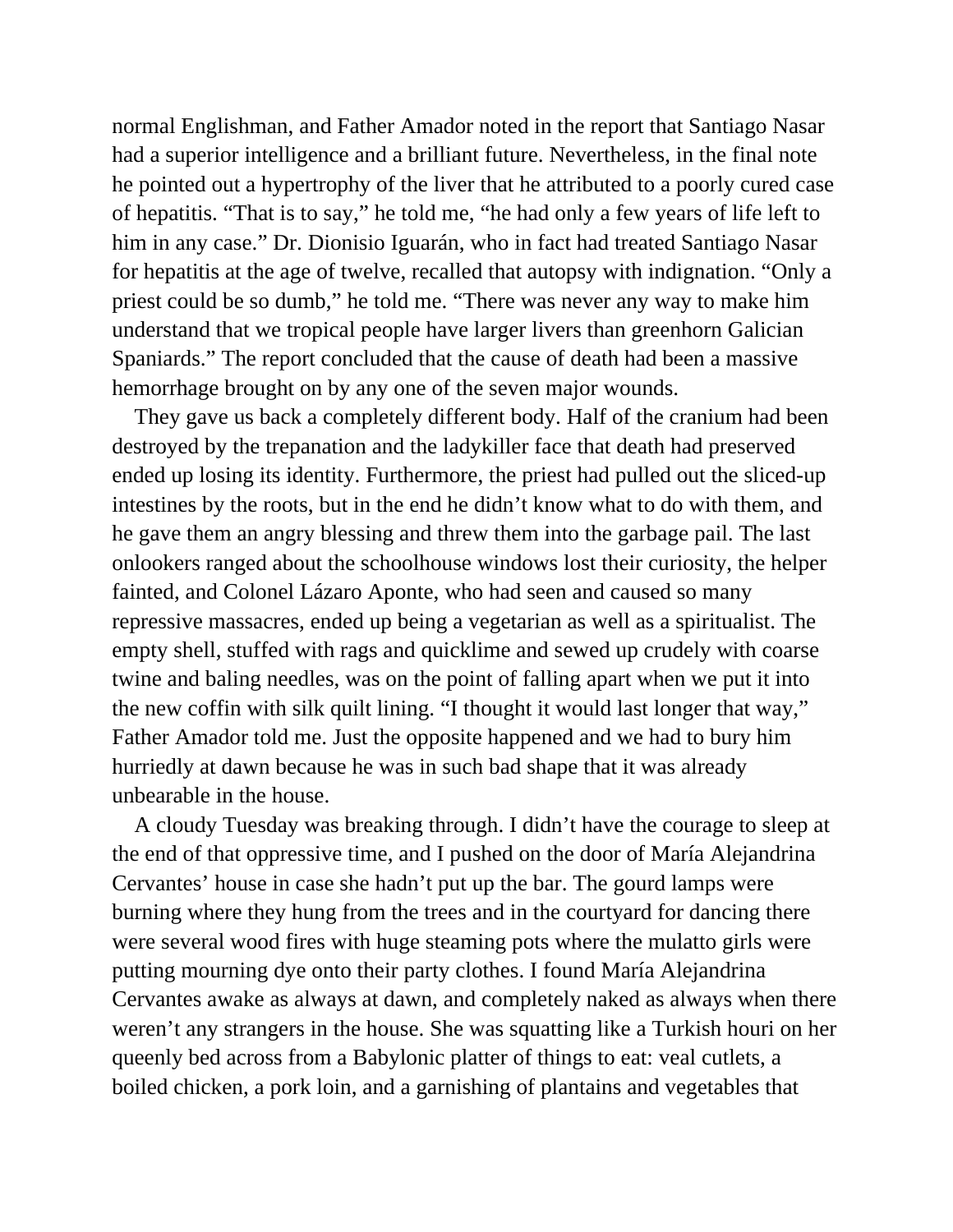normal Englishman, and Father Amador noted in the report that Santiago Nasar had a superior intelligence and a brilliant future. Nevertheless, in the final note he pointed out a hypertrophy of the liver that he attributed to a poorly cured case of hepatitis. “That is to say,” he told me, “he had only a few years of life left to him in any case.” Dr. Dionisio Iguarán, who in fact had treated Santiago Nasar for hepatitis at the age of twelve, recalled that autopsy with indignation. “Only a priest could be so dumb,” he told me. “There was never any way to make him understand that we tropical people have larger livers than greenhorn Galician Spaniards.” The report concluded that the cause of death had been a massive hemorrhage brought on by any one of the seven major wounds.

They gave us back a completely different body. Half of the cranium had been destroyed by the trepanation and the ladykiller face that death had preserved ended up losing its identity. Furthermore, the priest had pulled out the sliced-up intestines by the roots, but in the end he didn’t know what to do with them, and he gave them an angry blessing and threw them into the garbage pail. The last onlookers ranged about the schoolhouse windows lost their curiosity, the helper fainted, and Colonel Lázaro Aponte, who had seen and caused so many repressive massacres, ended up being a vegetarian as well as a spiritualist. The empty shell, stuffed with rags and quicklime and sewed up crudely with coarse twine and baling needles, was on the point of falling apart when we put it into the new coffin with silk quilt lining. “I thought it would last longer that way,” Father Amador told me. Just the opposite happened and we had to bury him hurriedly at dawn because he was in such bad shape that it was already unbearable in the house.

A cloudy Tuesday was breaking through. I didn’t have the courage to sleep at the end of that oppressive time, and I pushed on the door of María Alejandrina Cervantes’ house in case she hadn’t put up the bar. The gourd lamps were burning where they hung from the trees and in the courtyard for dancing there were several wood fires with huge steaming pots where the mulatto girls were putting mourning dye onto their party clothes. I found María Alejandrina Cervantes awake as always at dawn, and completely naked as always when there weren’t any strangers in the house. She was squatting like a Turkish houri on her queenly bed across from a Babylonic platter of things to eat: veal cutlets, a boiled chicken, a pork loin, and a garnishing of plantains and vegetables that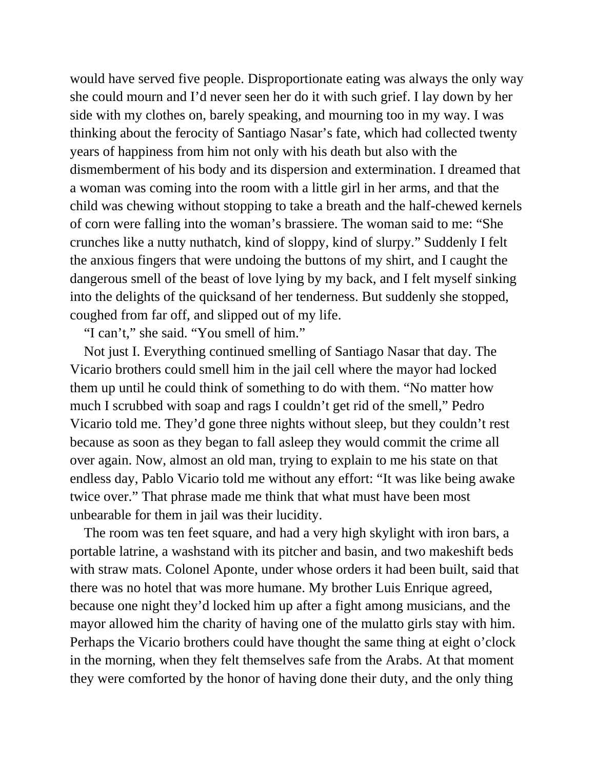would have served five people. Disproportionate eating was always the only way she could mourn and I'd never seen her do it with such grief. I lay down by her side with my clothes on, barely speaking, and mourning too in my way. I was thinking about the ferocity of Santiago Nasar's fate, which had collected twenty years of happiness from him not only with his death but also with the dismemberment of his body and its dispersion and extermination. I dreamed that a woman was coming into the room with a little girl in her arms, and that the child was chewing without stopping to take a breath and the half-chewed kernels of corn were falling into the woman's brassiere. The woman said to me: "She crunches like a nutty nuthatch, kind of sloppy, kind of slurpy." Suddenly I felt the anxious fingers that were undoing the buttons of my shirt, and I caught the dangerous smell of the beast of love lying by my back, and I felt myself sinking into the delights of the quicksand of her tenderness. But suddenly she stopped, coughed from far off, and slipped out of my life.

"I can't," she said. "You smell of him."

Not just I. Everything continued smelling of Santiago Nasar that day. The Vicario brothers could smell him in the jail cell where the mayor had locked them up until he could think of something to do with them. "No matter how much I scrubbed with soap and rags I couldn't get rid of the smell," Pedro Vicario told me. They'd gone three nights without sleep, but they couldn't rest because as soon as they began to fall asleep they would commit the crime all over again. Now, almost an old man, trying to explain to me his state on that endless day, Pablo Vicario told me without any effort: "It was like being awake twice over." That phrase made me think that what must have been most unbearable for them in jail was their lucidity.

The room was ten feet square, and had a very high skylight with iron bars, a portable latrine, a washstand with its pitcher and basin, and two makeshift beds with straw mats. Colonel Aponte, under whose orders it had been built, said that there was no hotel that was more humane. My brother Luis Enrique agreed, because one night they'd locked him up after a fight among musicians, and the mayor allowed him the charity of having one of the mulatto girls stay with him. Perhaps the Vicario brothers could have thought the same thing at eight o'clock in the morning, when they felt themselves safe from the Arabs. At that moment they were comforted by the honor of having done their duty, and the only thing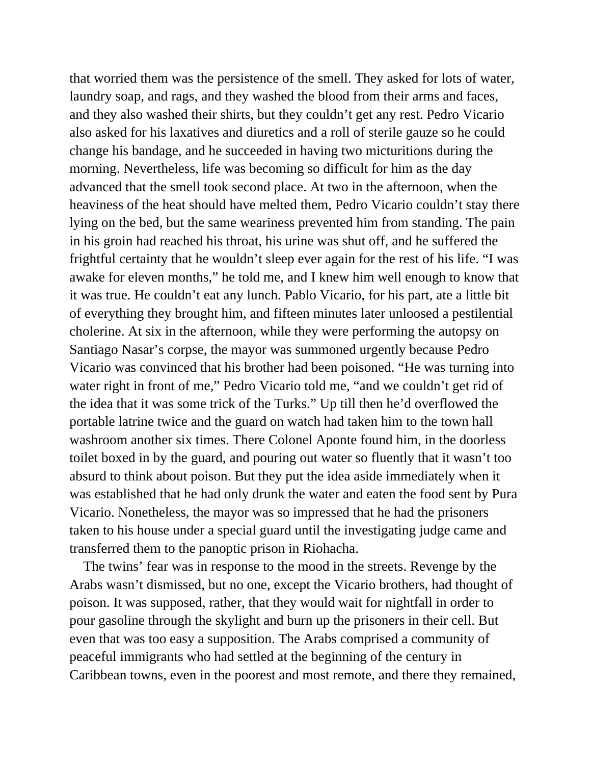that worried them was the persistence of the smell. They asked for lots of water, laundry soap, and rags, and they washed the blood from their arms and faces, and they also washed their shirts, but they couldn't get any rest. Pedro Vicario also asked for his laxatives and diuretics and a roll of sterile gauze so he could change his bandage, and he succeeded in having two micturitions during the morning. Nevertheless, life was becoming so difficult for him as the day advanced that the smell took second place. At two in the afternoon, when the heaviness of the heat should have melted them, Pedro Vicario couldn't stay there lying on the bed, but the same weariness prevented him from standing. The pain in his groin had reached his throat, his urine was shut off, and he suffered the frightful certainty that he wouldn't sleep ever again for the rest of his life. "I was awake for eleven months," he told me, and I knew him well enough to know that it was true. He couldn't eat any lunch. Pablo Vicario, for his part, ate a little bit of everything they brought him, and fifteen minutes later unloosed a pestilential cholerine. At six in the afternoon, while they were performing the autopsy on Santiago Nasar's corpse, the mayor was summoned urgently because Pedro Vicario was convinced that his brother had been poisoned. "He was turning into water right in front of me," Pedro Vicario told me, "and we couldn't get rid of the idea that it was some trick of the Turks." Up till then he'd overflowed the portable latrine twice and the guard on watch had taken him to the town hall washroom another six times. There Colonel Aponte found him, in the doorless toilet boxed in by the guard, and pouring out water so fluently that it wasn't too absurd to think about poison. But they put the idea aside immediately when it was established that he had only drunk the water and eaten the food sent by Pura Vicario. Nonetheless, the mayor was so impressed that he had the prisoners taken to his house under a special guard until the investigating judge came and transferred them to the panoptic prison in Riohacha.

The twins' fear was in response to the mood in the streets. Revenge by the Arabs wasn't dismissed, but no one, except the Vicario brothers, had thought of poison. It was supposed, rather, that they would wait for nightfall in order to pour gasoline through the skylight and burn up the prisoners in their cell. But even that was too easy a supposition. The Arabs comprised a community of peaceful immigrants who had settled at the beginning of the century in Caribbean towns, even in the poorest and most remote, and there they remained,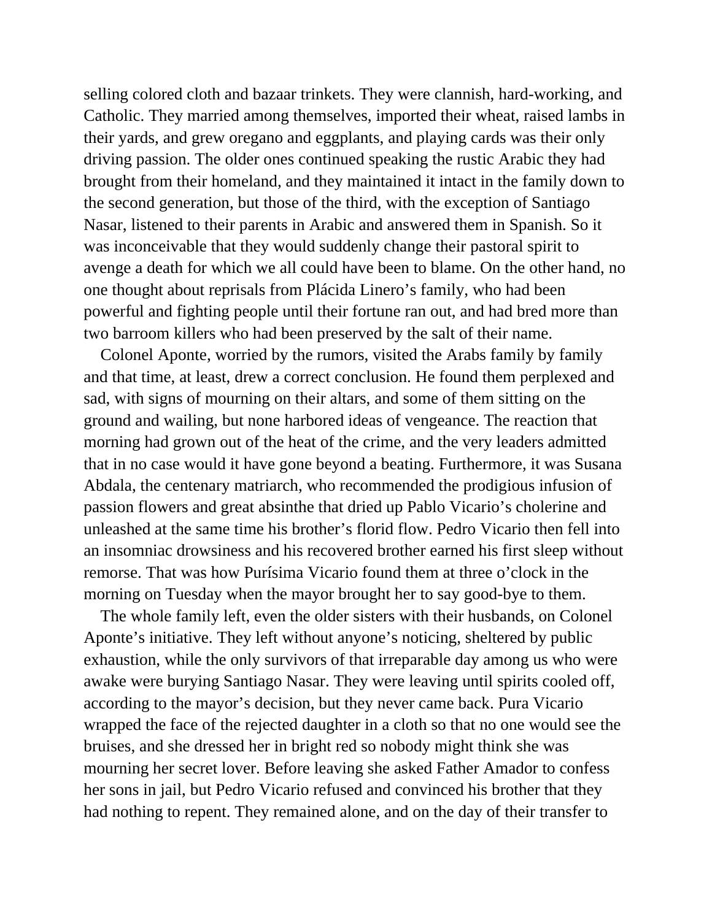selling colored cloth and bazaar trinkets. They were clannish, hard-working, and Catholic. They married among themselves, imported their wheat, raised lambs in their yards, and grew oregano and eggplants, and playing cards was their only driving passion. The older ones continued speaking the rustic Arabic they had brought from their homeland, and they maintained it intact in the family down to the second generation, but those of the third, with the exception of Santiago Nasar, listened to their parents in Arabic and answered them in Spanish. So it was inconceivable that they would suddenly change their pastoral spirit to avenge a death for which we all could have been to blame. On the other hand, no one thought about reprisals from Plácida Linero's family, who had been powerful and fighting people until their fortune ran out, and had bred more than two barroom killers who had been preserved by the salt of their name.

Colonel Aponte, worried by the rumors, visited the Arabs family by family and that time, at least, drew a correct conclusion. He found them perplexed and sad, with signs of mourning on their altars, and some of them sitting on the ground and wailing, but none harbored ideas of vengeance. The reaction that morning had grown out of the heat of the crime, and the very leaders admitted that in no case would it have gone beyond a beating. Furthermore, it was Susana Abdala, the centenary matriarch, who recommended the prodigious infusion of passion flowers and great absinthe that dried up Pablo Vicario's cholerine and unleashed at the same time his brother's florid flow. Pedro Vicario then fell into an insomniac drowsiness and his recovered brother earned his first sleep without remorse. That was how Purísima Vicario found them at three o'clock in the morning on Tuesday when the mayor brought her to say good-bye to them.

The whole family left, even the older sisters with their husbands, on Colonel Aponte's initiative. They left without anyone's noticing, sheltered by public exhaustion, while the only survivors of that irreparable day among us who were awake were burying Santiago Nasar. They were leaving until spirits cooled off, according to the mayor's decision, but they never came back. Pura Vicario wrapped the face of the rejected daughter in a cloth so that no one would see the bruises, and she dressed her in bright red so nobody might think she was mourning her secret lover. Before leaving she asked Father Amador to confess her sons in jail, but Pedro Vicario refused and convinced his brother that they had nothing to repent. They remained alone, and on the day of their transfer to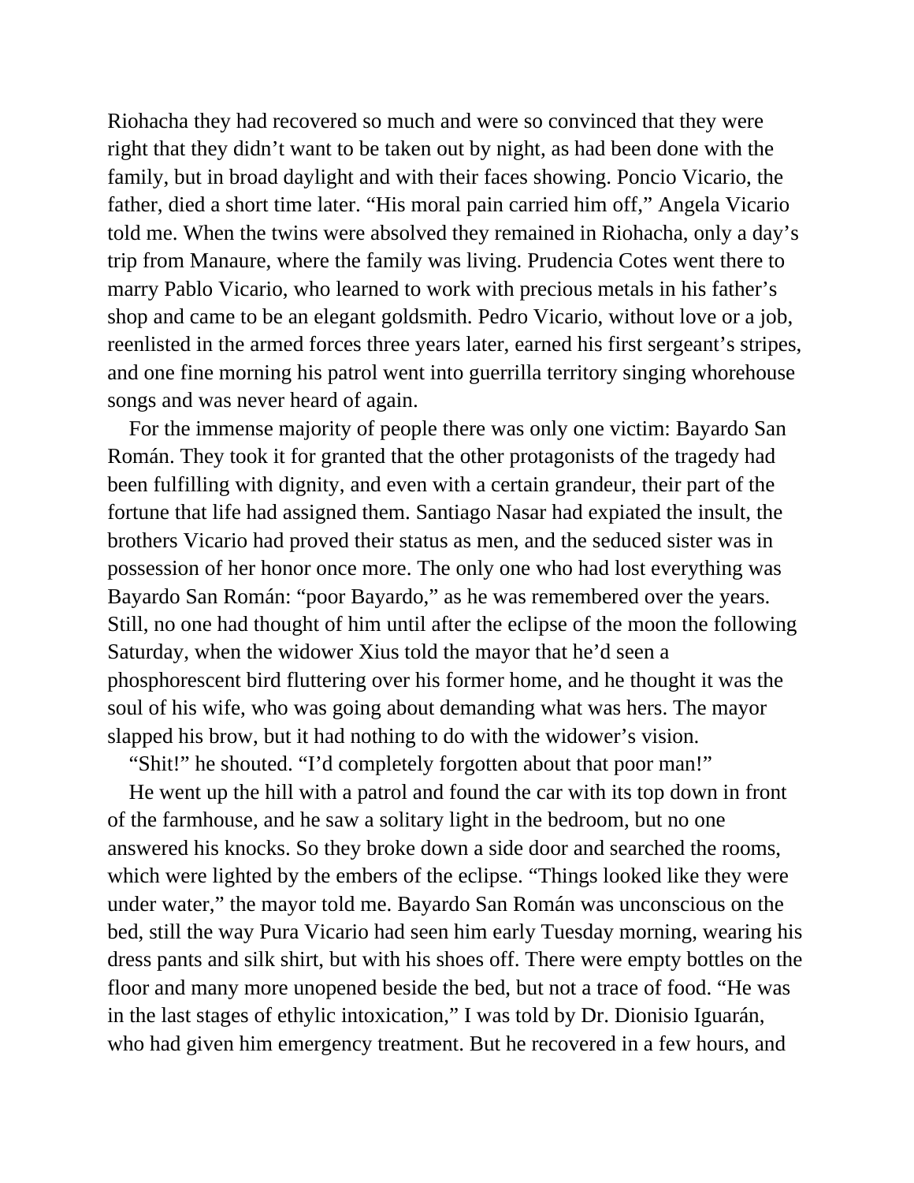Riohacha they had recovered so much and were so convinced that they were right that they didn't want to be taken out by night, as had been done with the family, but in broad daylight and with their faces showing. Poncio Vicario, the father, died a short time later. "His moral pain carried him off," Angela Vicario told me. When the twins were absolved they remained in Riohacha, only a day's trip from Manaure, where the family was living. Prudencia Cotes went there to marry Pablo Vicario, who learned to work with precious metals in his father's shop and came to be an elegant goldsmith. Pedro Vicario, without love or a job, reenlisted in the armed forces three years later, earned his first sergeant's stripes, and one fine morning his patrol went into guerrilla territory singing whorehouse songs and was never heard of again.

For the immense majority of people there was only one victim: Bayardo San Román. They took it for granted that the other protagonists of the tragedy had been fulfilling with dignity, and even with a certain grandeur, their part of the fortune that life had assigned them. Santiago Nasar had expiated the insult, the brothers Vicario had proved their status as men, and the seduced sister was in possession of her honor once more. The only one who had lost everything was Bayardo San Román: "poor Bayardo," as he was remembered over the years. Still, no one had thought of him until after the eclipse of the moon the following Saturday, when the widower Xius told the mayor that he'd seen a phosphorescent bird fluttering over his former home, and he thought it was the soul of his wife, who was going about demanding what was hers. The mayor slapped his brow, but it had nothing to do with the widower's vision.

"Shit!" he shouted. "I'd completely forgotten about that poor man!"

He went up the hill with a patrol and found the car with its top down in front of the farmhouse, and he saw a solitary light in the bedroom, but no one answered his knocks. So they broke down a side door and searched the rooms, which were lighted by the embers of the eclipse. "Things looked like they were under water," the mayor told me. Bayardo San Román was unconscious on the bed, still the way Pura Vicario had seen him early Tuesday morning, wearing his dress pants and silk shirt, but with his shoes off. There were empty bottles on the floor and many more unopened beside the bed, but not a trace of food. "He was in the last stages of ethylic intoxication," I was told by Dr. Dionisio Iguarán, who had given him emergency treatment. But he recovered in a few hours, and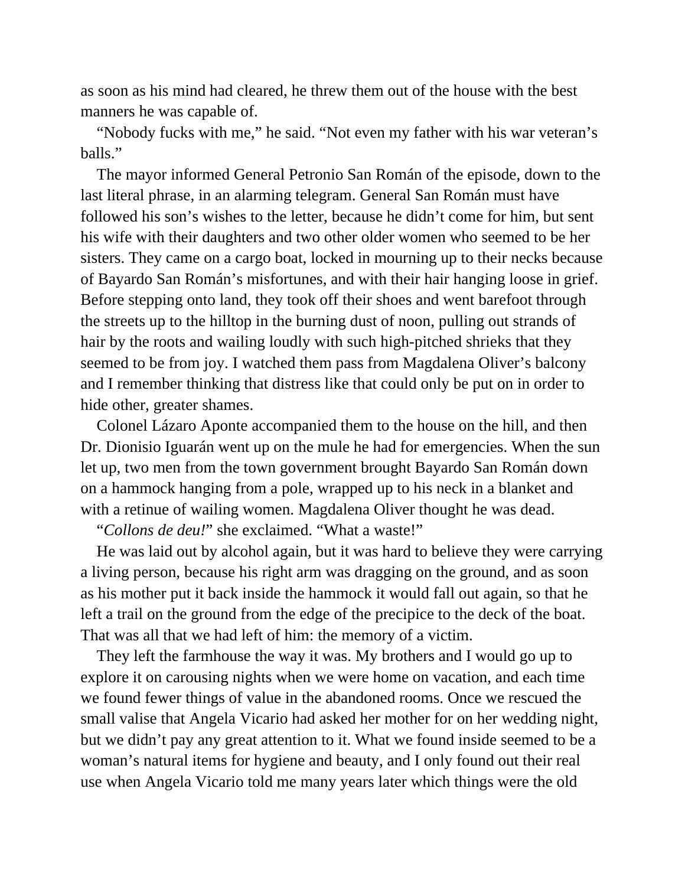as soon as his mind had cleared, he threw them out of the house with the best manners he was capable of.

"Nobody fucks with me," he said. "Not even my father with his war veteran's balls."

The mayor informed General Petronio San Román of the episode, down to the last literal phrase, in an alarming telegram. General San Román must have followed his son's wishes to the letter, because he didn't come for him, but sent his wife with their daughters and two other older women who seemed to be her sisters. They came on a cargo boat, locked in mourning up to their necks because of Bayardo San Román's misfortunes, and with their hair hanging loose in grief. Before stepping onto land, they took off their shoes and went barefoot through the streets up to the hilltop in the burning dust of noon, pulling out strands of hair by the roots and wailing loudly with such high-pitched shrieks that they seemed to be from joy. I watched them pass from Magdalena Oliver's balcony and I remember thinking that distress like that could only be put on in order to hide other, greater shames.

Colonel Lázaro Aponte accompanied them to the house on the hill, and then Dr. Dionisio Iguarán went up on the mule he had for emergencies. When the sun let up, two men from the town government brought Bayardo San Román down on a hammock hanging from a pole, wrapped up to his neck in a blanket and with a retinue of wailing women. Magdalena Oliver thought he was dead.

"*Collons de deu!*" she exclaimed. "What a waste!"

He was laid out by alcohol again, but it was hard to believe they were carrying a living person, because his right arm was dragging on the ground, and as soon as his mother put it back inside the hammock it would fall out again, so that he left a trail on the ground from the edge of the precipice to the deck of the boat. That was all that we had left of him: the memory of a victim.

They left the farmhouse the way it was. My brothers and I would go up to explore it on carousing nights when we were home on vacation, and each time we found fewer things of value in the abandoned rooms. Once we rescued the small valise that Angela Vicario had asked her mother for on her wedding night, but we didn't pay any great attention to it. What we found inside seemed to be a woman's natural items for hygiene and beauty, and I only found out their real use when Angela Vicario told me many years later which things were the old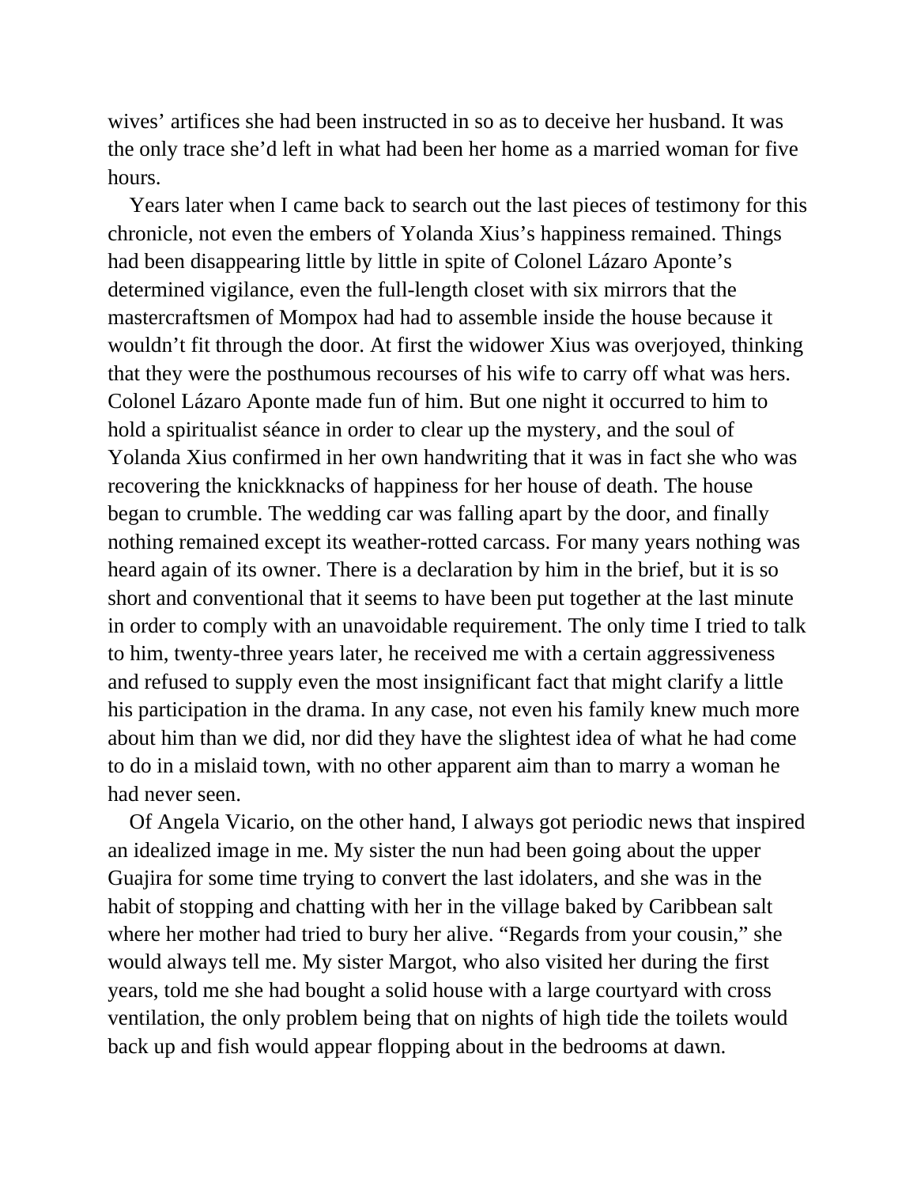wives' artifices she had been instructed in so as to deceive her husband. It was the only trace she'd left in what had been her home as a married woman for five hours.

Years later when I came back to search out the last pieces of testimony for this chronicle, not even the embers of Yolanda Xius's happiness remained. Things had been disappearing little by little in spite of Colonel Lázaro Aponte's determined vigilance, even the full-length closet with six mirrors that the mastercraftsmen of Mompox had had to assemble inside the house because it wouldn't fit through the door. At first the widower Xius was overjoyed, thinking that they were the posthumous recourses of his wife to carry off what was hers. Colonel Lázaro Aponte made fun of him. But one night it occurred to him to hold a spiritualist séance in order to clear up the mystery, and the soul of Yolanda Xius confirmed in her own handwriting that it was in fact she who was recovering the knickknacks of happiness for her house of death. The house began to crumble. The wedding car was falling apart by the door, and finally nothing remained except its weather-rotted carcass. For many years nothing was heard again of its owner. There is a declaration by him in the brief, but it is so short and conventional that it seems to have been put together at the last minute in order to comply with an unavoidable requirement. The only time I tried to talk to him, twenty-three years later, he received me with a certain aggressiveness and refused to supply even the most insignificant fact that might clarify a little his participation in the drama. In any case, not even his family knew much more about him than we did, nor did they have the slightest idea of what he had come to do in a mislaid town, with no other apparent aim than to marry a woman he had never seen.

Of Angela Vicario, on the other hand, I always got periodic news that inspired an idealized image in me. My sister the nun had been going about the upper Guajira for some time trying to convert the last idolaters, and she was in the habit of stopping and chatting with her in the village baked by Caribbean salt where her mother had tried to bury her alive. "Regards from your cousin," she would always tell me. My sister Margot, who also visited her during the first years, told me she had bought a solid house with a large courtyard with cross ventilation, the only problem being that on nights of high tide the toilets would back up and fish would appear flopping about in the bedrooms at dawn.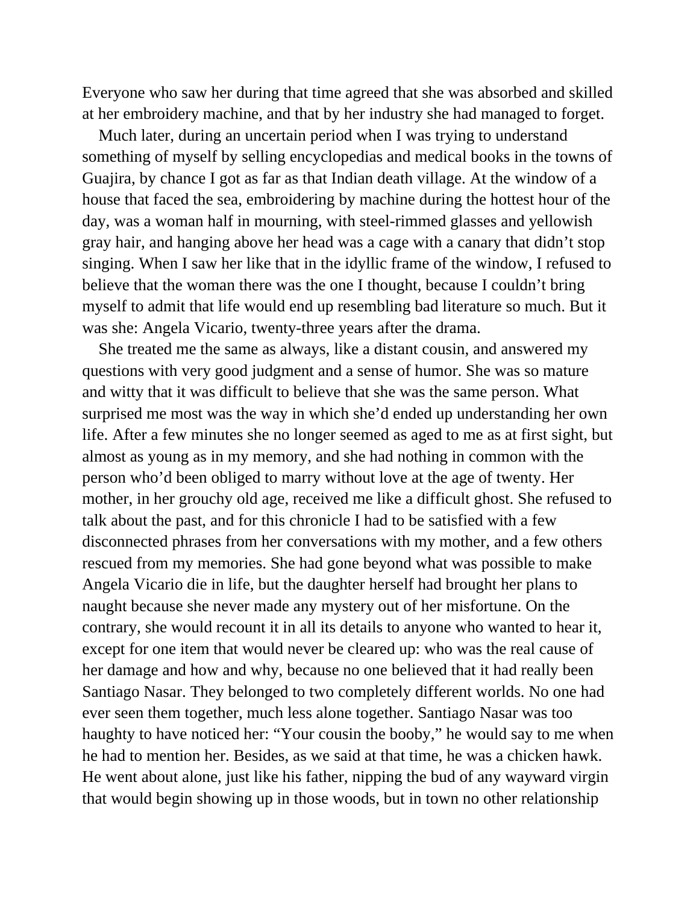Everyone who saw her during that time agreed that she was absorbed and skilled at her embroidery machine, and that by her industry she had managed to forget.

Much later, during an uncertain period when I was trying to understand something of myself by selling encyclopedias and medical books in the towns of Guajira, by chance I got as far as that Indian death village. At the window of a house that faced the sea, embroidering by machine during the hottest hour of the day, was a woman half in mourning, with steel-rimmed glasses and yellowish gray hair, and hanging above her head was a cage with a canary that didn't stop singing. When I saw her like that in the idyllic frame of the window, I refused to believe that the woman there was the one I thought, because I couldn't bring myself to admit that life would end up resembling bad literature so much. But it was she: Angela Vicario, twenty-three years after the drama.

She treated me the same as always, like a distant cousin, and answered my questions with very good judgment and a sense of humor. She was so mature and witty that it was difficult to believe that she was the same person. What surprised me most was the way in which she'd ended up understanding her own life. After a few minutes she no longer seemed as aged to me as at first sight, but almost as young as in my memory, and she had nothing in common with the person who'd been obliged to marry without love at the age of twenty. Her mother, in her grouchy old age, received me like a difficult ghost. She refused to talk about the past, and for this chronicle I had to be satisfied with a few disconnected phrases from her conversations with my mother, and a few others rescued from my memories. She had gone beyond what was possible to make Angela Vicario die in life, but the daughter herself had brought her plans to naught because she never made any mystery out of her misfortune. On the contrary, she would recount it in all its details to anyone who wanted to hear it, except for one item that would never be cleared up: who was the real cause of her damage and how and why, because no one believed that it had really been Santiago Nasar. They belonged to two completely different worlds. No one had ever seen them together, much less alone together. Santiago Nasar was too haughty to have noticed her: "Your cousin the booby," he would say to me when he had to mention her. Besides, as we said at that time, he was a chicken hawk. He went about alone, just like his father, nipping the bud of any wayward virgin that would begin showing up in those woods, but in town no other relationship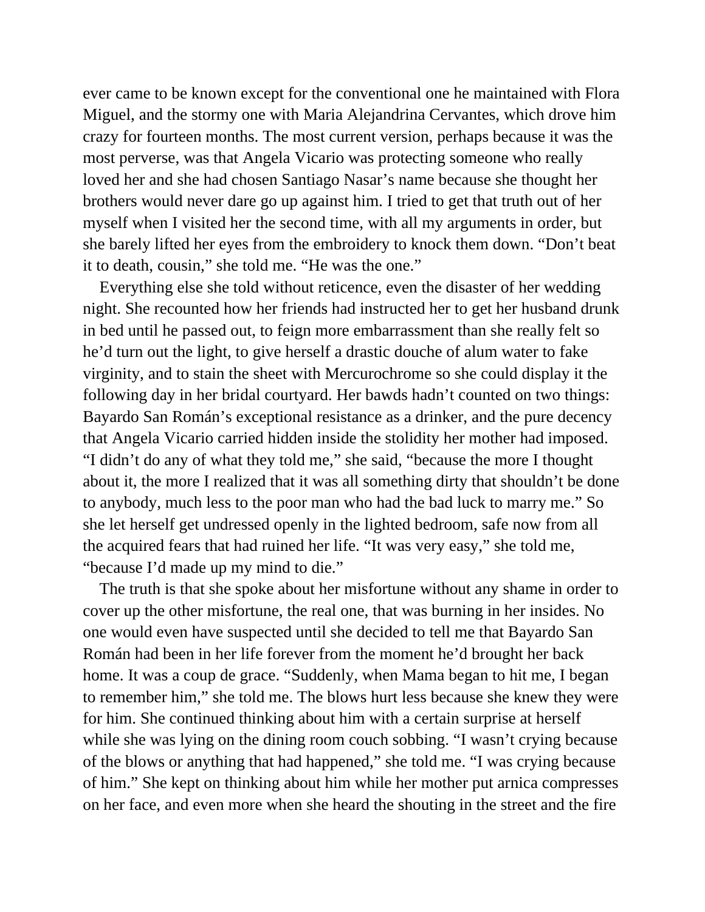ever came to be known except for the conventional one he maintained with Flora Miguel, and the stormy one with Maria Alejandrina Cervantes, which drove him crazy for fourteen months. The most current version, perhaps because it was the most perverse, was that Angela Vicario was protecting someone who really loved her and she had chosen Santiago Nasar's name because she thought her brothers would never dare go up against him. I tried to get that truth out of her myself when I visited her the second time, with all my arguments in order, but she barely lifted her eyes from the embroidery to knock them down. "Don't beat it to death, cousin," she told me. "He was the one."

Everything else she told without reticence, even the disaster of her wedding night. She recounted how her friends had instructed her to get her husband drunk in bed until he passed out, to feign more embarrassment than she really felt so he'd turn out the light, to give herself a drastic douche of alum water to fake virginity, and to stain the sheet with Mercurochrome so she could display it the following day in her bridal courtyard. Her bawds hadn't counted on two things: Bayardo San Román's exceptional resistance as a drinker, and the pure decency that Angela Vicario carried hidden inside the stolidity her mother had imposed. "I didn't do any of what they told me," she said, "because the more I thought about it, the more I realized that it was all something dirty that shouldn't be done to anybody, much less to the poor man who had the bad luck to marry me." So she let herself get undressed openly in the lighted bedroom, safe now from all the acquired fears that had ruined her life. "It was very easy," she told me, "because I'd made up my mind to die."

The truth is that she spoke about her misfortune without any shame in order to cover up the other misfortune, the real one, that was burning in her insides. No one would even have suspected until she decided to tell me that Bayardo San Román had been in her life forever from the moment he'd brought her back home. It was a coup de grace. "Suddenly, when Mama began to hit me, I began to remember him," she told me. The blows hurt less because she knew they were for him. She continued thinking about him with a certain surprise at herself while she was lying on the dining room couch sobbing. "I wasn't crying because of the blows or anything that had happened," she told me. "I was crying because of him." She kept on thinking about him while her mother put arnica compresses on her face, and even more when she heard the shouting in the street and the fire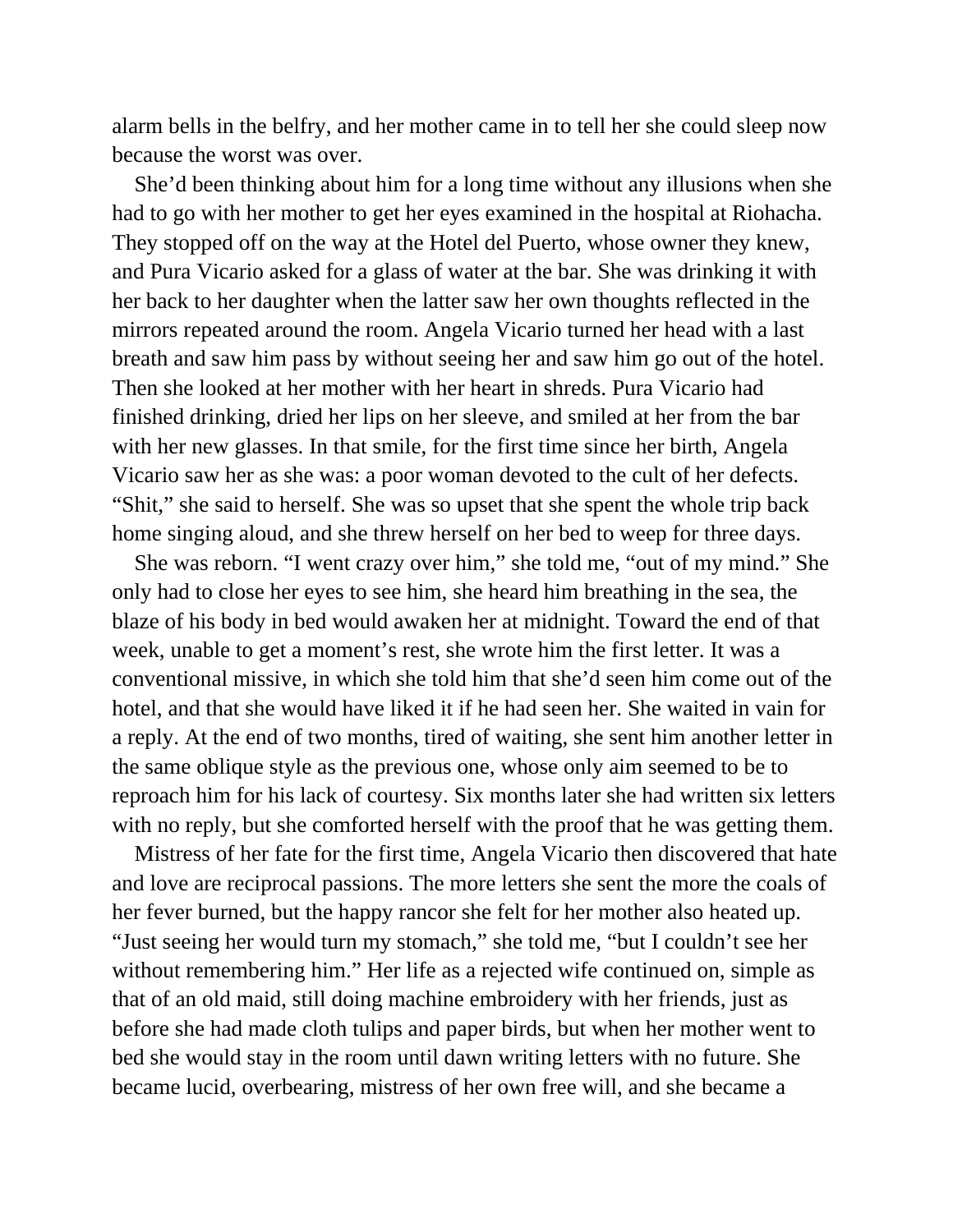alarm bells in the belfry, and her mother came in to tell her she could sleep now because the worst was over.

She'd been thinking about him for a long time without any illusions when she had to go with her mother to get her eyes examined in the hospital at Riohacha. They stopped off on the way at the Hotel del Puerto, whose owner they knew, and Pura Vicario asked for a glass of water at the bar. She was drinking it with her back to her daughter when the latter saw her own thoughts reflected in the mirrors repeated around the room. Angela Vicario turned her head with a last breath and saw him pass by without seeing her and saw him go out of the hotel. Then she looked at her mother with her heart in shreds. Pura Vicario had finished drinking, dried her lips on her sleeve, and smiled at her from the bar with her new glasses. In that smile, for the first time since her birth, Angela Vicario saw her as she was: a poor woman devoted to the cult of her defects. "Shit," she said to herself. She was so upset that she spent the whole trip back home singing aloud, and she threw herself on her bed to weep for three days.

She was reborn. "I went crazy over him," she told me, "out of my mind." She only had to close her eyes to see him, she heard him breathing in the sea, the blaze of his body in bed would awaken her at midnight. Toward the end of that week, unable to get a moment's rest, she wrote him the first letter. It was a conventional missive, in which she told him that she'd seen him come out of the hotel, and that she would have liked it if he had seen her. She waited in vain for a reply. At the end of two months, tired of waiting, she sent him another letter in the same oblique style as the previous one, whose only aim seemed to be to reproach him for his lack of courtesy. Six months later she had written six letters with no reply, but she comforted herself with the proof that he was getting them.

Mistress of her fate for the first time, Angela Vicario then discovered that hate and love are reciprocal passions. The more letters she sent the more the coals of her fever burned, but the happy rancor she felt for her mother also heated up. "Just seeing her would turn my stomach," she told me, "but I couldn't see her without remembering him." Her life as a rejected wife continued on, simple as that of an old maid, still doing machine embroidery with her friends, just as before she had made cloth tulips and paper birds, but when her mother went to bed she would stay in the room until dawn writing letters with no future. She became lucid, overbearing, mistress of her own free will, and she became a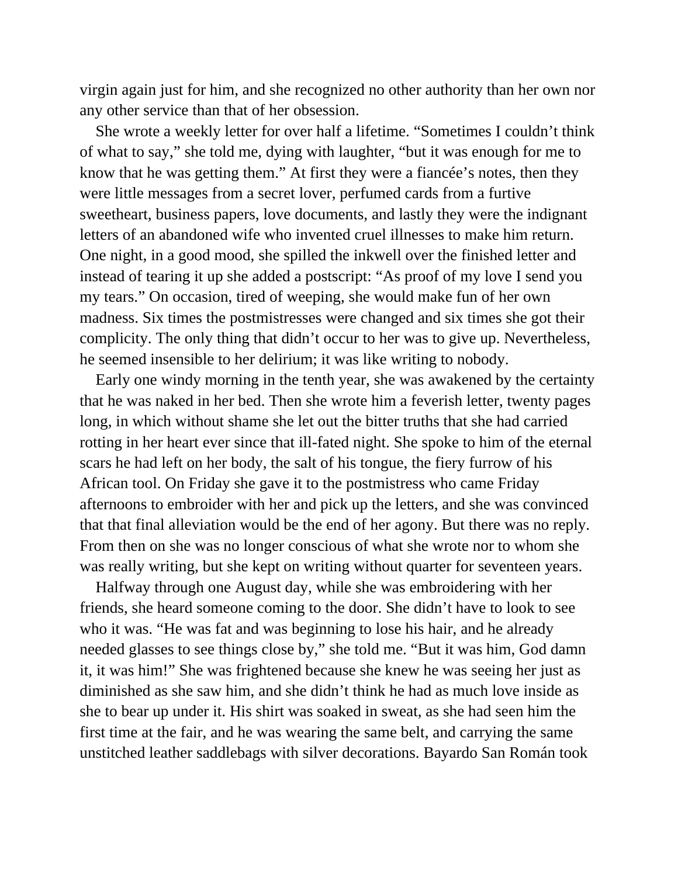virgin again just for him, and she recognized no other authority than her own nor any other service than that of her obsession.

She wrote a weekly letter for over half a lifetime. “Sometimes I couldn’t think of what to say,” she told me, dying with laughter, “but it was enough for me to know that he was getting them.” At first they were a fiancée’s notes, then they were little messages from a secret lover, perfumed cards from a furtive sweetheart, business papers, love documents, and lastly they were the indignant letters of an abandoned wife who invented cruel illnesses to make him return. One night, in a good mood, she spilled the inkwell over the finished letter and instead of tearing it up she added a postscript: “As proof of my love I send you my tears.” On occasion, tired of weeping, she would make fun of her own madness. Six times the postmistresses were changed and six times she got their complicity. The only thing that didn’t occur to her was to give up. Nevertheless, he seemed insensible to her delirium; it was like writing to nobody.

Early one windy morning in the tenth year, she was awakened by the certainty that he was naked in her bed. Then she wrote him a feverish letter, twenty pages long, in which without shame she let out the bitter truths that she had carried rotting in her heart ever since that ill-fated night. She spoke to him of the eternal scars he had left on her body, the salt of his tongue, the fiery furrow of his African tool. On Friday she gave it to the postmistress who came Friday afternoons to embroider with her and pick up the letters, and she was convinced that that final alleviation would be the end of her agony. But there was no reply. From then on she was no longer conscious of what she wrote nor to whom she was really writing, but she kept on writing without quarter for seventeen years.

Halfway through one August day, while she was embroidering with her friends, she heard someone coming to the door. She didn’t have to look to see who it was. “He was fat and was beginning to lose his hair, and he already needed glasses to see things close by,” she told me. “But it was him, God damn it, it was him!” She was frightened because she knew he was seeing her just as diminished as she saw him, and she didn’t think he had as much love inside as she to bear up under it. His shirt was soaked in sweat, as she had seen him the first time at the fair, and he was wearing the same belt, and carrying the same unstitched leather saddlebags with silver decorations. Bayardo San Román took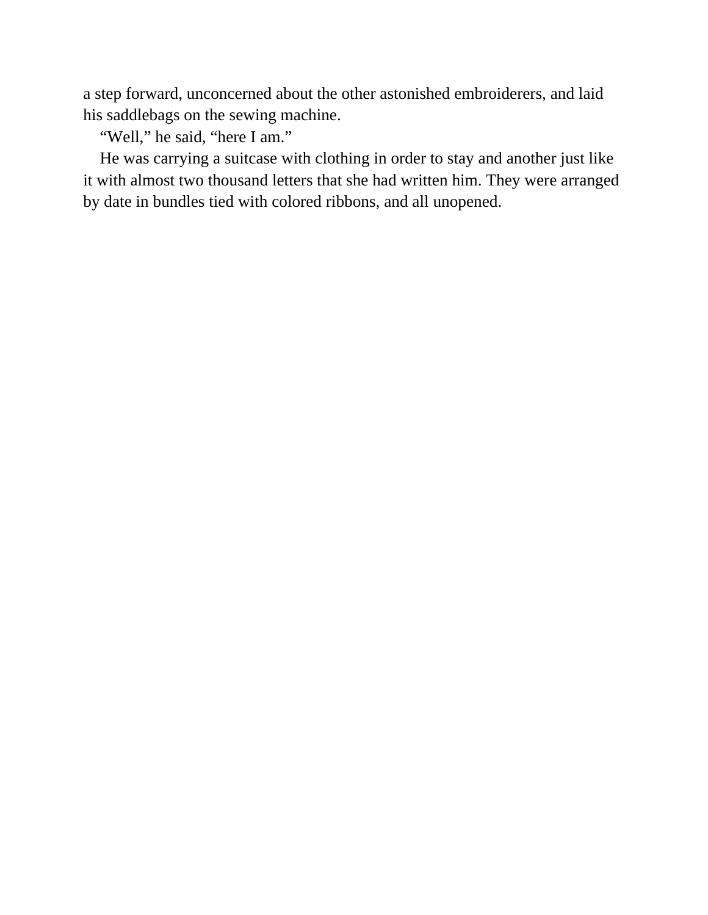a step forward, unconcerned about the other astonished embroiderers, and laid his saddlebags on the sewing machine.

“Well,” he said, “here I am.”

He was carrying a suitcase with clothing in order to stay and another just like it with almost two thousand letters that she had written him. They were arranged by date in bundles tied with colored ribbons, and all unopened.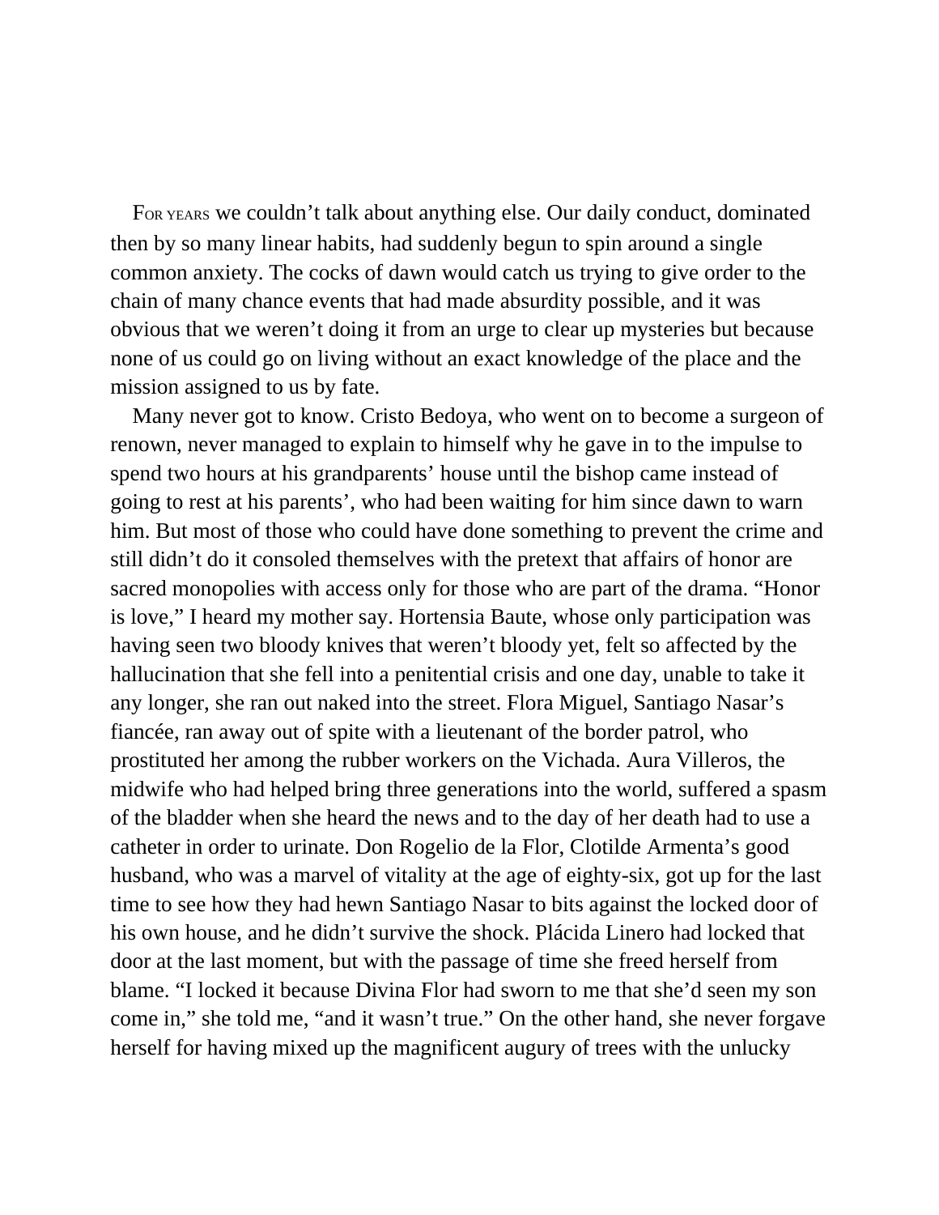For years we couldn’t talk about anything else. Our daily conduct, dominated then by so many linear habits, had suddenly begun to spin around a single common anxiety. The cocks of dawn would catch us trying to give order to the chain of many chance events that had made absurdity possible, and it was obvious that we weren’t doing it from an urge to clear up mysteries but because none of us could go on living without an exact knowledge of the place and the mission assigned to us by fate.

Many never got to know. Cristo Bedoya, who went on to become a surgeon of renown, never managed to explain to himself why he gave in to the impulse to spend two hours at his grandparents’ house until the bishop came instead of going to rest at his parents’, who had been waiting for him since dawn to warn him. But most of those who could have done something to prevent the crime and still didn’t do it consoled themselves with the pretext that affairs of honor are sacred monopolies with access only for those who are part of the drama. “Honor is love,” I heard my mother say. Hortensia Baute, whose only participation was having seen two bloody knives that weren’t bloody yet, felt so affected by the hallucination that she fell into a penitential crisis and one day, unable to take it any longer, she ran out naked into the street. Flora Miguel, Santiago Nasar’s fiancée, ran away out of spite with a lieutenant of the border patrol, who prostituted her among the rubber workers on the Vichada. Aura Villeros, the midwife who had helped bring three generations into the world, suffered a spasm of the bladder when she heard the news and to the day of her death had to use a catheter in order to urinate. Don Rogelio de la Flor, Clotilde Armenta’s good husband, who was a marvel of vitality at the age of eighty-six, got up for the last time to see how they had hewn Santiago Nasar to bits against the locked door of his own house, and he didn’t survive the shock. Plácida Linero had locked that door at the last moment, but with the passage of time she freed herself from blame. “I locked it because Divina Flor had sworn to me that she’d seen my son come in,” she told me, “and it wasn’t true.” On the other hand, she never forgave herself for having mixed up the magnificent augury of trees with the unlucky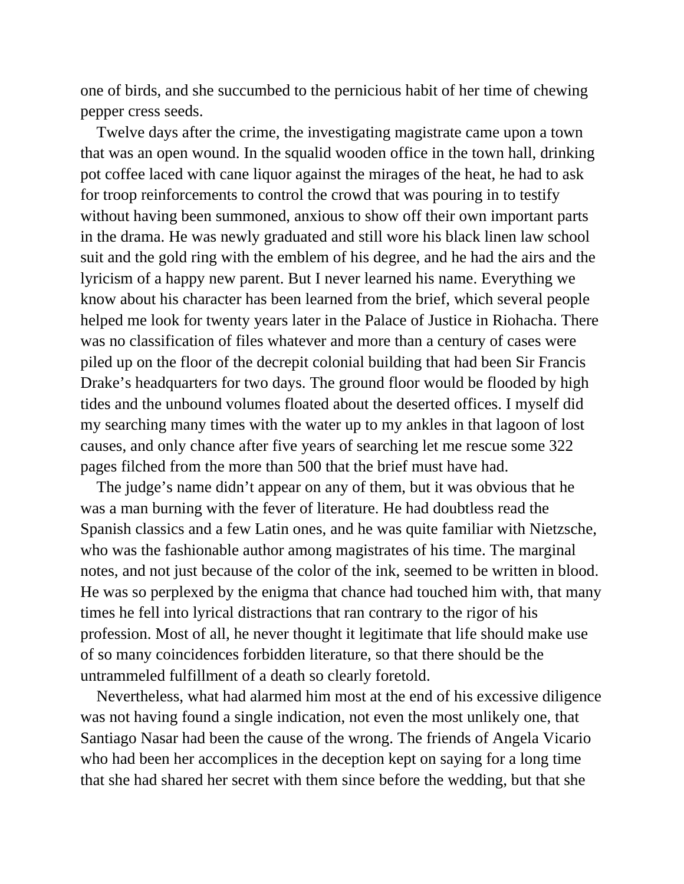one of birds, and she succumbed to the pernicious habit of her time of chewing pepper cress seeds.

Twelve days after the crime, the investigating magistrate came upon a town that was an open wound. In the squalid wooden office in the town hall, drinking pot coffee laced with cane liquor against the mirages of the heat, he had to ask for troop reinforcements to control the crowd that was pouring in to testify without having been summoned, anxious to show off their own important parts in the drama. He was newly graduated and still wore his black linen law school suit and the gold ring with the emblem of his degree, and he had the airs and the lyricism of a happy new parent. But I never learned his name. Everything we know about his character has been learned from the brief, which several people helped me look for twenty years later in the Palace of Justice in Riohacha. There was no classification of files whatever and more than a century of cases were piled up on the floor of the decrepit colonial building that had been Sir Francis Drake's headquarters for two days. The ground floor would be flooded by high tides and the unbound volumes floated about the deserted offices. I myself did my searching many times with the water up to my ankles in that lagoon of lost causes, and only chance after five years of searching let me rescue some 322 pages filched from the more than 500 that the brief must have had.

The judge's name didn't appear on any of them, but it was obvious that he was a man burning with the fever of literature. He had doubtless read the Spanish classics and a few Latin ones, and he was quite familiar with Nietzsche, who was the fashionable author among magistrates of his time. The marginal notes, and not just because of the color of the ink, seemed to be written in blood. He was so perplexed by the enigma that chance had touched him with, that many times he fell into lyrical distractions that ran contrary to the rigor of his profession. Most of all, he never thought it legitimate that life should make use of so many coincidences forbidden literature, so that there should be the untrammeled fulfillment of a death so clearly foretold.

Nevertheless, what had alarmed him most at the end of his excessive diligence was not having found a single indication, not even the most unlikely one, that Santiago Nasar had been the cause of the wrong. The friends of Angela Vicario who had been her accomplices in the deception kept on saying for a long time that she had shared her secret with them since before the wedding, but that she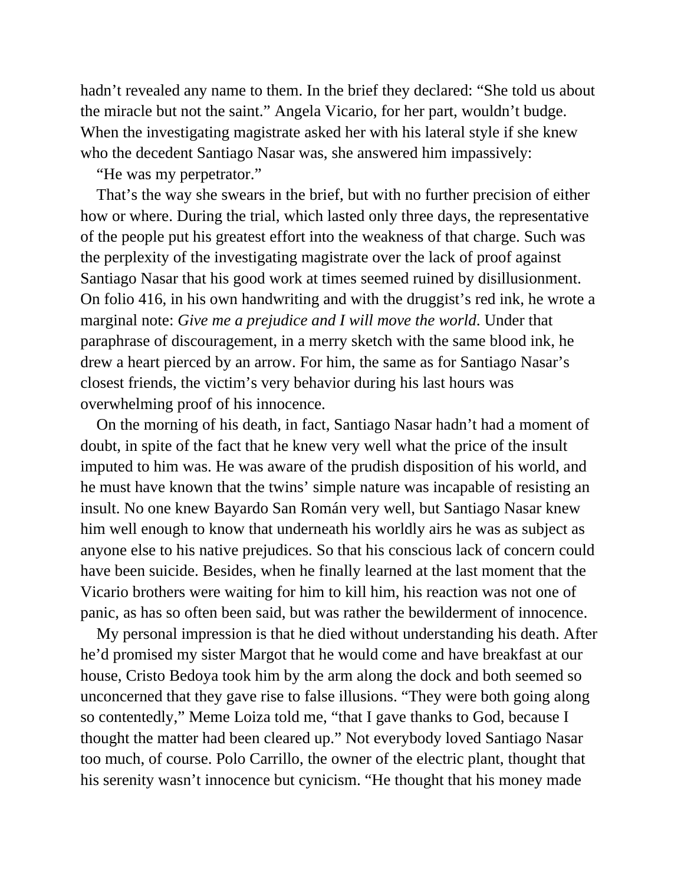hadn't revealed any name to them. In the brief they declared: "She told us about the miracle but not the saint." Angela Vicario, for her part, wouldn't budge. When the investigating magistrate asked her with his lateral style if she knew who the decedent Santiago Nasar was, she answered him impassively:

"He was my perpetrator."

That's the way she swears in the brief, but with no further precision of either how or where. During the trial, which lasted only three days, the representative of the people put his greatest effort into the weakness of that charge. Such was the perplexity of the investigating magistrate over the lack of proof against Santiago Nasar that his good work at times seemed ruined by disillusionment. On folio 416, in his own handwriting and with the druggist's red ink, he wrote a marginal note: *Give me a prejudice and I will move the world*. Under that paraphrase of discouragement, in a merry sketch with the same blood ink, he drew a heart pierced by an arrow. For him, the same as for Santiago Nasar's closest friends, the victim's very behavior during his last hours was overwhelming proof of his innocence.

On the morning of his death, in fact, Santiago Nasar hadn't had a moment of doubt, in spite of the fact that he knew very well what the price of the insult imputed to him was. He was aware of the prudish disposition of his world, and he must have known that the twins' simple nature was incapable of resisting an insult. No one knew Bayardo San Román very well, but Santiago Nasar knew him well enough to know that underneath his worldly airs he was as subject as anyone else to his native prejudices. So that his conscious lack of concern could have been suicide. Besides, when he finally learned at the last moment that the Vicario brothers were waiting for him to kill him, his reaction was not one of panic, as has so often been said, but was rather the bewilderment of innocence.

My personal impression is that he died without understanding his death. After he'd promised my sister Margot that he would come and have breakfast at our house, Cristo Bedoya took him by the arm along the dock and both seemed so unconcerned that they gave rise to false illusions. "They were both going along so contentedly," Meme Loiza told me, "that I gave thanks to God, because I thought the matter had been cleared up." Not everybody loved Santiago Nasar too much, of course. Polo Carrillo, the owner of the electric plant, thought that his serenity wasn't innocence but cynicism. "He thought that his money made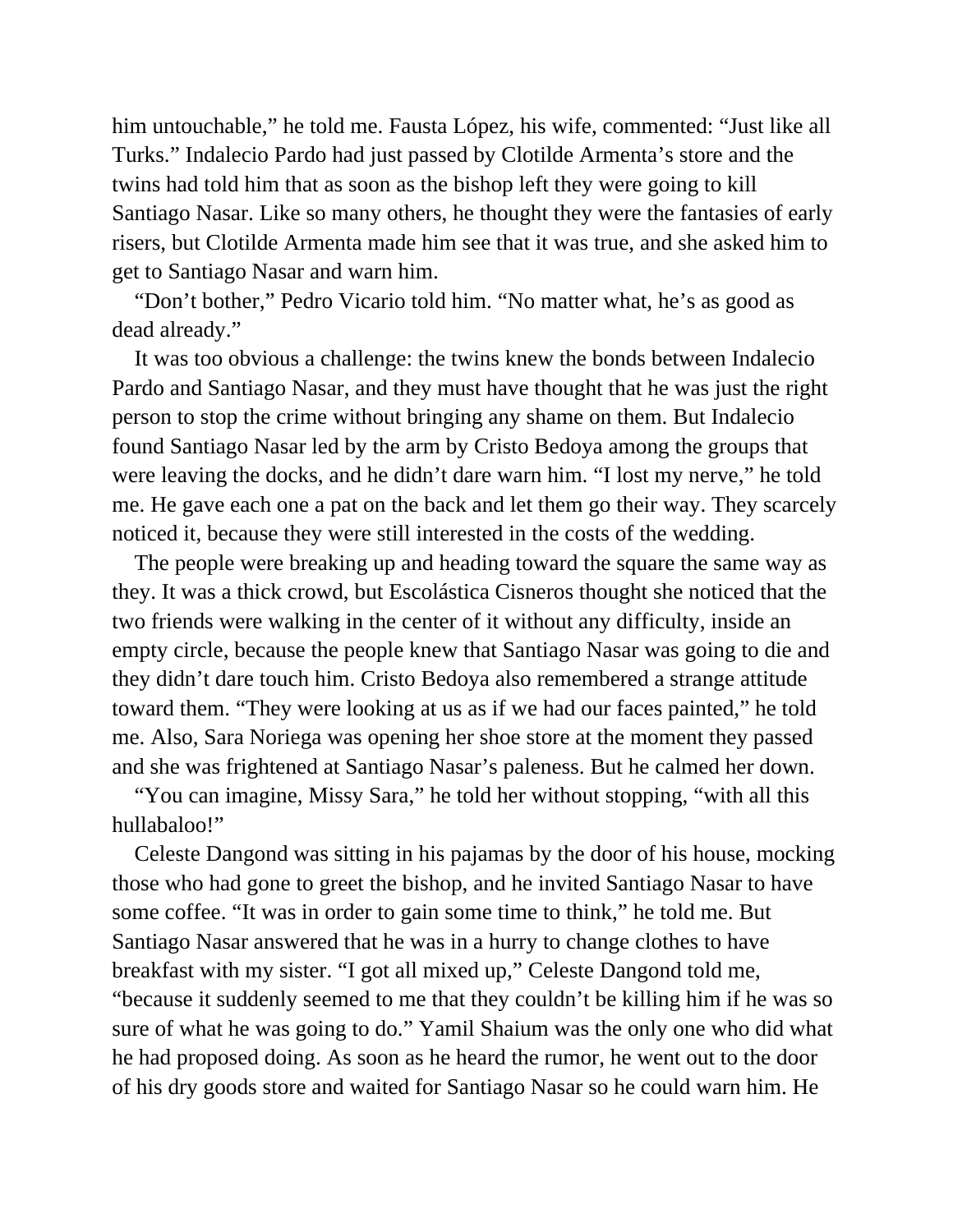him untouchable," he told me. Fausta López, his wife, commented: "Just like all Turks." Indalecio Pardo had just passed by Clotilde Armenta's store and the twins had told him that as soon as the bishop left they were going to kill Santiago Nasar. Like so many others, he thought they were the fantasies of early risers, but Clotilde Armenta made him see that it was true, and she asked him to get to Santiago Nasar and warn him.

"Don't bother," Pedro Vicario told him. "No matter what, he's as good as dead already."

It was too obvious a challenge: the twins knew the bonds between Indalecio Pardo and Santiago Nasar, and they must have thought that he was just the right person to stop the crime without bringing any shame on them. But Indalecio found Santiago Nasar led by the arm by Cristo Bedoya among the groups that were leaving the docks, and he didn't dare warn him. "I lost my nerve," he told me. He gave each one a pat on the back and let them go their way. They scarcely noticed it, because they were still interested in the costs of the wedding.

The people were breaking up and heading toward the square the same way as they. It was a thick crowd, but Escolástica Cisneros thought she noticed that the two friends were walking in the center of it without any difficulty, inside an empty circle, because the people knew that Santiago Nasar was going to die and they didn't dare touch him. Cristo Bedoya also remembered a strange attitude toward them. "They were looking at us as if we had our faces painted," he told me. Also, Sara Noriega was opening her shoe store at the moment they passed and she was frightened at Santiago Nasar's paleness. But he calmed her down.

"You can imagine, Missy Sara," he told her without stopping, "with all this hullabaloo!"

Celeste Dangond was sitting in his pajamas by the door of his house, mocking those who had gone to greet the bishop, and he invited Santiago Nasar to have some coffee. "It was in order to gain some time to think," he told me. But Santiago Nasar answered that he was in a hurry to change clothes to have breakfast with my sister. "I got all mixed up," Celeste Dangond told me, "because it suddenly seemed to me that they couldn't be killing him if he was so sure of what he was going to do." Yamil Shaium was the only one who did what he had proposed doing. As soon as he heard the rumor, he went out to the door of his dry goods store and waited for Santiago Nasar so he could warn him. He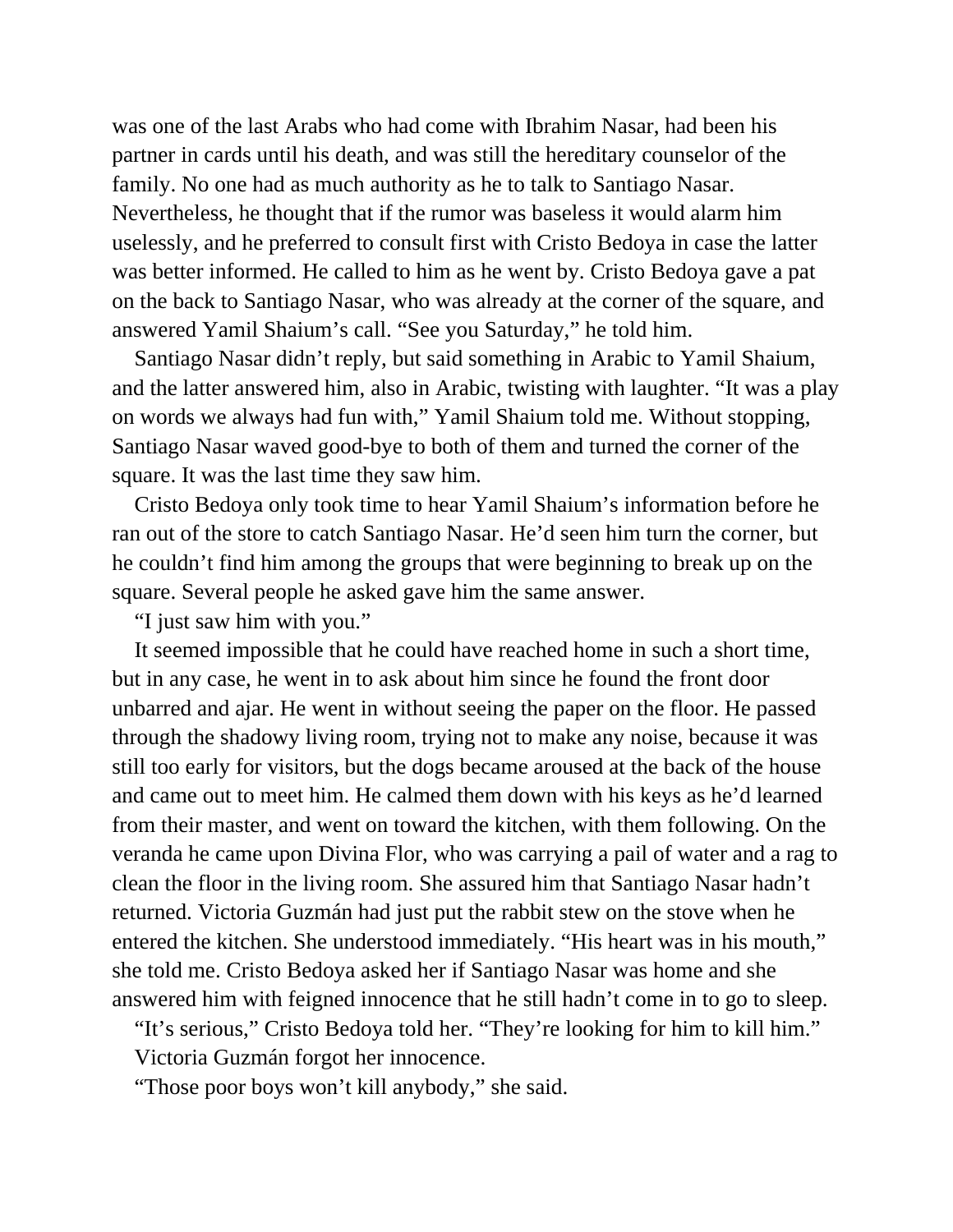was one of the last Arabs who had come with Ibrahim Nasar, had been his partner in cards until his death, and was still the hereditary counselor of the family. No one had as much authority as he to talk to Santiago Nasar. Nevertheless, he thought that if the rumor was baseless it would alarm him uselessly, and he preferred to consult first with Cristo Bedoya in case the latter was better informed. He called to him as he went by. Cristo Bedoya gave a pat on the back to Santiago Nasar, who was already at the corner of the square, and answered Yamil Shaium's call. "See you Saturday," he told him.

Santiago Nasar didn't reply, but said something in Arabic to Yamil Shaium, and the latter answered him, also in Arabic, twisting with laughter. "It was a play on words we always had fun with," Yamil Shaium told me. Without stopping, Santiago Nasar waved good-bye to both of them and turned the corner of the square. It was the last time they saw him.

Cristo Bedoya only took time to hear Yamil Shaium's information before he ran out of the store to catch Santiago Nasar. He'd seen him turn the corner, but he couldn't find him among the groups that were beginning to break up on the square. Several people he asked gave him the same answer.

"I just saw him with you."

It seemed impossible that he could have reached home in such a short time, but in any case, he went in to ask about him since he found the front door unbarred and ajar. He went in without seeing the paper on the floor. He passed through the shadowy living room, trying not to make any noise, because it was still too early for visitors, but the dogs became aroused at the back of the house and came out to meet him. He calmed them down with his keys as he'd learned from their master, and went on toward the kitchen, with them following. On the veranda he came upon Divina Flor, who was carrying a pail of water and a rag to clean the floor in the living room. She assured him that Santiago Nasar hadn't returned. Victoria Guzmán had just put the rabbit stew on the stove when he entered the kitchen. She understood immediately. "His heart was in his mouth," she told me. Cristo Bedoya asked her if Santiago Nasar was home and she answered him with feigned innocence that he still hadn't come in to go to sleep.

"It's serious," Cristo Bedoya told her. "They're looking for him to kill him."

Victoria Guzmán forgot her innocence.

"Those poor boys won't kill anybody," she said.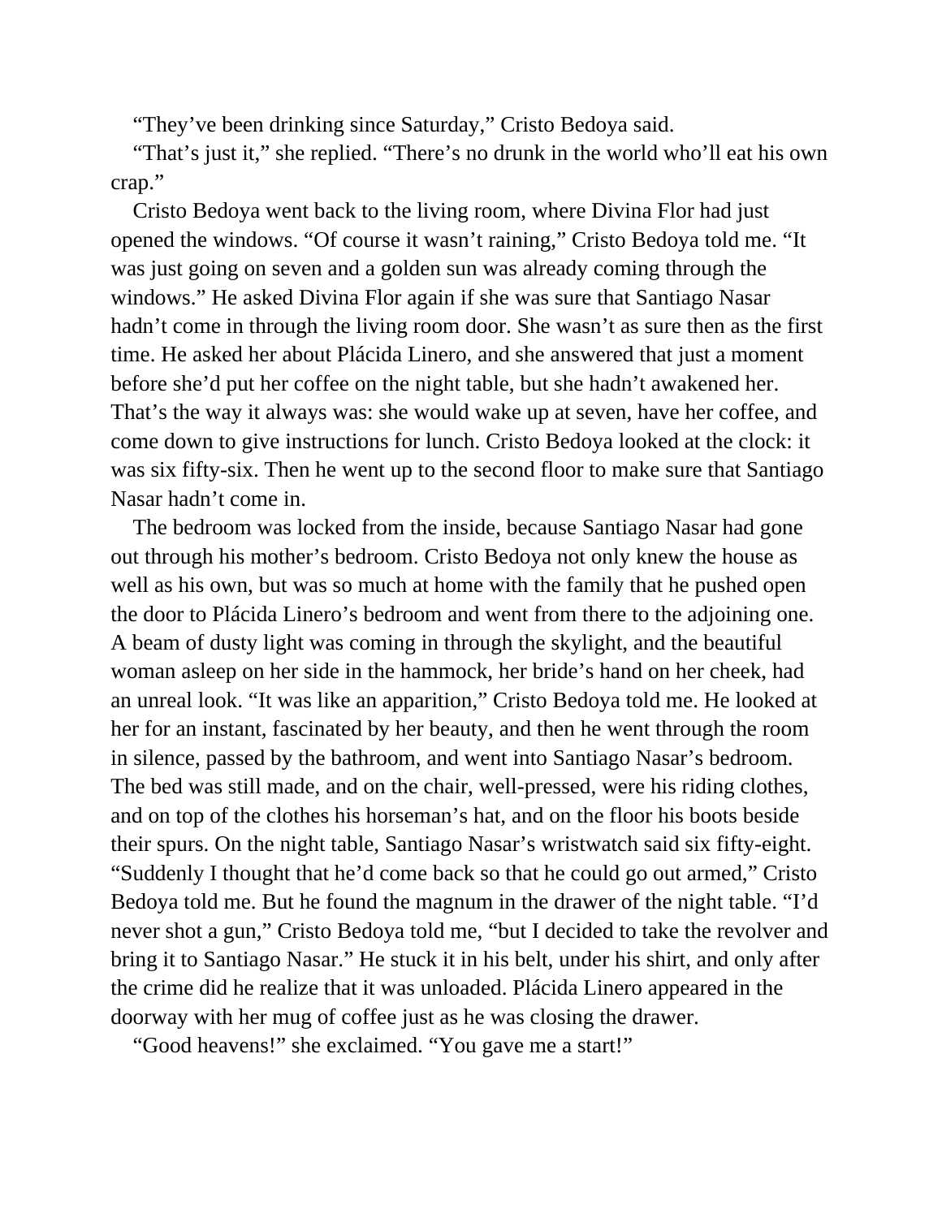"They've been drinking since Saturday," Cristo Bedoya said.

"That's just it," she replied. "There's no drunk in the world who'll eat his own crap."

Cristo Bedoya went back to the living room, where Divina Flor had just opened the windows. "Of course it wasn't raining," Cristo Bedoya told me. "It was just going on seven and a golden sun was already coming through the windows." He asked Divina Flor again if she was sure that Santiago Nasar hadn't come in through the living room door. She wasn't as sure then as the first time. He asked her about Plácida Linero, and she answered that just a moment before she'd put her coffee on the night table, but she hadn't awakened her. That's the way it always was: she would wake up at seven, have her coffee, and come down to give instructions for lunch. Cristo Bedoya looked at the clock: it was six fifty-six. Then he went up to the second floor to make sure that Santiago Nasar hadn't come in.

The bedroom was locked from the inside, because Santiago Nasar had gone out through his mother's bedroom. Cristo Bedoya not only knew the house as well as his own, but was so much at home with the family that he pushed open the door to Plácida Linero's bedroom and went from there to the adjoining one. A beam of dusty light was coming in through the skylight, and the beautiful woman asleep on her side in the hammock, her bride's hand on her cheek, had an unreal look. "It was like an apparition," Cristo Bedoya told me. He looked at her for an instant, fascinated by her beauty, and then he went through the room in silence, passed by the bathroom, and went into Santiago Nasar's bedroom. The bed was still made, and on the chair, well-pressed, were his riding clothes, and on top of the clothes his horseman's hat, and on the floor his boots beside their spurs. On the night table, Santiago Nasar's wristwatch said six fifty-eight. "Suddenly I thought that he'd come back so that he could go out armed," Cristo Bedoya told me. But he found the magnum in the drawer of the night table. "I'd never shot a gun," Cristo Bedoya told me, "but I decided to take the revolver and bring it to Santiago Nasar." He stuck it in his belt, under his shirt, and only after the crime did he realize that it was unloaded. Plácida Linero appeared in the doorway with her mug of coffee just as he was closing the drawer.

"Good heavens!" she exclaimed. "You gave me a start!"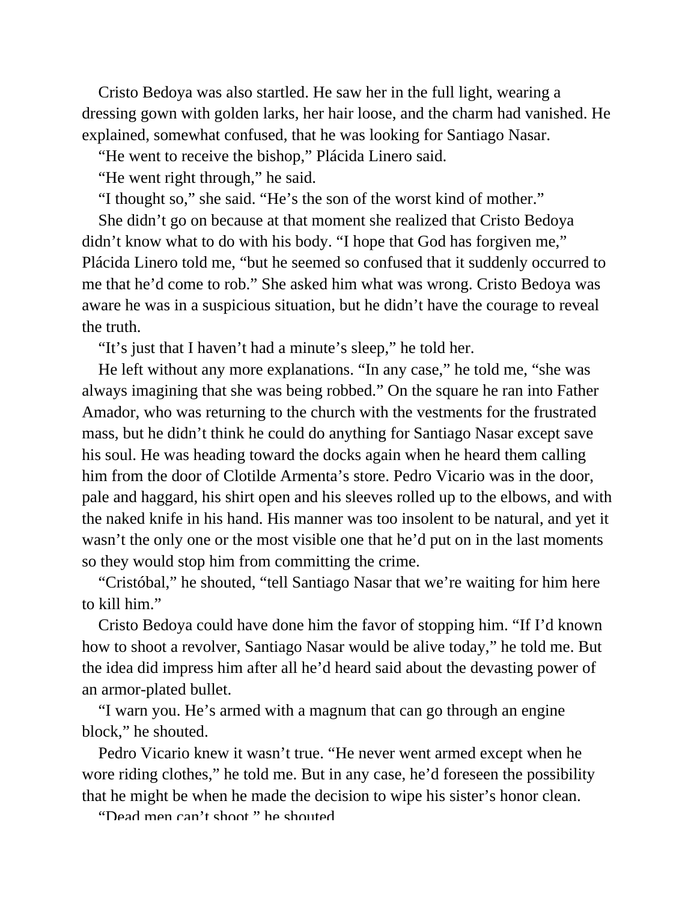Cristo Bedoya was also startled. He saw her in the full light, wearing a dressing gown with golden larks, her hair loose, and the charm had vanished. He explained, somewhat confused, that he was looking for Santiago Nasar.

"He went to receive the bishop," Plácida Linero said.

"He went right through," he said.

"I thought so," she said. "He's the son of the worst kind of mother."

She didn't go on because at that moment she realized that Cristo Bedoya didn't know what to do with his body. "I hope that God has forgiven me," Plácida Linero told me, "but he seemed so confused that it suddenly occurred to me that he'd come to rob." She asked him what was wrong. Cristo Bedoya was aware he was in a suspicious situation, but he didn't have the courage to reveal the truth.

"It's just that I haven't had a minute's sleep," he told her.

He left without any more explanations. "In any case," he told me, "she was always imagining that she was being robbed." On the square he ran into Father Amador, who was returning to the church with the vestments for the frustrated mass, but he didn't think he could do anything for Santiago Nasar except save his soul. He was heading toward the docks again when he heard them calling him from the door of Clotilde Armenta's store. Pedro Vicario was in the door, pale and haggard, his shirt open and his sleeves rolled up to the elbows, and with the naked knife in his hand. His manner was too insolent to be natural, and yet it wasn't the only one or the most visible one that he'd put on in the last moments so they would stop him from committing the crime.

"Cristóbal," he shouted, "tell Santiago Nasar that we're waiting for him here to kill him."

Cristo Bedoya could have done him the favor of stopping him. "If I'd known how to shoot a revolver, Santiago Nasar would be alive today," he told me. But the idea did impress him after all he'd heard said about the devasting power of an armor-plated bullet.

"I warn you. He's armed with a magnum that can go through an engine block," he shouted.

Pedro Vicario knew it wasn't true. "He never went armed except when he wore riding clothes," he told me. But in any case, he'd foreseen the possibility that he might be when he made the decision to wipe his sister's honor clean.

"Dead men can't shoot," he shouted.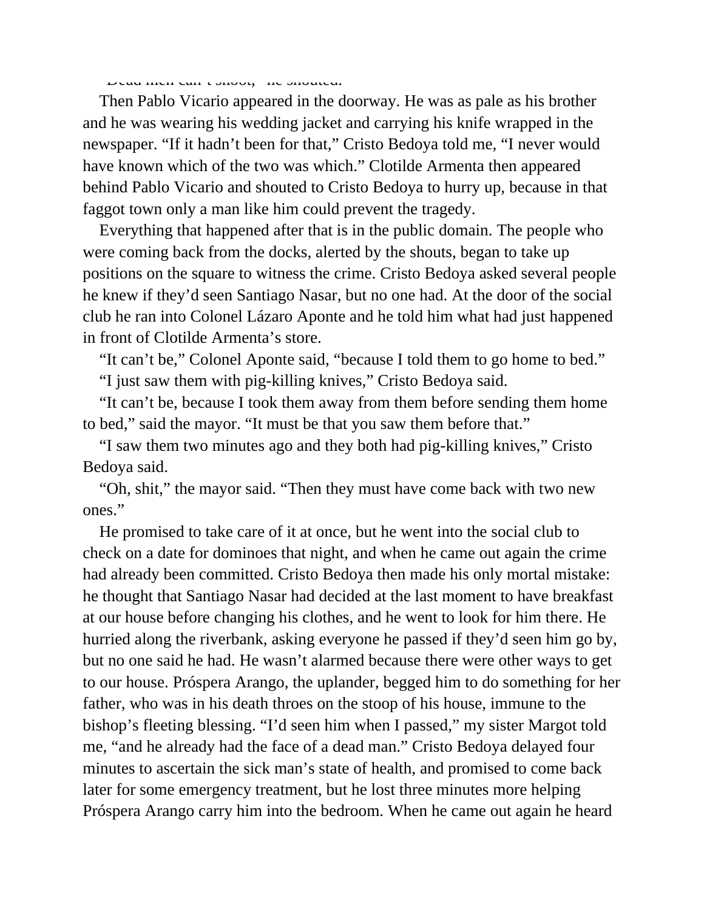"Dead men can't shoot," he shouted.

Then Pablo Vicario appeared in the doorway. He was as pale as his brother and he was wearing his wedding jacket and carrying his knife wrapped in the newspaper. "If it hadn't been for that," Cristo Bedoya told me, "I never would have known which of the two was which." Clotilde Armenta then appeared behind Pablo Vicario and shouted to Cristo Bedoya to hurry up, because in that faggot town only a man like him could prevent the tragedy.

Everything that happened after that is in the public domain. The people who were coming back from the docks, alerted by the shouts, began to take up positions on the square to witness the crime. Cristo Bedoya asked several people he knew if they'd seen Santiago Nasar, but no one had. At the door of the social club he ran into Colonel Lázaro Aponte and he told him what had just happened in front of Clotilde Armenta's store.

"It can't be," Colonel Aponte said, "because I told them to go home to bed."

"I just saw them with pig-killing knives," Cristo Bedoya said.

"It can't be, because I took them away from them before sending them home to bed," said the mayor. "It must be that you saw them before that."

"I saw them two minutes ago and they both had pig-killing knives," Cristo Bedoya said.

"Oh, shit," the mayor said. "Then they must have come back with two new ones."

He promised to take care of it at once, but he went into the social club to check on a date for dominoes that night, and when he came out again the crime had already been committed. Cristo Bedoya then made his only mortal mistake: he thought that Santiago Nasar had decided at the last moment to have breakfast at our house before changing his clothes, and he went to look for him there. He hurried along the riverbank, asking everyone he passed if they'd seen him go by, but no one said he had. He wasn't alarmed because there were other ways to get to our house. Próspera Arango, the uplander, begged him to do something for her father, who was in his death throes on the stoop of his house, immune to the bishop's fleeting blessing. "I'd seen him when I passed," my sister Margot told me, "and he already had the face of a dead man." Cristo Bedoya delayed four minutes to ascertain the sick man's state of health, and promised to come back later for some emergency treatment, but he lost three minutes more helping Próspera Arango carry him into the bedroom. When he came out again he heard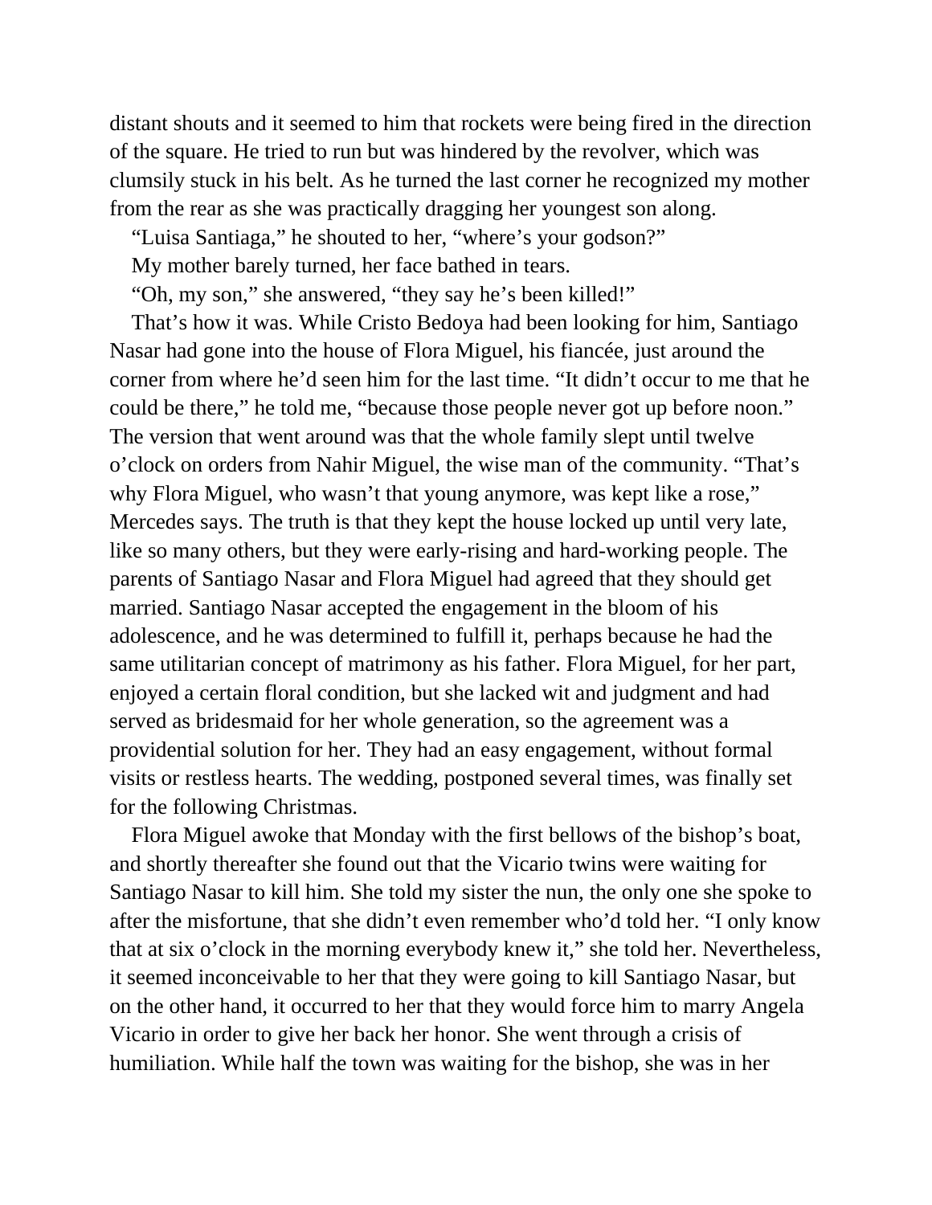distant shouts and it seemed to him that rockets were being fired in the direction of the square. He tried to run but was hindered by the revolver, which was clumsily stuck in his belt. As he turned the last corner he recognized my mother from the rear as she was practically dragging her youngest son along.

"Luisa Santiaga," he shouted to her, "where's your godson?"

My mother barely turned, her face bathed in tears.

"Oh, my son," she answered, "they say he's been killed!"

That's how it was. While Cristo Bedoya had been looking for him, Santiago Nasar had gone into the house of Flora Miguel, his fiancée, just around the corner from where he'd seen him for the last time. "It didn't occur to me that he could be there," he told me, "because those people never got up before noon." The version that went around was that the whole family slept until twelve o'clock on orders from Nahir Miguel, the wise man of the community. "That's why Flora Miguel, who wasn't that young anymore, was kept like a rose," Mercedes says. The truth is that they kept the house locked up until very late, like so many others, but they were early-rising and hard-working people. The parents of Santiago Nasar and Flora Miguel had agreed that they should get married. Santiago Nasar accepted the engagement in the bloom of his adolescence, and he was determined to fulfill it, perhaps because he had the same utilitarian concept of matrimony as his father. Flora Miguel, for her part, enjoyed a certain floral condition, but she lacked wit and judgment and had served as bridesmaid for her whole generation, so the agreement was a providential solution for her. They had an easy engagement, without formal visits or restless hearts. The wedding, postponed several times, was finally set for the following Christmas.

Flora Miguel awoke that Monday with the first bellows of the bishop's boat, and shortly thereafter she found out that the Vicario twins were waiting for Santiago Nasar to kill him. She told my sister the nun, the only one she spoke to after the misfortune, that she didn't even remember who'd told her. "I only know that at six o'clock in the morning everybody knew it," she told her. Nevertheless, it seemed inconceivable to her that they were going to kill Santiago Nasar, but on the other hand, it occurred to her that they would force him to marry Angela Vicario in order to give her back her honor. She went through a crisis of humiliation. While half the town was waiting for the bishop, she was in her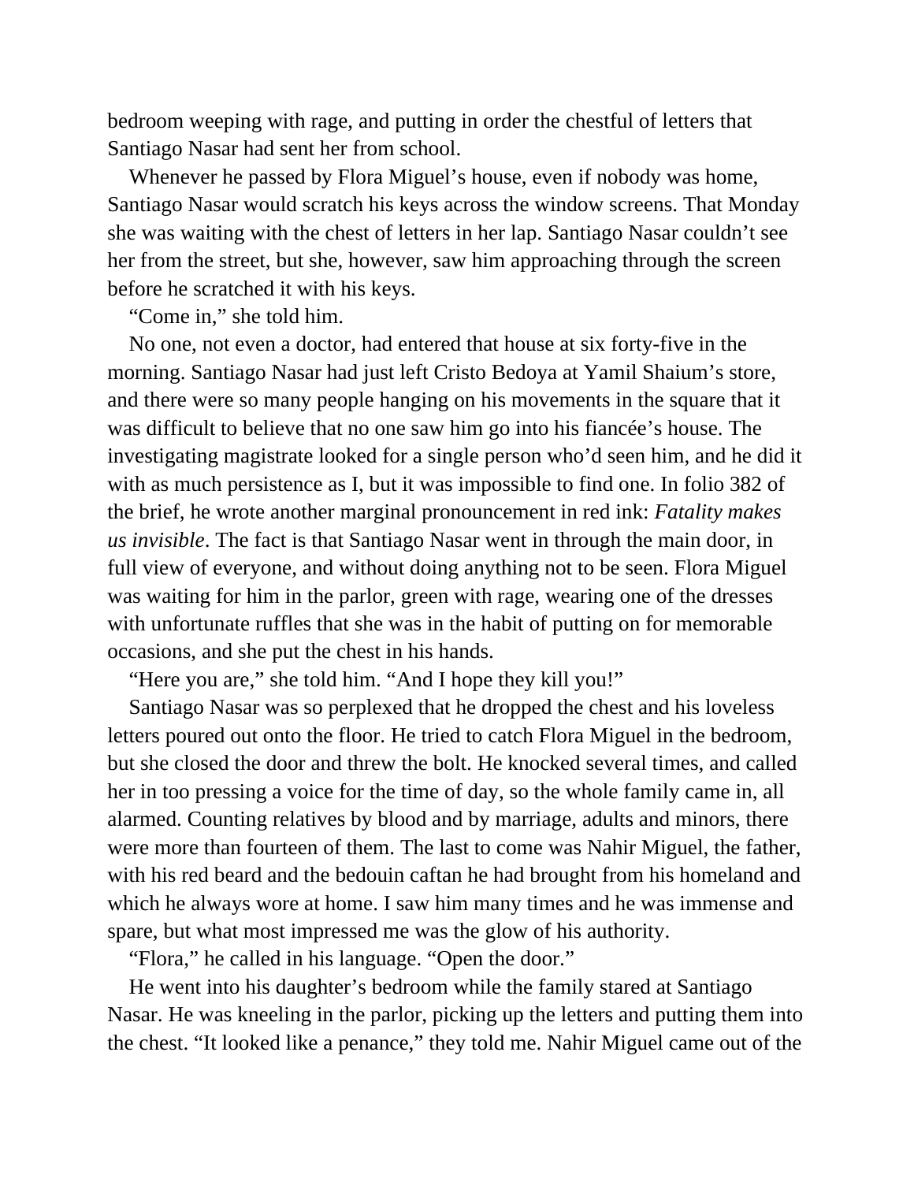bedroom weeping with rage, and putting in order the chestful of letters that Santiago Nasar had sent her from school.

Whenever he passed by Flora Miguel's house, even if nobody was home, Santiago Nasar would scratch his keys across the window screens. That Monday she was waiting with the chest of letters in her lap. Santiago Nasar couldn't see her from the street, but she, however, saw him approaching through the screen before he scratched it with his keys.

"Come in," she told him.

No one, not even a doctor, had entered that house at six forty-five in the morning. Santiago Nasar had just left Cristo Bedoya at Yamil Shaium's store, and there were so many people hanging on his movements in the square that it was difficult to believe that no one saw him go into his fiancée's house. The investigating magistrate looked for a single person who'd seen him, and he did it with as much persistence as I, but it was impossible to find one. In folio 382 of the brief, he wrote another marginal pronouncement in red ink: *Fatality makes us invisible*. The fact is that Santiago Nasar went in through the main door, in full view of everyone, and without doing anything not to be seen. Flora Miguel was waiting for him in the parlor, green with rage, wearing one of the dresses with unfortunate ruffles that she was in the habit of putting on for memorable occasions, and she put the chest in his hands.

"Here you are," she told him. "And I hope they kill you!"

Santiago Nasar was so perplexed that he dropped the chest and his loveless letters poured out onto the floor. He tried to catch Flora Miguel in the bedroom, but she closed the door and threw the bolt. He knocked several times, and called her in too pressing a voice for the time of day, so the whole family came in, all alarmed. Counting relatives by blood and by marriage, adults and minors, there were more than fourteen of them. The last to come was Nahir Miguel, the father, with his red beard and the bedouin caftan he had brought from his homeland and which he always wore at home. I saw him many times and he was immense and spare, but what most impressed me was the glow of his authority.

"Flora," he called in his language. "Open the door."

He went into his daughter's bedroom while the family stared at Santiago Nasar. He was kneeling in the parlor, picking up the letters and putting them into the chest. "It looked like a penance," they told me. Nahir Miguel came out of the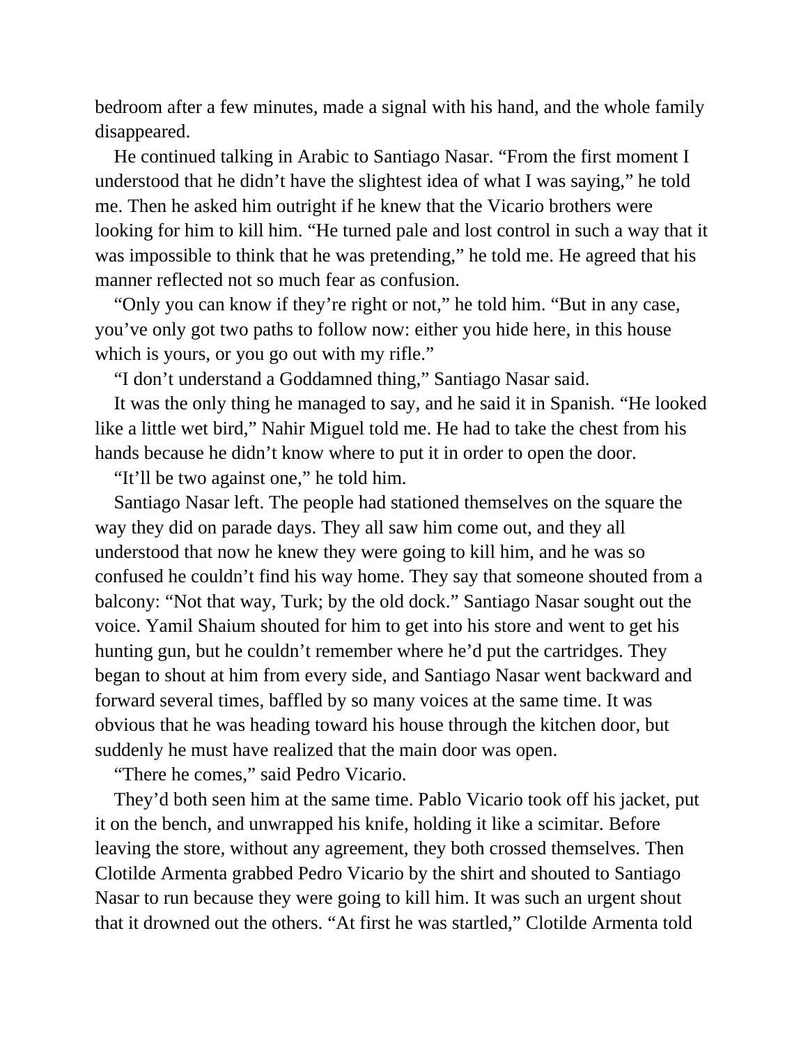bedroom after a few minutes, made a signal with his hand, and the whole family disappeared.

He continued talking in Arabic to Santiago Nasar. “From the first moment I understood that he didn’t have the slightest idea of what I was saying,” he told me. Then he asked him outright if he knew that the Vicario brothers were looking for him to kill him. “He turned pale and lost control in such a way that it was impossible to think that he was pretending,” he told me. He agreed that his manner reflected not so much fear as confusion.

“Only you can know if they’re right or not,” he told him. “But in any case, you’ve only got two paths to follow now: either you hide here, in this house which is yours, or you go out with my rifle.”

“I don’t understand a Goddamned thing,” Santiago Nasar said.

It was the only thing he managed to say, and he said it in Spanish. “He looked like a little wet bird,” Nahir Miguel told me. He had to take the chest from his hands because he didn’t know where to put it in order to open the door.

“It’ll be two against one,” he told him.

Santiago Nasar left. The people had stationed themselves on the square the way they did on parade days. They all saw him come out, and they all understood that now he knew they were going to kill him, and he was so confused he couldn’t find his way home. They say that someone shouted from a balcony: “Not that way, Turk; by the old dock.” Santiago Nasar sought out the voice. Yamil Shaium shouted for him to get into his store and went to get his hunting gun, but he couldn’t remember where he’d put the cartridges. They began to shout at him from every side, and Santiago Nasar went backward and forward several times, baffled by so many voices at the same time. It was obvious that he was heading toward his house through the kitchen door, but suddenly he must have realized that the main door was open.

“There he comes,” said Pedro Vicario.

They’d both seen him at the same time. Pablo Vicario took off his jacket, put it on the bench, and unwrapped his knife, holding it like a scimitar. Before leaving the store, without any agreement, they both crossed themselves. Then Clotilde Armenta grabbed Pedro Vicario by the shirt and shouted to Santiago Nasar to run because they were going to kill him. It was such an urgent shout that it drowned out the others. “At first he was startled,” Clotilde Armenta told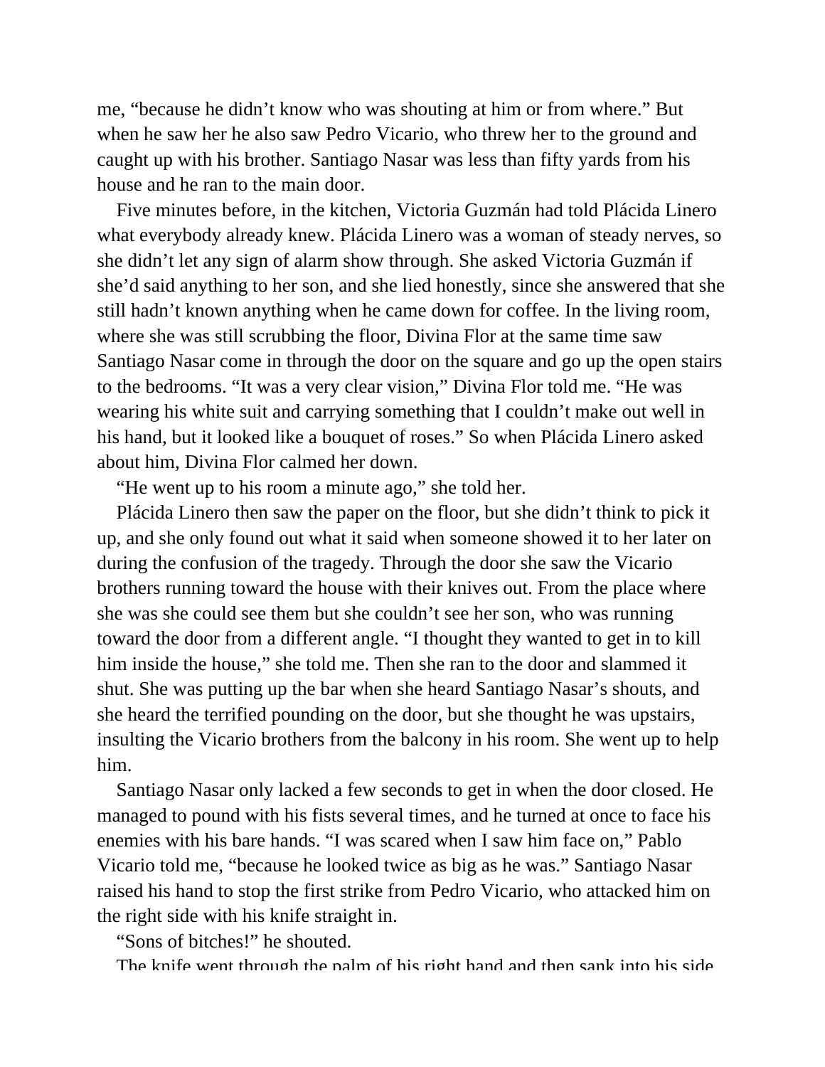me, “because he didn’t know who was shouting at him or from where.” But when he saw her he also saw Pedro Vicario, who threw her to the ground and caught up with his brother. Santiago Nasar was less than fifty yards from his house and he ran to the main door.

Five minutes before, in the kitchen, Victoria Guzmán had told Plácida Linero what everybody already knew. Plácida Linero was a woman of steady nerves, so she didn’t let any sign of alarm show through. She asked Victoria Guzmán if she’d said anything to her son, and she lied honestly, since she answered that she still hadn’t known anything when he came down for coffee. In the living room, where she was still scrubbing the floor, Divina Flor at the same time saw Santiago Nasar come in through the door on the square and go up the open stairs to the bedrooms. “It was a very clear vision,” Divina Flor told me. “He was wearing his white suit and carrying something that I couldn’t make out well in his hand, but it looked like a bouquet of roses.” So when Plácida Linero asked about him, Divina Flor calmed her down.

“He went up to his room a minute ago,” she told her.

Plácida Linero then saw the paper on the floor, but she didn’t think to pick it up, and she only found out what it said when someone showed it to her later on during the confusion of the tragedy. Through the door she saw the Vicario brothers running toward the house with their knives out. From the place where she was she could see them but she couldn’t see her son, who was running toward the door from a different angle. “I thought they wanted to get in to kill him inside the house,” she told me. Then she ran to the door and slammed it shut. She was putting up the bar when she heard Santiago Nasar’s shouts, and she heard the terrified pounding on the door, but she thought he was upstairs, insulting the Vicario brothers from the balcony in his room. She went up to help him.

Santiago Nasar only lacked a few seconds to get in when the door closed. He managed to pound with his fists several times, and he turned at once to face his enemies with his bare hands. “I was scared when I saw him face on,” Pablo Vicario told me, “because he looked twice as big as he was.” Santiago Nasar raised his hand to stop the first strike from Pedro Vicario, who attacked him on the right side with his knife straight in.

“Sons of bitches!” he shouted.

The knife went through the palm of his right hand and then sank into his side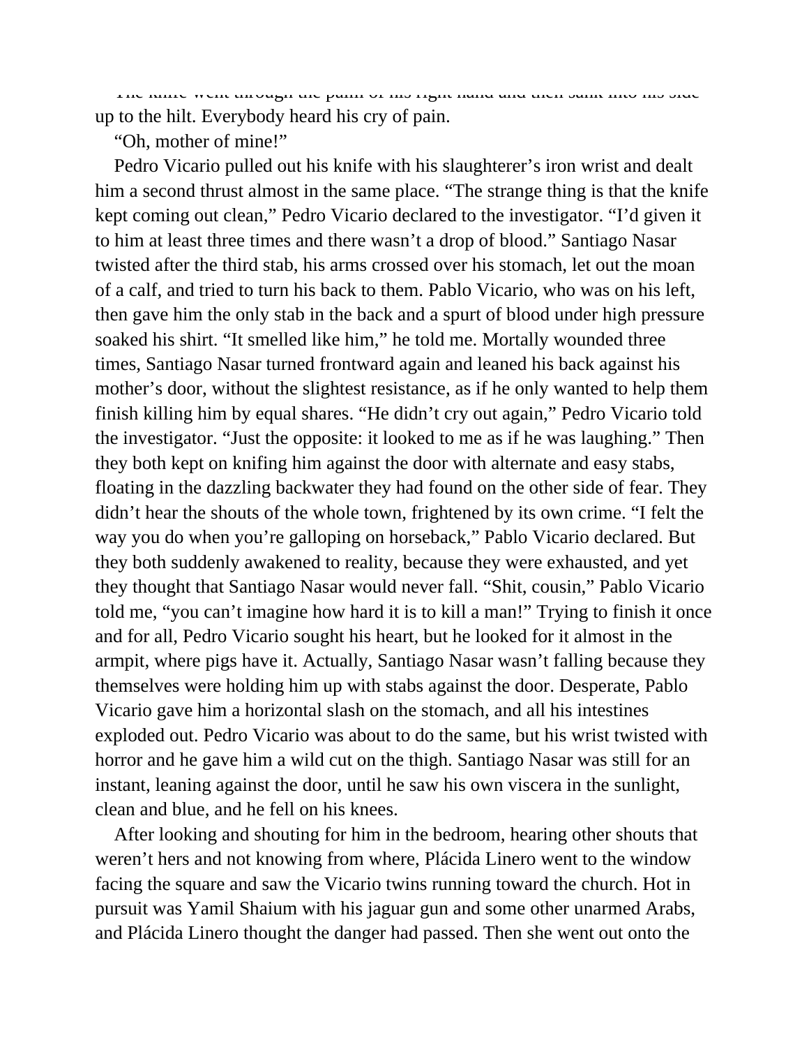The knife went through the palm of his right hand and then sank into his side up to the hilt. Everybody heard his cry of pain.

"Oh, mother of mine!"

Pedro Vicario pulled out his knife with his slaughterer's iron wrist and dealt him a second thrust almost in the same place. "The strange thing is that the knife kept coming out clean," Pedro Vicario declared to the investigator. "I'd given it to him at least three times and there wasn't a drop of blood." Santiago Nasar twisted after the third stab, his arms crossed over his stomach, let out the moan of a calf, and tried to turn his back to them. Pablo Vicario, who was on his left, then gave him the only stab in the back and a spurt of blood under high pressure soaked his shirt. "It smelled like him," he told me. Mortally wounded three times, Santiago Nasar turned frontward again and leaned his back against his mother's door, without the slightest resistance, as if he only wanted to help them finish killing him by equal shares. "He didn't cry out again," Pedro Vicario told the investigator. "Just the opposite: it looked to me as if he was laughing." Then they both kept on knifing him against the door with alternate and easy stabs, floating in the dazzling backwater they had found on the other side of fear. They didn't hear the shouts of the whole town, frightened by its own crime. "I felt the way you do when you're galloping on horseback," Pablo Vicario declared. But they both suddenly awakened to reality, because they were exhausted, and yet they thought that Santiago Nasar would never fall. "Shit, cousin," Pablo Vicario told me, "you can't imagine how hard it is to kill a man!" Trying to finish it once and for all, Pedro Vicario sought his heart, but he looked for it almost in the armpit, where pigs have it. Actually, Santiago Nasar wasn't falling because they themselves were holding him up with stabs against the door. Desperate, Pablo Vicario gave him a horizontal slash on the stomach, and all his intestines exploded out. Pedro Vicario was about to do the same, but his wrist twisted with horror and he gave him a wild cut on the thigh. Santiago Nasar was still for an instant, leaning against the door, until he saw his own viscera in the sunlight, clean and blue, and he fell on his knees.

After looking and shouting for him in the bedroom, hearing other shouts that weren't hers and not knowing from where, Plácida Linero went to the window facing the square and saw the Vicario twins running toward the church. Hot in pursuit was Yamil Shaium with his jaguar gun and some other unarmed Arabs, and Plácida Linero thought the danger had passed. Then she went out onto the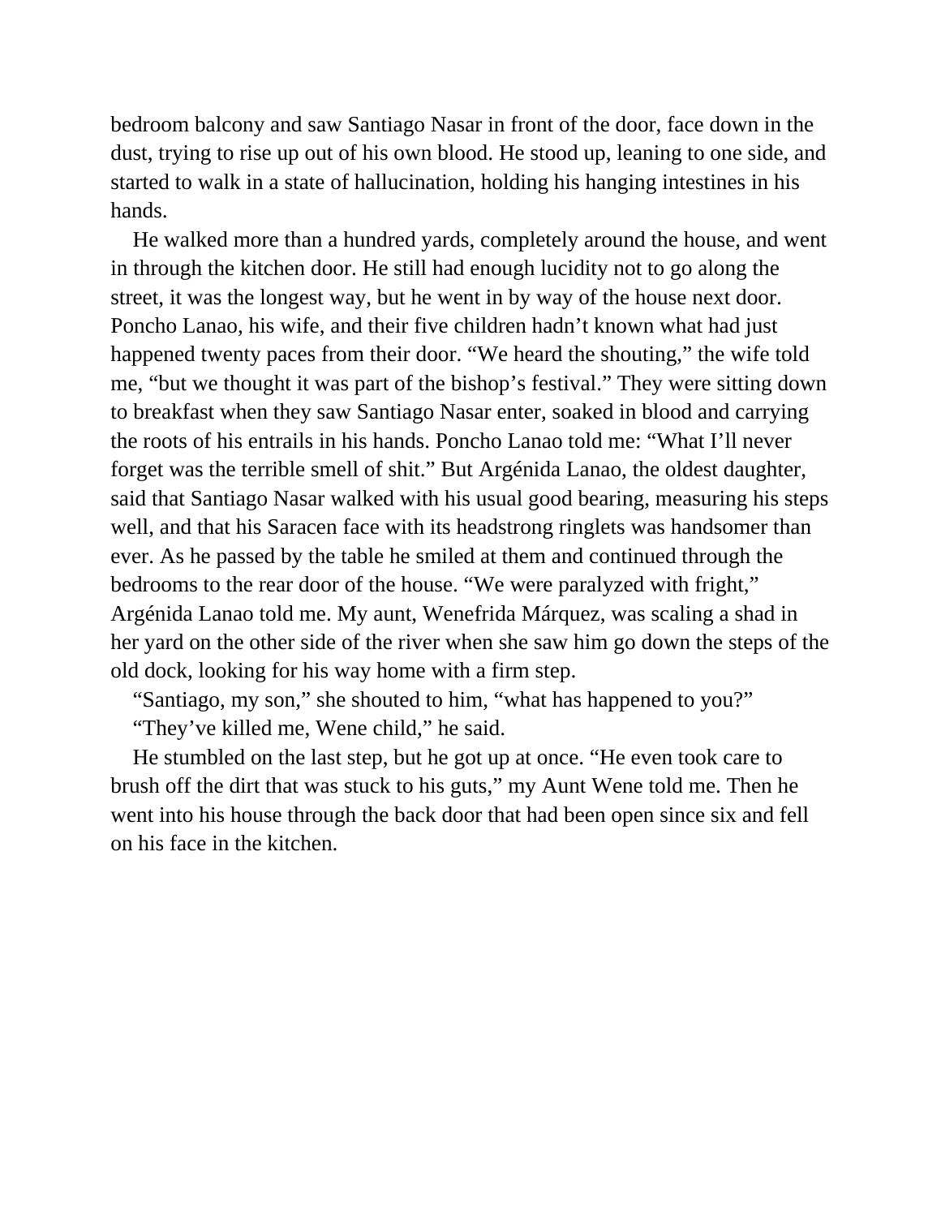bedroom balcony and saw Santiago Nasar in front of the door, face down in the dust, trying to rise up out of his own blood. He stood up, leaning to one side, and started to walk in a state of hallucination, holding his hanging intestines in his hands.

He walked more than a hundred yards, completely around the house, and went in through the kitchen door. He still had enough lucidity not to go along the street, it was the longest way, but he went in by way of the house next door. Poncho Lanao, his wife, and their five children hadn't known what had just happened twenty paces from their door. "We heard the shouting," the wife told me, "but we thought it was part of the bishop's festival." They were sitting down to breakfast when they saw Santiago Nasar enter, soaked in blood and carrying the roots of his entrails in his hands. Poncho Lanao told me: "What I'll never forget was the terrible smell of shit." But Argénida Lanao, the oldest daughter, said that Santiago Nasar walked with his usual good bearing, measuring his steps well, and that his Saracen face with its headstrong ringlets was handsomer than ever. As he passed by the table he smiled at them and continued through the bedrooms to the rear door of the house. "We were paralyzed with fright," Argénida Lanao told me. My aunt, Wenefrida Márquez, was scaling a shad in her yard on the other side of the river when she saw him go down the steps of the old dock, looking for his way home with a firm step.

"Santiago, my son," she shouted to him, "what has happened to you?"

"They've killed me, Wene child," he said.

He stumbled on the last step, but he got up at once. "He even took care to brush off the dirt that was stuck to his guts," my Aunt Wene told me. Then he went into his house through the back door that had been open since six and fell on his face in the kitchen.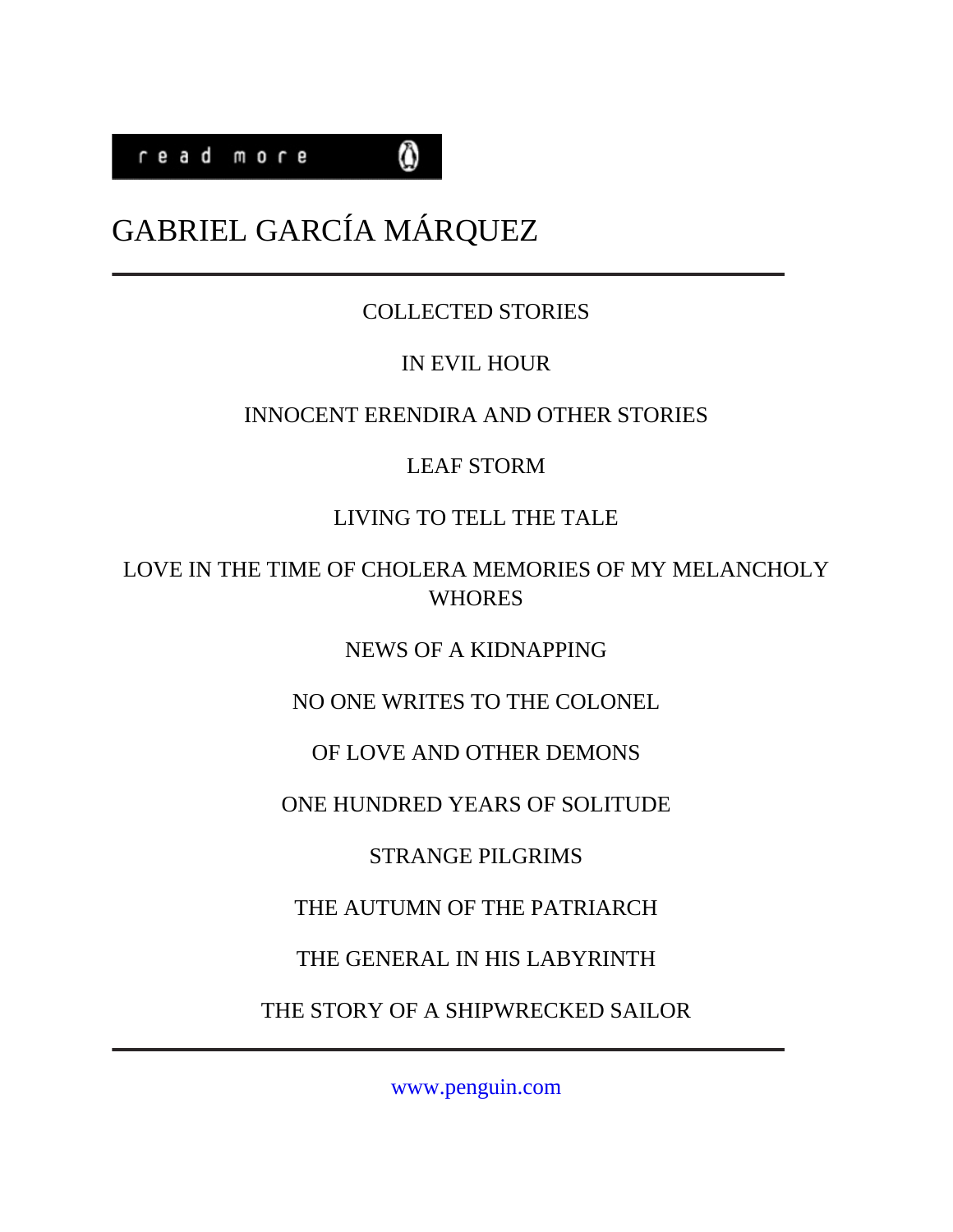read more

# GABRIEL GARCÍA MÁRQUEZ

---

COLLECTED STORIES

IN EVIL HOUR

INNOCENT ERENDIRA AND OTHER STORIES

LEAF STORM

LIVING TO TELL THE TALE

LOVE IN THE TIME OF CHOLERA MEMORIES OF MY MELANCHOLY WHORES

NEWS OF A KIDNAPPING

NO ONE WRITES TO THE COLONEL

OF LOVE AND OTHER DEMONS

ONE HUNDRED YEARS OF SOLITUDE

STRANGE PILGRIMS

THE AUTUMN OF THE PATRIARCH

THE GENERAL IN HIS LABYRINTH

THE STORY OF A SHIPWRECKED SAILOR

---

www.penguin.com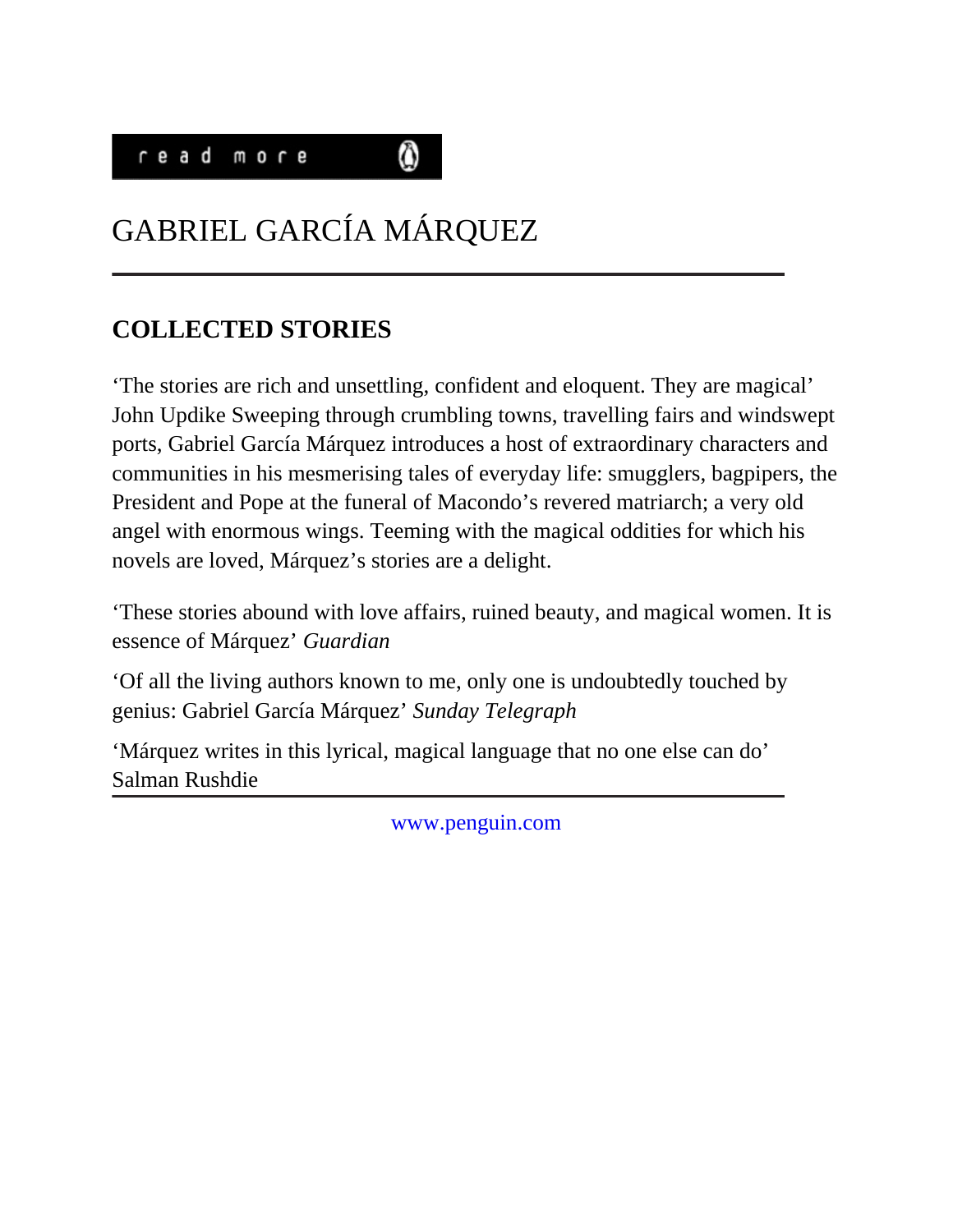read more

# GABRIEL GARCÍA MÁRQUEZ

---

## COLLECTED STORIES

'The stories are rich and unsettling, confident and eloquent. They are magical' John Updike Sweeping through crumbling towns, travelling fairs and windswept ports, Gabriel García Márquez introduces a host of extraordinary characters and communities in his mesmerising tales of everyday life: smugglers, bagpipers, the President and Pope at the funeral of Macondo's revered matriarch; a very old angel with enormous wings. Teeming with the magical oddities for which his novels are loved, Márquez's stories are a delight.

'These stories abound with love affairs, ruined beauty, and magical women. It is essence of Márquez' *Guardian*

'Of all the living authors known to me, only one is undoubtedly touched by genius: Gabriel García Márquez' *Sunday Telegraph*

'Márquez writes in this lyrical, magical language that no one else can do' Salman Rushdie

---

www.penguin.com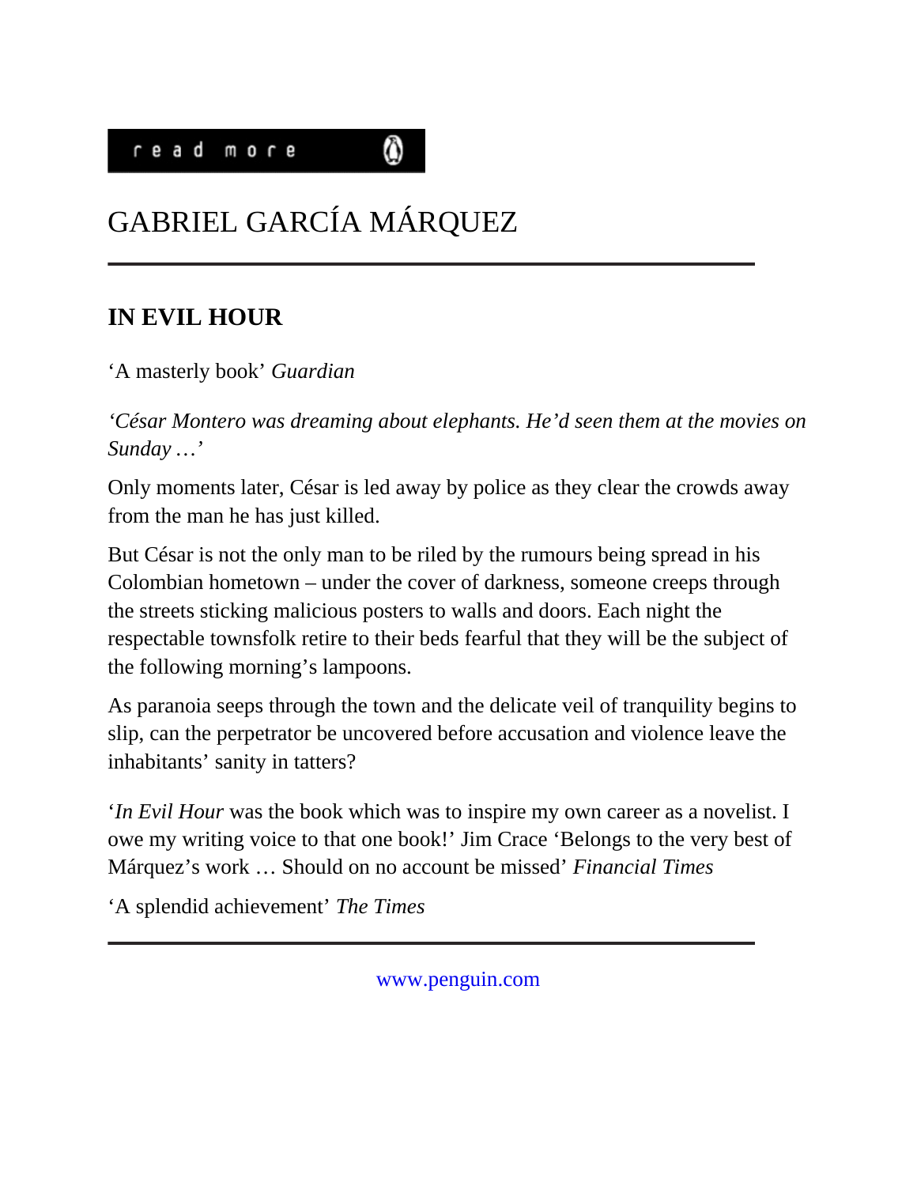read more

# GABRIEL GARCÍA MÁRQUEZ

---

## IN EVIL HOUR

'A masterly book' *Guardian*

*'César Montero was dreaming about elephants. He'd seen them at the movies on Sunday …'*

Only moments later, César is led away by police as they clear the crowds away from the man he has just killed.

But César is not the only man to be riled by the rumours being spread in his Colombian hometown – under the cover of darkness, someone creeps through the streets sticking malicious posters to walls and doors. Each night the respectable townsfolk retire to their beds fearful that they will be the subject of the following morning's lampoons.

As paranoia seeps through the town and the delicate veil of tranquility begins to slip, can the perpetrator be uncovered before accusation and violence leave the inhabitants' sanity in tatters?

'*In Evil Hour* was the book which was to inspire my own career as a novelist. I owe my writing voice to that one book!' Jim Crace 'Belongs to the very best of Márquez's work … Should on no account be missed' *Financial Times*

'A splendid achievement' *The Times*

---

www.penguin.com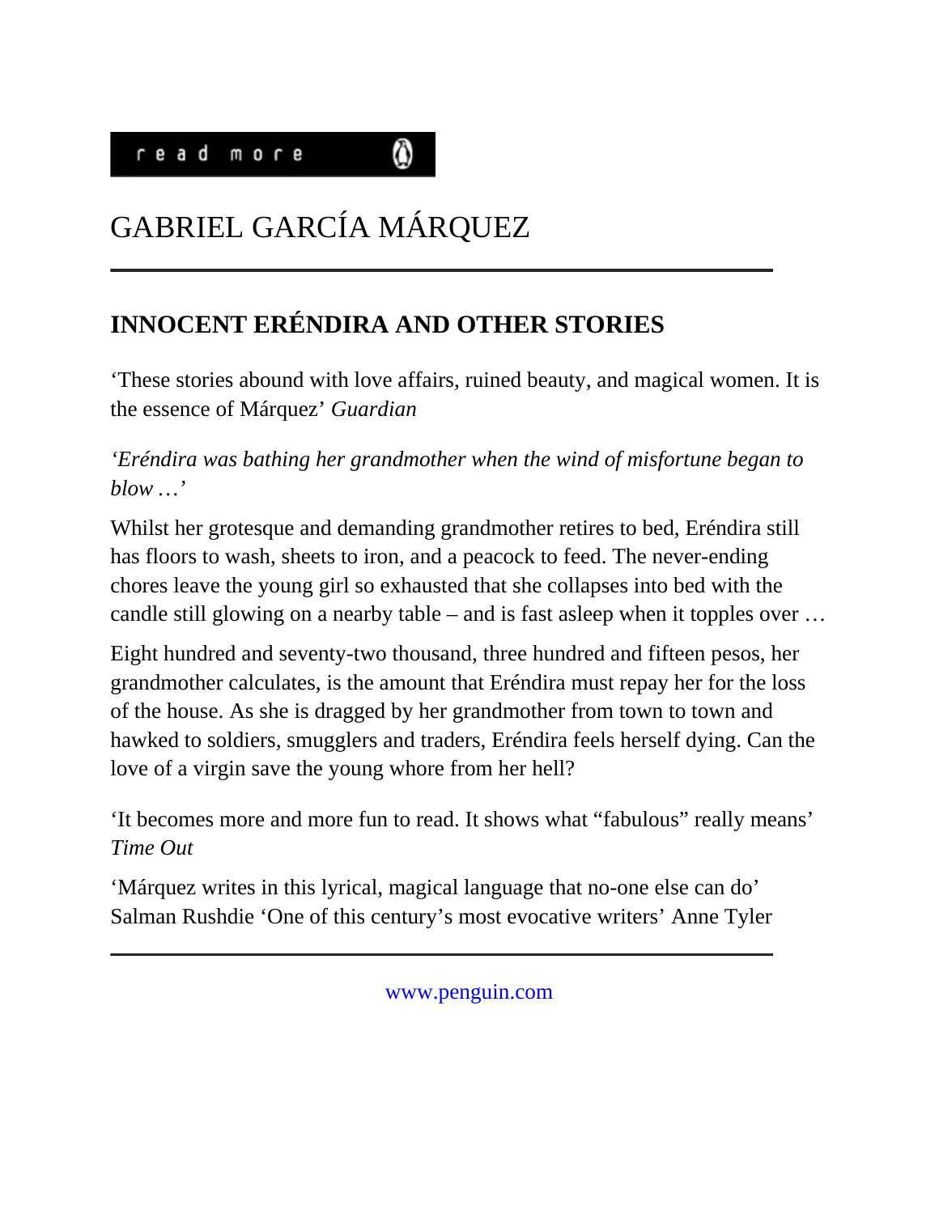read more

# GABRIEL GARCÍA MÁRQUEZ

---

## INNOCENT ERÉNDIRA AND OTHER STORIES

‘These stories abound with love affairs, ruined beauty, and magical women. It is the essence of Márquez’ *Guardian*

*‘Eréndira was bathing her grandmother when the wind of misfortune began to blow …’*

Whilst her grotesque and demanding grandmother retires to bed, Eréndira still has floors to wash, sheets to iron, and a peacock to feed. The never-ending chores leave the young girl so exhausted that she collapses into bed with the candle still glowing on a nearby table – and is fast asleep when it topples over …

Eight hundred and seventy-two thousand, three hundred and fifteen pesos, her grandmother calculates, is the amount that Eréndira must repay her for the loss of the house. As she is dragged by her grandmother from town to town and hawked to soldiers, smugglers and traders, Eréndira feels herself dying. Can the love of a virgin save the young whore from her hell?

‘It becomes more and more fun to read. It shows what “fabulous” really means’ *Time Out*

‘Márquez writes in this lyrical, magical language that no-one else can do’ Salman Rushdie ‘One of this century’s most evocative writers’ Anne Tyler

---

www.penguin.com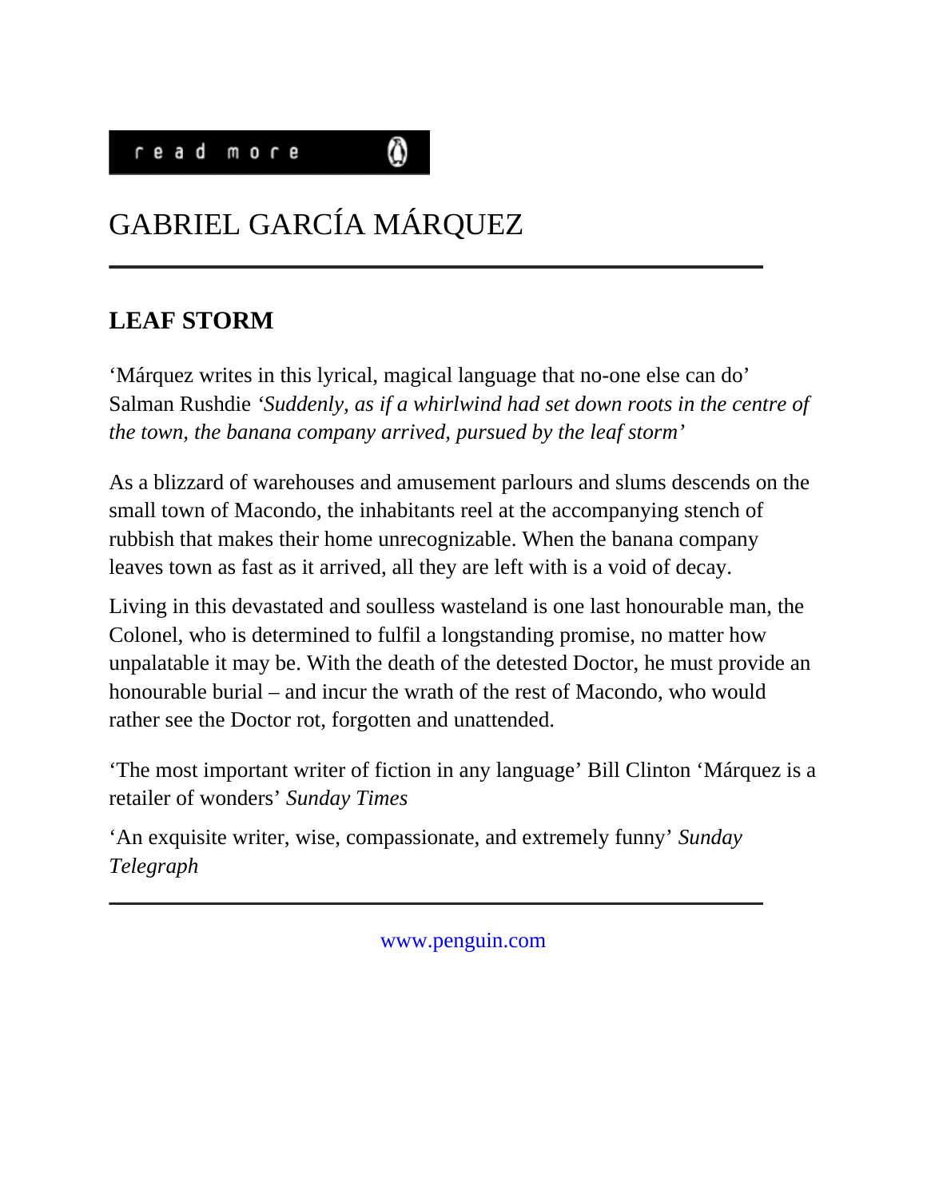read more

# GABRIEL GARCÍA MÁRQUEZ

---

## LEAF STORM

'Márquez writes in this lyrical, magical language that no-one else can do' Salman Rushdie *'Suddenly, as if a whirlwind had set down roots in the centre of the town, the banana company arrived, pursued by the leaf storm'*

As a blizzard of warehouses and amusement parlours and slums descends on the small town of Macondo, the inhabitants reel at the accompanying stench of rubbish that makes their home unrecognizable. When the banana company leaves town as fast as it arrived, all they are left with is a void of decay.

Living in this devastated and soulless wasteland is one last honourable man, the Colonel, who is determined to fulfil a longstanding promise, no matter how unpalatable it may be. With the death of the detested Doctor, he must provide an honourable burial – and incur the wrath of the rest of Macondo, who would rather see the Doctor rot, forgotten and unattended.

'The most important writer of fiction in any language' Bill Clinton 'Márquez is a retailer of wonders' *Sunday Times*

'An exquisite writer, wise, compassionate, and extremely funny' *Sunday Telegraph*

---

www.penguin.com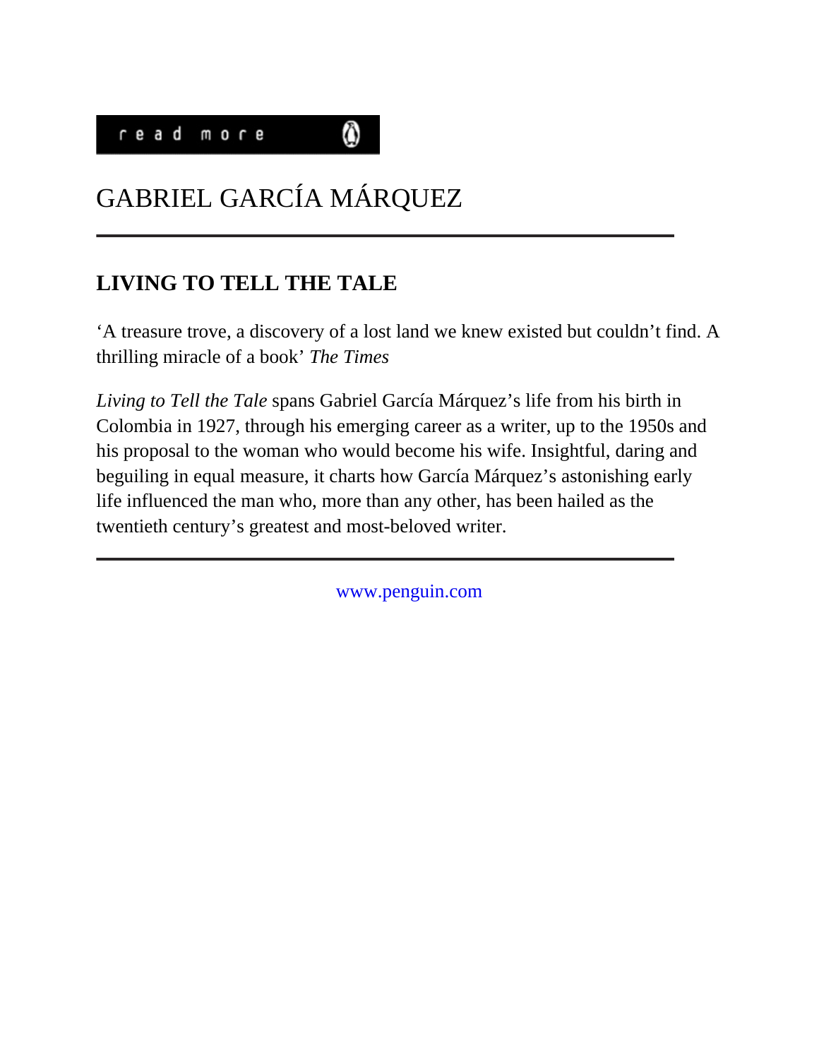read more

# GABRIEL GARCÍA MÁRQUEZ

---

## LIVING TO TELL THE TALE

‘A treasure trove, a discovery of a lost land we knew existed but couldn’t find. A thrilling miracle of a book’ *The Times*

*Living to Tell the Tale* spans Gabriel García Márquez’s life from his birth in Colombia in 1927, through his emerging career as a writer, up to the 1950s and his proposal to the woman who would become his wife. Insightful, daring and beguiling in equal measure, it charts how García Márquez’s astonishing early life influenced the man who, more than any other, has been hailed as the twentieth century’s greatest and most-beloved writer.

---

www.penguin.com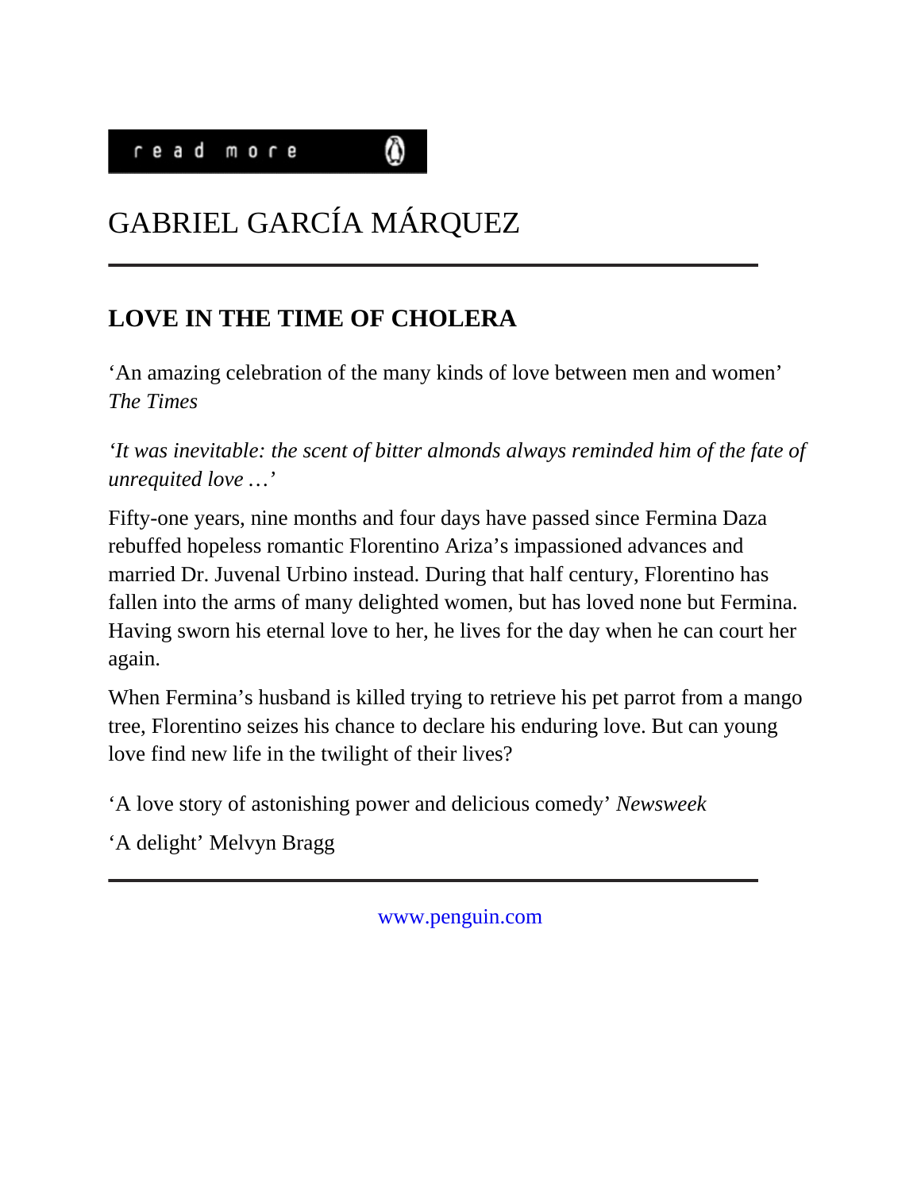read more

# GABRIEL GARCÍA MÁRQUEZ

---

## LOVE IN THE TIME OF CHOLERA

‘An amazing celebration of the many kinds of love between men and women’ *The Times*

*‘It was inevitable: the scent of bitter almonds always reminded him of the fate of unrequited love …’*

Fifty-one years, nine months and four days have passed since Fermina Daza rebuffed hopeless romantic Florentino Ariza’s impassioned advances and married Dr. Juvenal Urbino instead. During that half century, Florentino has fallen into the arms of many delighted women, but has loved none but Fermina. Having sworn his eternal love to her, he lives for the day when he can court her again.

When Fermina’s husband is killed trying to retrieve his pet parrot from a mango tree, Florentino seizes his chance to declare his enduring love. But can young love find new life in the twilight of their lives?

‘A love story of astonishing power and delicious comedy’ *Newsweek*

‘A delight’ Melvyn Bragg

---

www.penguin.com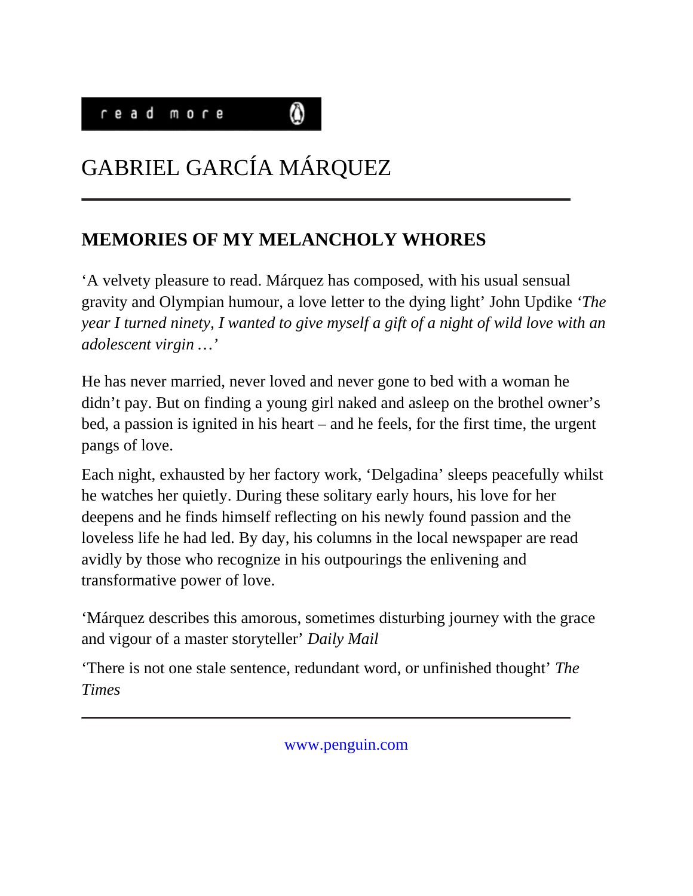read more

# GABRIEL GARCÍA MÁRQUEZ

---

## MEMORIES OF MY MELANCHOLY WHORES

'A velvety pleasure to read. Márquez has composed, with his usual sensual gravity and Olympian humour, a love letter to the dying light' John Updike *'The year I turned ninety, I wanted to give myself a gift of a night of wild love with an adolescent virgin …'*

He has never married, never loved and never gone to bed with a woman he didn't pay. But on finding a young girl naked and asleep on the brothel owner's bed, a passion is ignited in his heart – and he feels, for the first time, the urgent pangs of love.

Each night, exhausted by her factory work, 'Delgadina' sleeps peacefully whilst he watches her quietly. During these solitary early hours, his love for her deepens and he finds himself reflecting on his newly found passion and the loveless life he had led. By day, his columns in the local newspaper are read avidly by those who recognize in his outpourings the enlivening and transformative power of love.

'Márquez describes this amorous, sometimes disturbing journey with the grace and vigour of a master storyteller' *Daily Mail*

'There is not one stale sentence, redundant word, or unfinished thought' *The Times*

---

www.penguin.com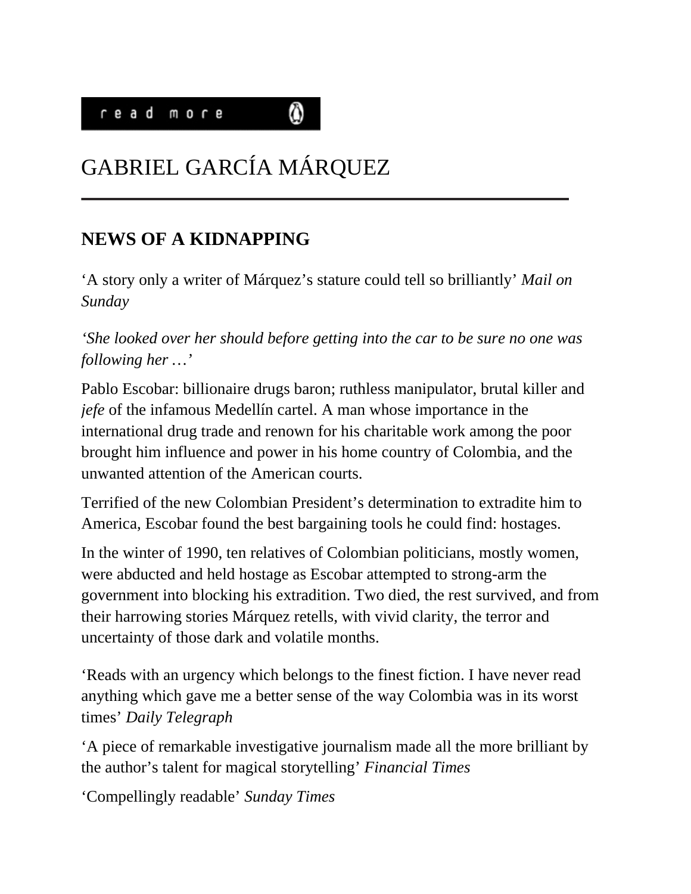read more

# GABRIEL GARCÍA MÁRQUEZ

---

## NEWS OF A KIDNAPPING

‘A story only a writer of Márquez’s stature could tell so brilliantly’ *Mail on Sunday*

*‘She looked over her should before getting into the car to be sure no one was following her …’*

Pablo Escobar: billionaire drugs baron; ruthless manipulator, brutal killer and *jefe* of the infamous Medellín cartel. A man whose importance in the international drug trade and renown for his charitable work among the poor brought him influence and power in his home country of Colombia, and the unwanted attention of the American courts.

Terrified of the new Colombian President’s determination to extradite him to America, Escobar found the best bargaining tools he could find: hostages.

In the winter of 1990, ten relatives of Colombian politicians, mostly women, were abducted and held hostage as Escobar attempted to strong-arm the government into blocking his extradition. Two died, the rest survived, and from their harrowing stories Márquez retells, with vivid clarity, the terror and uncertainty of those dark and volatile months.

‘Reads with an urgency which belongs to the finest fiction. I have never read anything which gave me a better sense of the way Colombia was in its worst times’ *Daily Telegraph*

‘A piece of remarkable investigative journalism made all the more brilliant by the author’s talent for magical storytelling’ *Financial Times*

‘Compellingly readable’ *Sunday Times*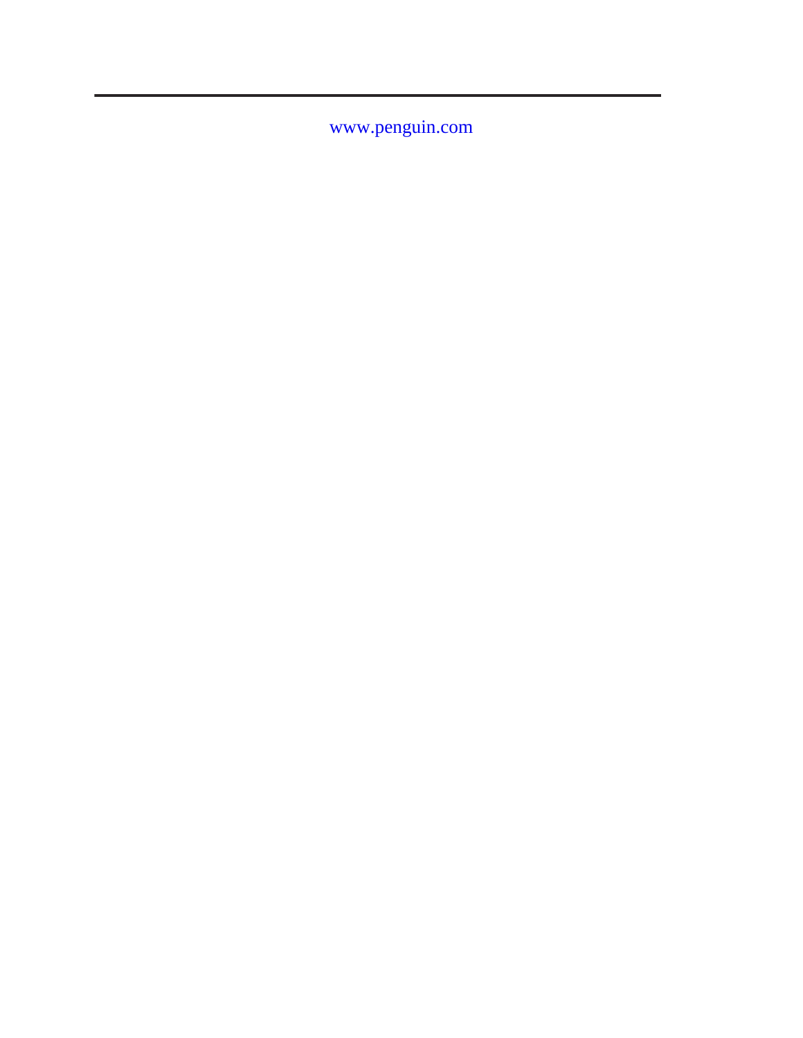---

www.penguin.com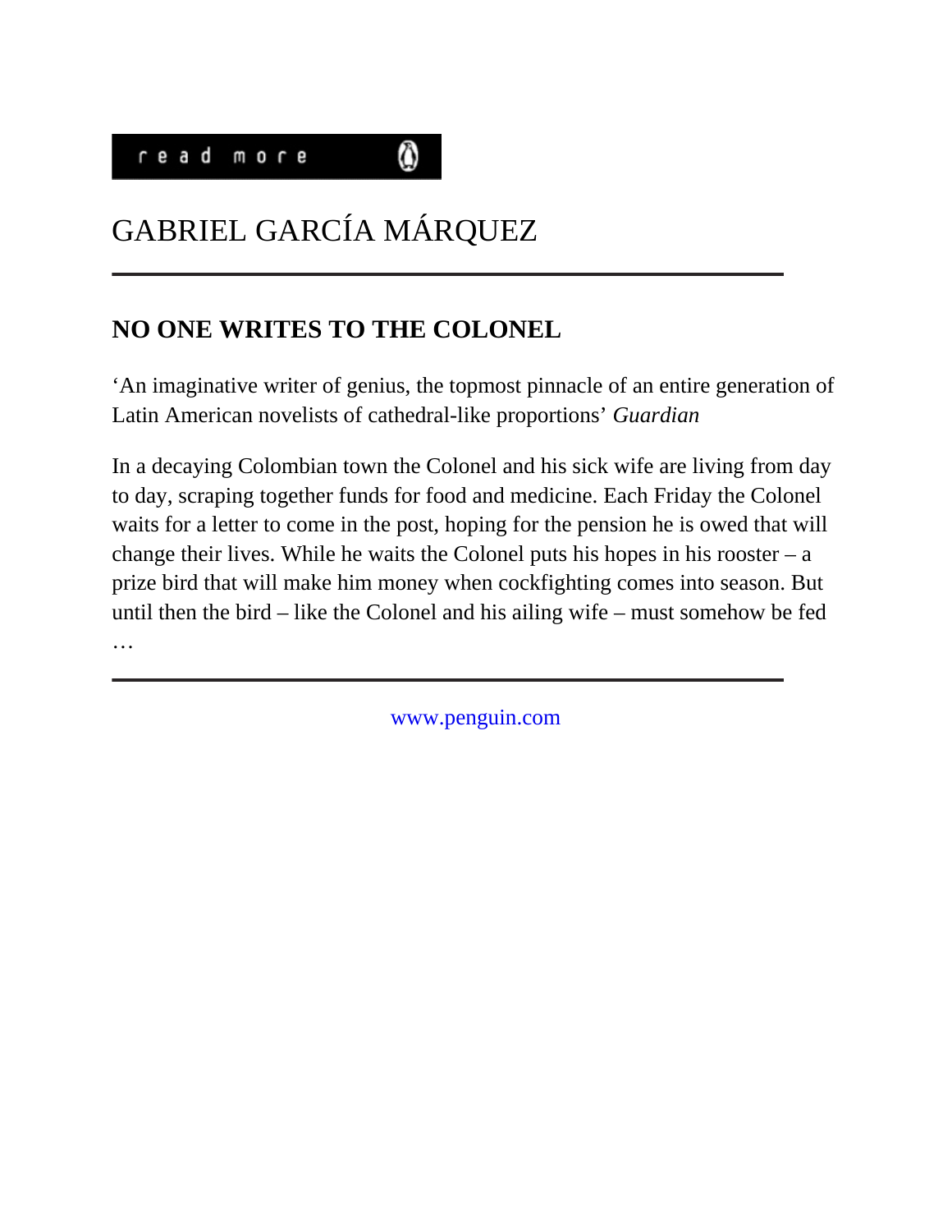read more

# GABRIEL GARCÍA MÁRQUEZ

---

## NO ONE WRITES TO THE COLONEL

'An imaginative writer of genius, the topmost pinnacle of an entire generation of Latin American novelists of cathedral-like proportions' *Guardian*

In a decaying Colombian town the Colonel and his sick wife are living from day to day, scraping together funds for food and medicine. Each Friday the Colonel waits for a letter to come in the post, hoping for the pension he is owed that will change their lives. While he waits the Colonel puts his hopes in his rooster – a prize bird that will make him money when cockfighting comes into season. But until then the bird – like the Colonel and his ailing wife – must somehow be fed …

---

www.penguin.com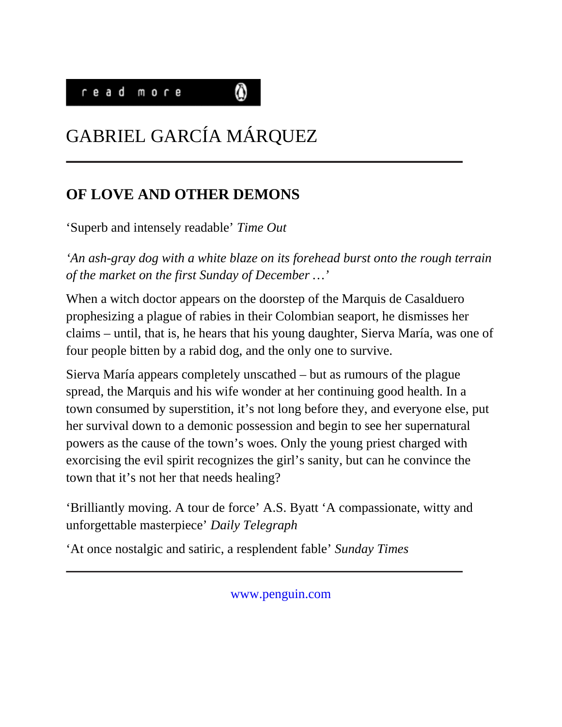read more

# GABRIEL GARCÍA MÁRQUEZ

---

## OF LOVE AND OTHER DEMONS

‘Superb and intensely readable’ *Time Out*

*‘An ash-gray dog with a white blaze on its forehead burst onto the rough terrain of the market on the first Sunday of December …’*

When a witch doctor appears on the doorstep of the Marquis de Casalduero prophesizing a plague of rabies in their Colombian seaport, he dismisses her claims – until, that is, he hears that his young daughter, Sierva María, was one of four people bitten by a rabid dog, and the only one to survive.

Sierva María appears completely unscathed – but as rumours of the plague spread, the Marquis and his wife wonder at her continuing good health. In a town consumed by superstition, it’s not long before they, and everyone else, put her survival down to a demonic possession and begin to see her supernatural powers as the cause of the town’s woes. Only the young priest charged with exorcising the evil spirit recognizes the girl’s sanity, but can he convince the town that it’s not her that needs healing?

‘Brilliantly moving. A tour de force’ A.S. Byatt ‘A compassionate, witty and unforgettable masterpiece’ *Daily Telegraph*

‘At once nostalgic and satiric, a resplendent fable’ *Sunday Times*

---

www.penguin.com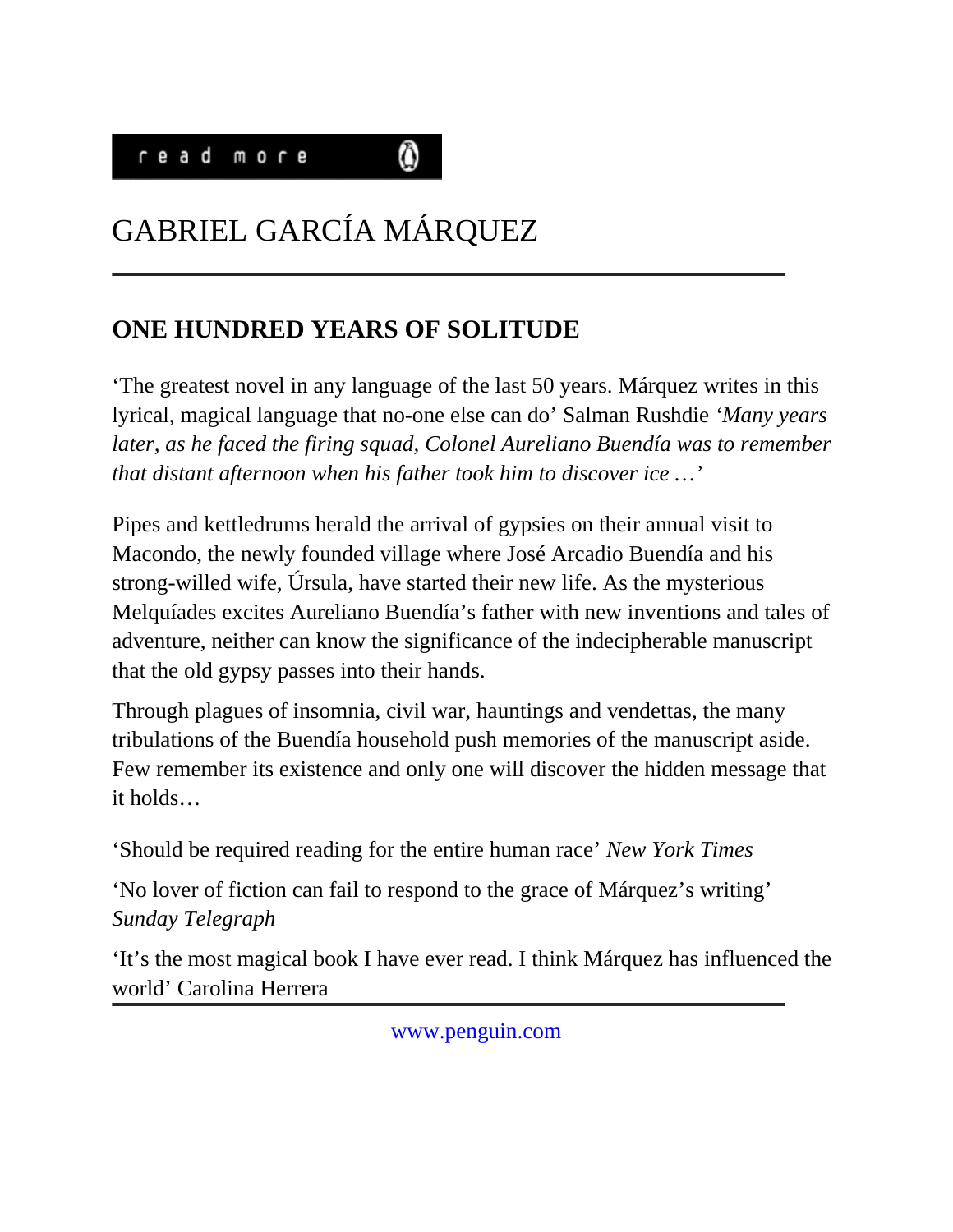read more

# GABRIEL GARCÍA MÁRQUEZ

## ONE HUNDRED YEARS OF SOLITUDE

‘The greatest novel in any language of the last 50 years. Márquez writes in this lyrical, magical language that no-one else can do’ Salman Rushdie *‘Many years later, as he faced the firing squad, Colonel Aureliano Buendía was to remember that distant afternoon when his father took him to discover ice* …’

Pipes and kettledrums herald the arrival of gypsies on their annual visit to Macondo, the newly founded village where José Arcadio Buendía and his strong-willed wife, Úrsula, have started their new life. As the mysterious Melquíades excites Aureliano Buendía’s father with new inventions and tales of adventure, neither can know the significance of the indecipherable manuscript that the old gypsy passes into their hands.

Through plagues of insomnia, civil war, hauntings and vendettas, the many tribulations of the Buendía household push memories of the manuscript aside. Few remember its existence and only one will discover the hidden message that it holds…

‘Should be required reading for the entire human race’ *New York Times*

‘No lover of fiction can fail to respond to the grace of Márquez’s writing’ *Sunday Telegraph*

‘It’s the most magical book I have ever read. I think Márquez has influenced the world’ Carolina Herrera

www.penguin.com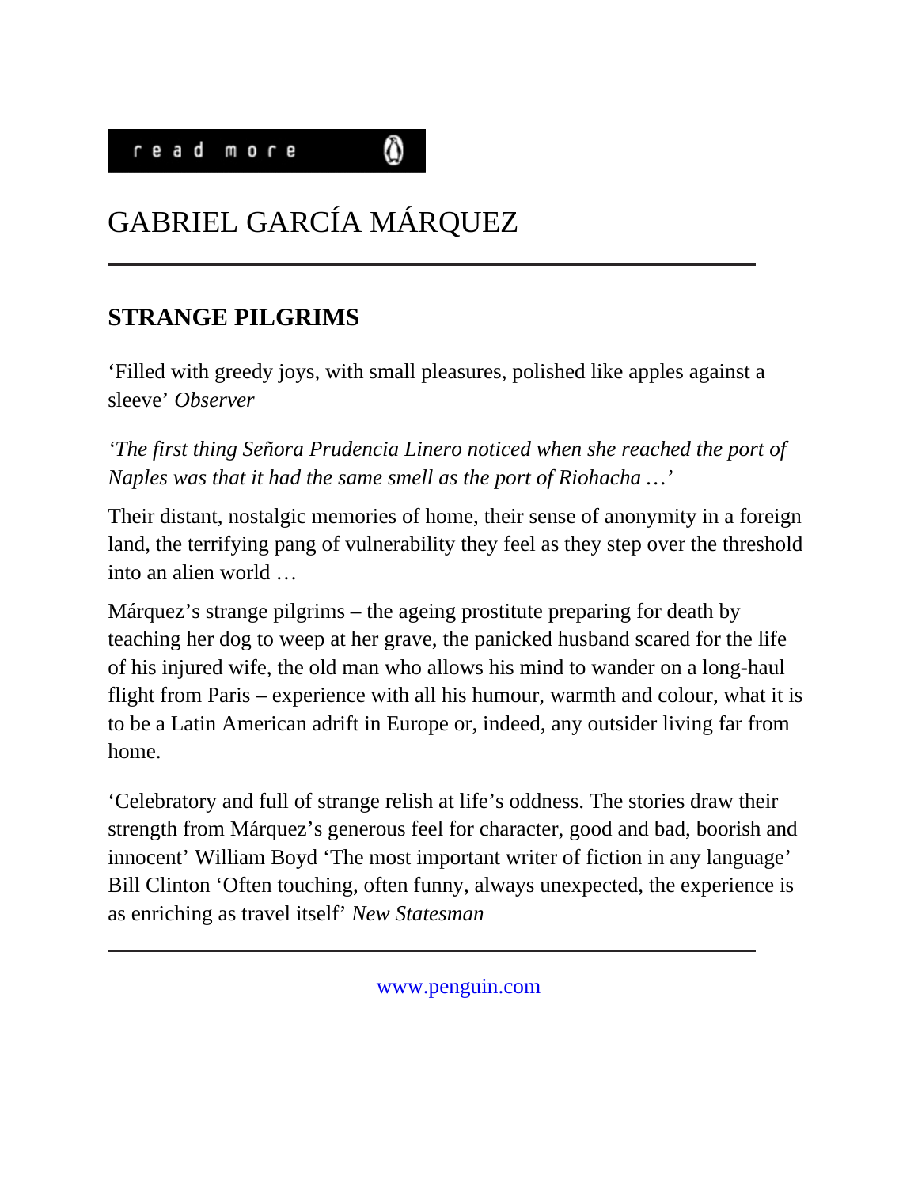read more

# GABRIEL GARCÍA MÁRQUEZ

---

## STRANGE PILGRIMS

‘Filled with greedy joys, with small pleasures, polished like apples against a sleeve’ *Observer*

*‘The first thing Señora Prudencia Linero noticed when she reached the port of Naples was that it had the same smell as the port of Riohacha …’*

Their distant, nostalgic memories of home, their sense of anonymity in a foreign land, the terrifying pang of vulnerability they feel as they step over the threshold into an alien world …

Márquez’s strange pilgrims – the ageing prostitute preparing for death by teaching her dog to weep at her grave, the panicked husband scared for the life of his injured wife, the old man who allows his mind to wander on a long-haul flight from Paris – experience with all his humour, warmth and colour, what it is to be a Latin American adrift in Europe or, indeed, any outsider living far from home.

‘Celebratory and full of strange relish at life’s oddness. The stories draw their strength from Márquez’s generous feel for character, good and bad, boorish and innocent’ William Boyd ‘The most important writer of fiction in any language’ Bill Clinton ‘Often touching, often funny, always unexpected, the experience is as enriching as travel itself’ *New Statesman*

---

www.penguin.com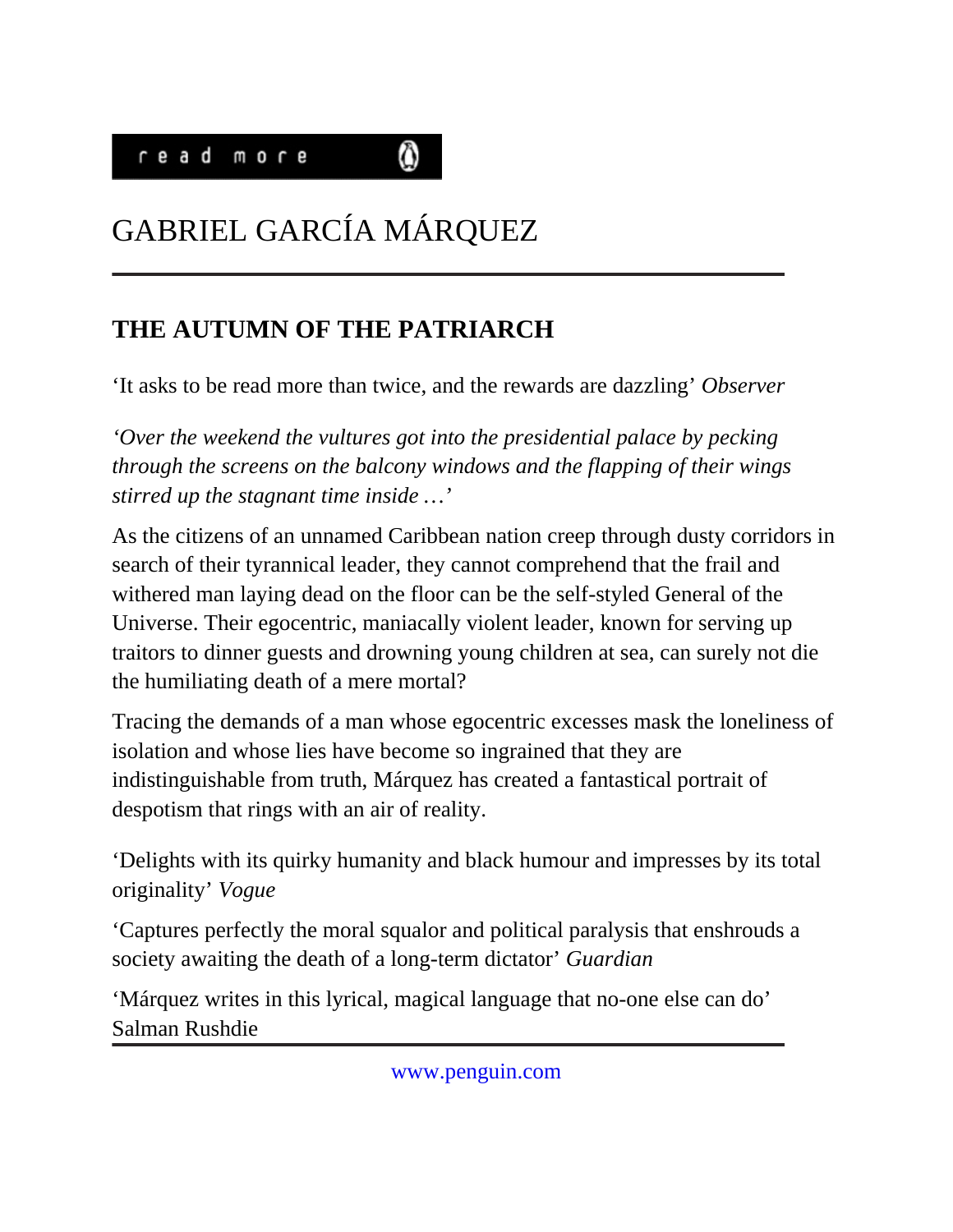read more

# GABRIEL GARCÍA MÁRQUEZ

---

## THE AUTUMN OF THE PATRIARCH

‘It asks to be read more than twice, and the rewards are dazzling’ *Observer*

*‘Over the weekend the vultures got into the presidential palace by pecking through the screens on the balcony windows and the flapping of their wings stirred up the stagnant time inside …’*

As the citizens of an unnamed Caribbean nation creep through dusty corridors in search of their tyrannical leader, they cannot comprehend that the frail and withered man laying dead on the floor can be the self-styled General of the Universe. Their egocentric, maniacally violent leader, known for serving up traitors to dinner guests and drowning young children at sea, can surely not die the humiliating death of a mere mortal?

Tracing the demands of a man whose egocentric excesses mask the loneliness of isolation and whose lies have become so ingrained that they are indistinguishable from truth, Márquez has created a fantastical portrait of despotism that rings with an air of reality.

‘Delights with its quirky humanity and black humour and impresses by its total originality’ *Vogue*

‘Captures perfectly the moral squalor and political paralysis that enshrouds a society awaiting the death of a long-term dictator’ *Guardian*

‘Márquez writes in this lyrical, magical language that no-one else can do’ Salman Rushdie

---

www.penguin.com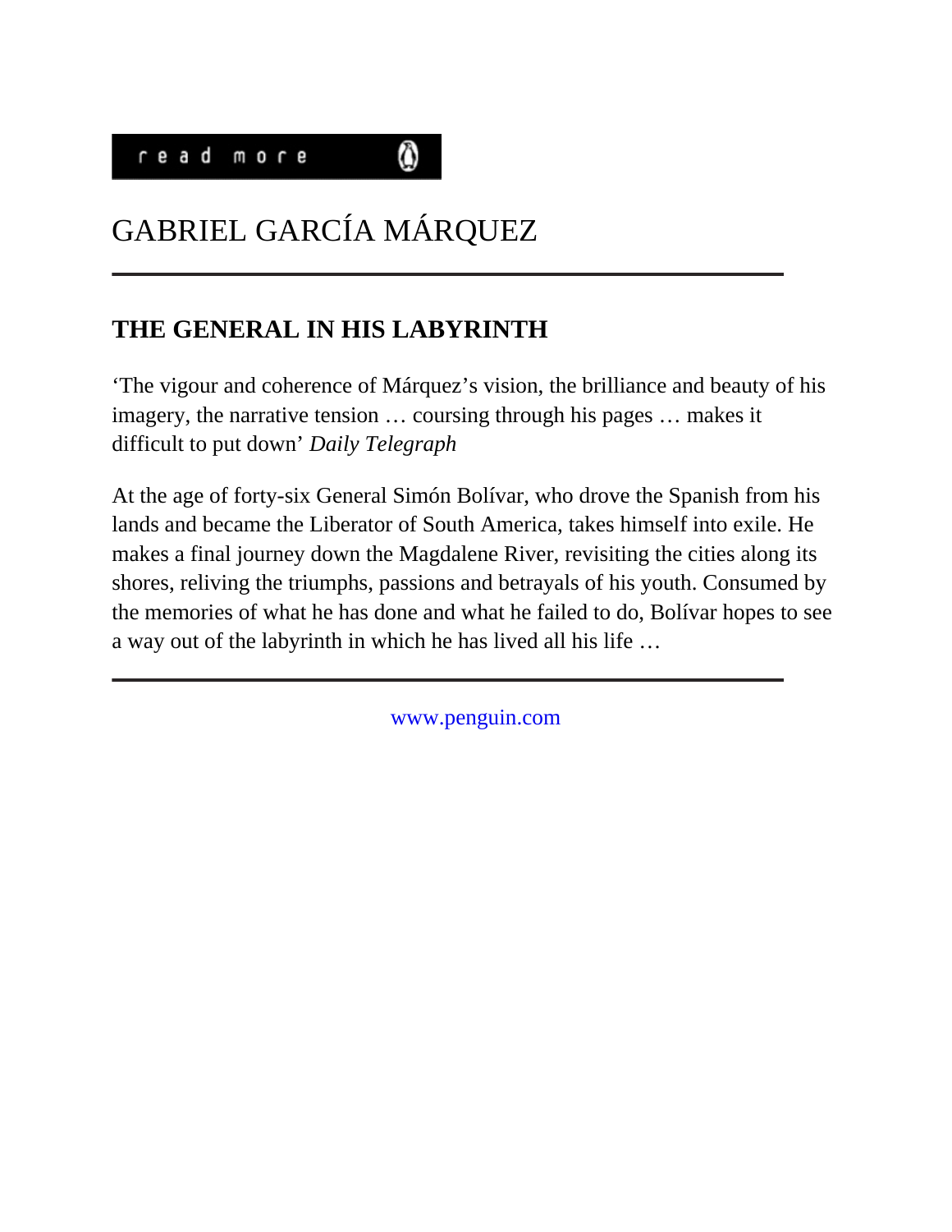read more

# GABRIEL GARCÍA MÁRQUEZ

## THE GENERAL IN HIS LABYRINTH

‘The vigour and coherence of Márquez’s vision, the brilliance and beauty of his imagery, the narrative tension … coursing through his pages … makes it difficult to put down’ *Daily Telegraph*

At the age of forty-six General Simón Bolívar, who drove the Spanish from his lands and became the Liberator of South America, takes himself into exile. He makes a final journey down the Magdalene River, revisiting the cities along its shores, reliving the triumphs, passions and betrayals of his youth. Consumed by the memories of what he has done and what he failed to do, Bolívar hopes to see a way out of the labyrinth in which he has lived all his life …

www.penguin.com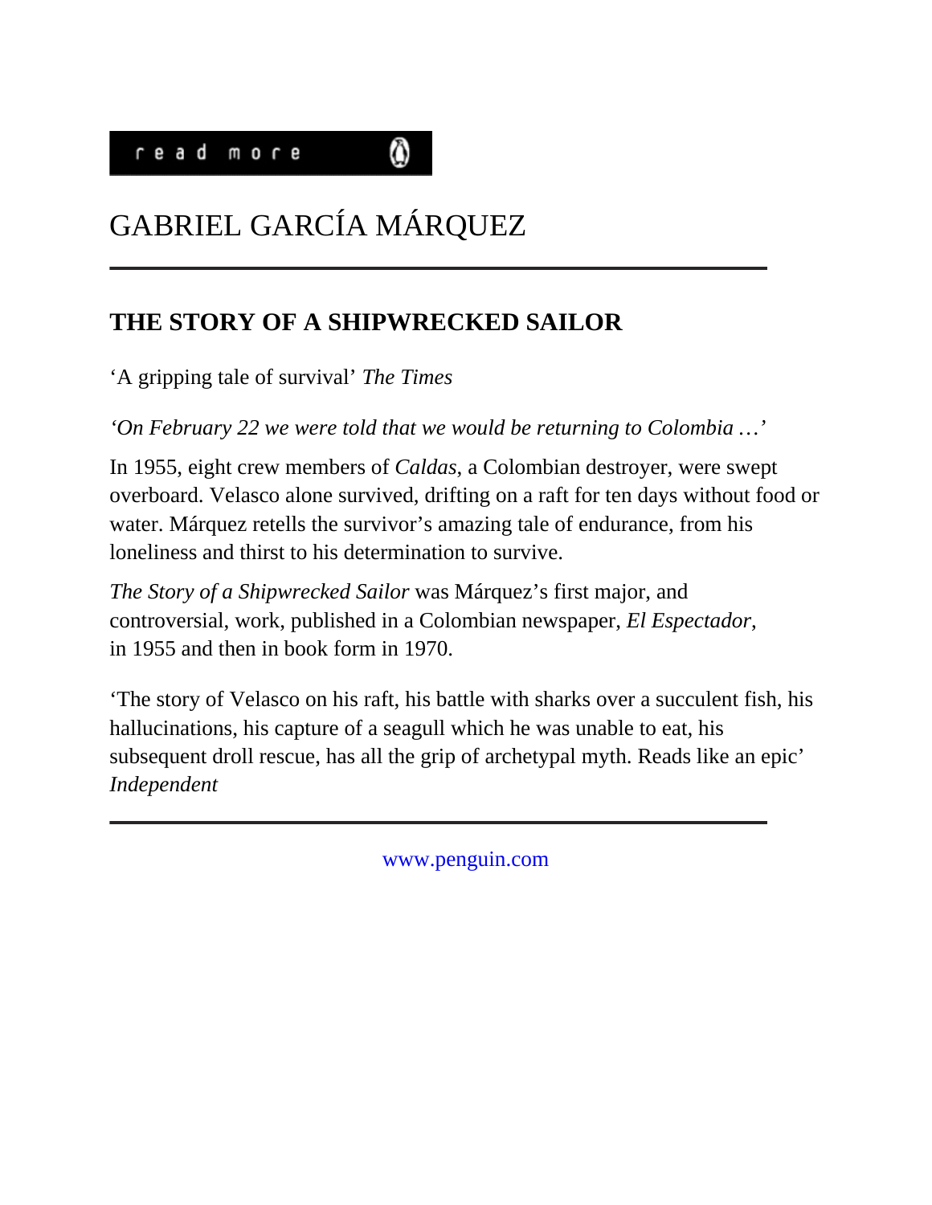read more

# GABRIEL GARCÍA MÁRQUEZ

---

## THE STORY OF A SHIPWRECKED SAILOR

‘A gripping tale of survival’ *The Times*

*‘On February 22 we were told that we would be returning to Colombia …’*

In 1955, eight crew members of *Caldas*, a Colombian destroyer, were swept overboard. Velasco alone survived, drifting on a raft for ten days without food or water. Márquez retells the survivor’s amazing tale of endurance, from his loneliness and thirst to his determination to survive.

*The Story of a Shipwrecked Sailor* was Márquez’s first major, and controversial, work, published in a Colombian newspaper, *El Espectador*, in 1955 and then in book form in 1970.

‘The story of Velasco on his raft, his battle with sharks over a succulent fish, his hallucinations, his capture of a seagull which he was unable to eat, his subsequent droll rescue, has all the grip of archetypal myth. Reads like an epic’ *Independent*

---

www.penguin.com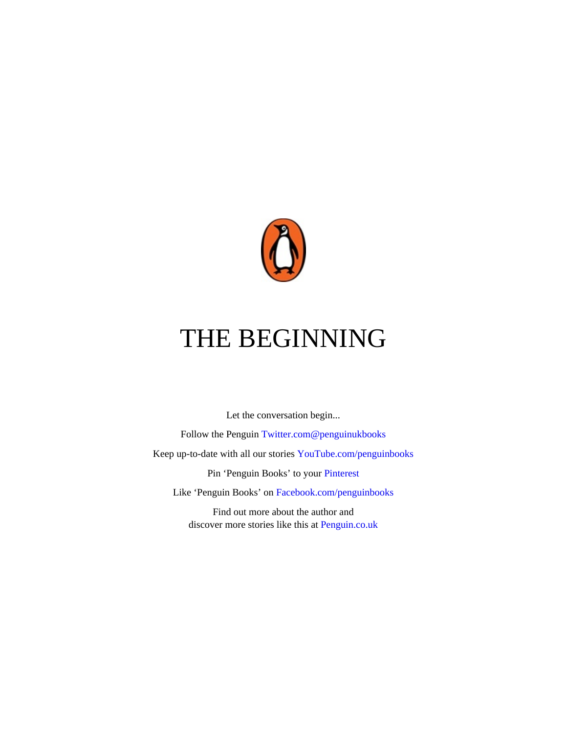# THE BEGINNING

Let the conversation begin...

Follow the Penguin Twitter.com@penguinukbooks

Keep up-to-date with all our stories YouTube.com/penguinbooks

Pin ‘Penguin Books’ to your Pinterest

Like ‘Penguin Books’ on Facebook.com/penguinbooks

Find out more about the author and
discover more stories like this at Penguin.co.uk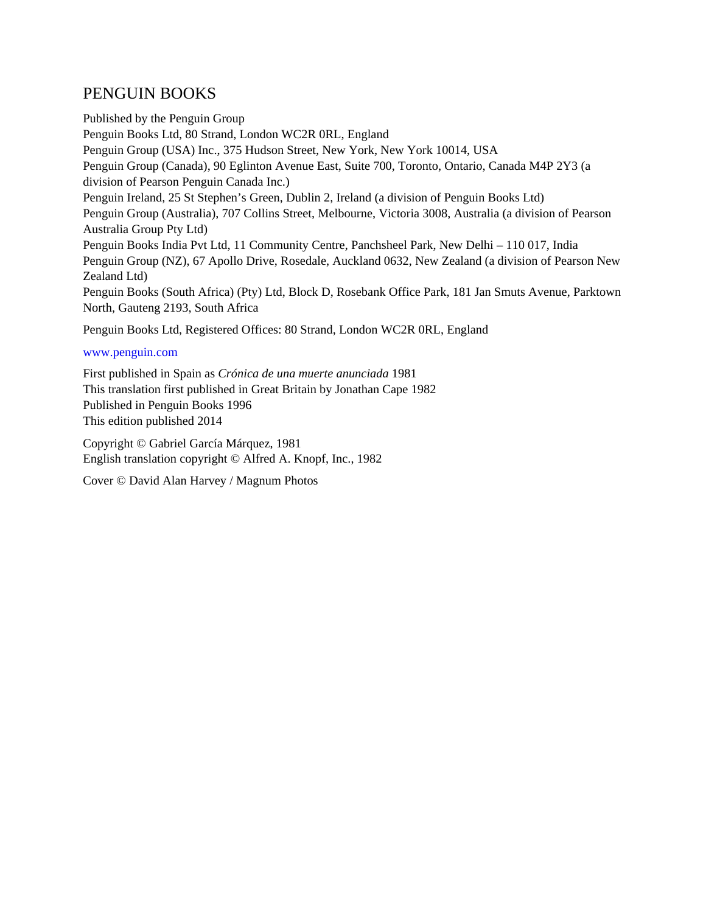# PENGUIN BOOKS

Published by the Penguin Group
Penguin Books Ltd, 80 Strand, London WC2R 0RL, England
Penguin Group (USA) Inc., 375 Hudson Street, New York, New York 10014, USA
Penguin Group (Canada), 90 Eglinton Avenue East, Suite 700, Toronto, Ontario, Canada M4P 2Y3 (a division of Pearson Penguin Canada Inc.)
Penguin Ireland, 25 St Stephen's Green, Dublin 2, Ireland (a division of Penguin Books Ltd)
Penguin Group (Australia), 707 Collins Street, Melbourne, Victoria 3008, Australia (a division of Pearson Australia Group Pty Ltd)
Penguin Books India Pvt Ltd, 11 Community Centre, Panchsheel Park, New Delhi – 110 017, India
Penguin Group (NZ), 67 Apollo Drive, Rosedale, Auckland 0632, New Zealand (a division of Pearson New Zealand Ltd)
Penguin Books (South Africa) (Pty) Ltd, Block D, Rosebank Office Park, 181 Jan Smuts Avenue, Parktown North, Gauteng 2193, South Africa

Penguin Books Ltd, Registered Offices: 80 Strand, London WC2R 0RL, England

www.penguin.com

First published in Spain as *Crónica de una muerte anunciada* 1981
This translation first published in Great Britain by Jonathan Cape 1982
Published in Penguin Books 1996
This edition published 2014

Copyright © Gabriel García Márquez, 1981
English translation copyright © Alfred A. Knopf, Inc., 1982

Cover © David Alan Harvey / Magnum Photos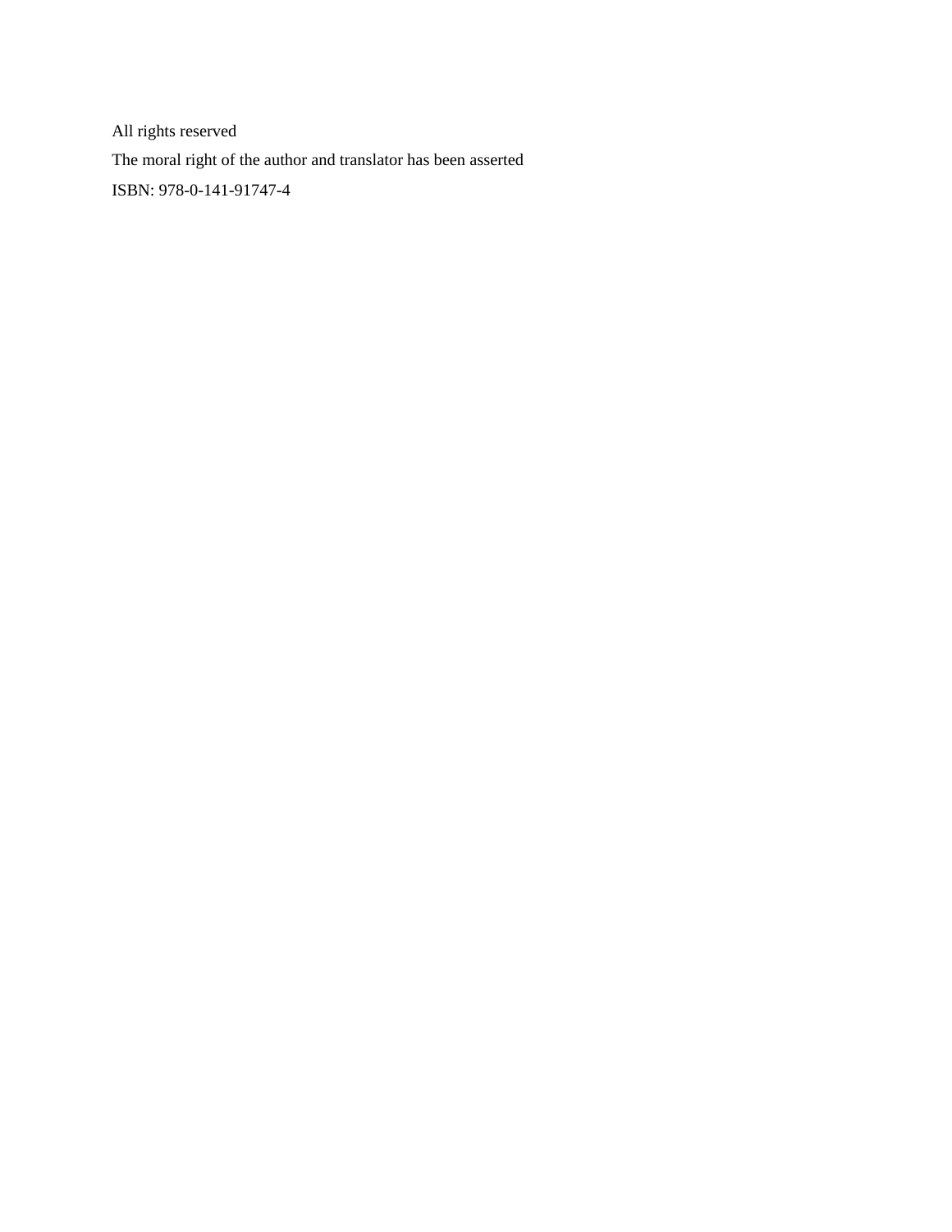All rights reserved

The moral right of the author and translator has been asserted

ISBN: 978-0-141-91747-4